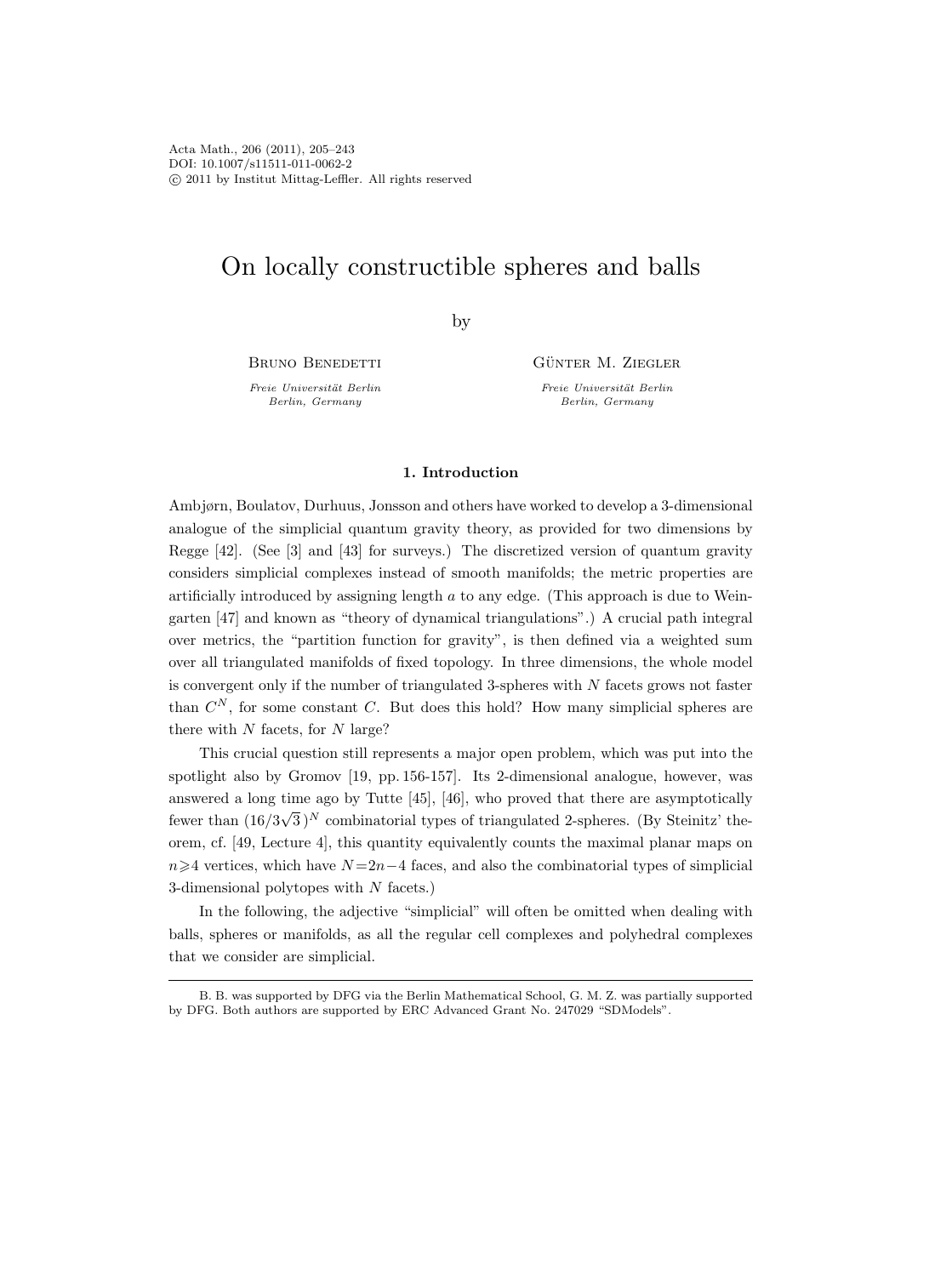# On locally constructible spheres and balls

by

Bruno Benedetti

*Freie Universität Berlin*
*Berlin, Germany*

Günter M. Ziegler

*Freie Universität Berlin*
*Berlin, Germany*

## 1. Introduction

Ambjørn, Boulatov, Durhuus, Jonsson and others have worked to develop a 3-dimensional analogue of the simplicial quantum gravity theory, as provided for two dimensions by Regge [42]. (See [3] and [43] for surveys.) The discretized version of quantum gravity considers simplicial complexes instead of smooth manifolds; the metric properties are artificially introduced by assigning length $a$ to any edge. (This approach is due to Weingarten [47] and known as "theory of dynamical triangulations".) A crucial path integral over metrics, the "partition function for gravity", is then defined via a weighted sum over all triangulated manifolds of fixed topology. In three dimensions, the whole model is convergent only if the number of triangulated 3-spheres with $N$ facets grows not faster than $C^N$, for some constant $C$. But does this hold? How many simplicial spheres are there with $N$ facets, for $N$ large?

This crucial question still represents a major open problem, which was put into the spotlight also by Gromov [19, pp. 156-157]. Its 2-dimensional analogue, however, was answered a long time ago by Tutte [45], [46], who proved that there are asymptotically fewer than $(16/3\sqrt{3})^N$ combinatorial types of triangulated 2-spheres. (By Steinitz' theorem, cf. [49, Lecture 4], this quantity equivalently counts the maximal planar maps on $n \geqslant 4$ vertices, which have $N = 2n - 4$ faces, and also the combinatorial types of simplicial 3-dimensional polytopes with $N$ facets.)

In the following, the adjective "simplicial" will often be omitted when dealing with balls, spheres or manifolds, as all the regular cell complexes and polyhedral complexes that we consider are simplicial.

B. B. was supported by DFG via the Berlin Mathematical School, G. M. Z. was partially supported by DFG. Both authors are supported by ERC Advanced Grant No. 247029 "SDModels".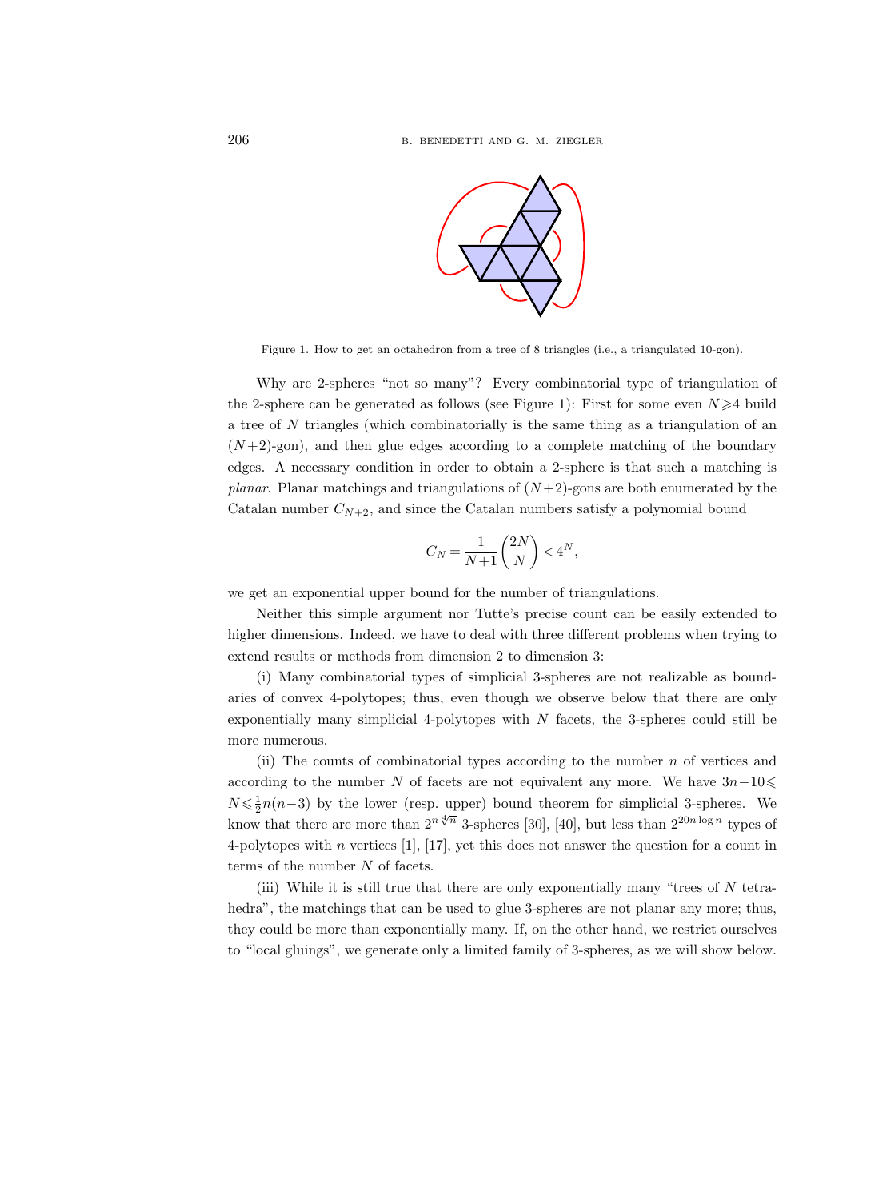Figure 1. How to get an octahedron from a tree of 8 triangles (i.e., a triangulated 10-gon).

Why are 2-spheres "not so many"? Every combinatorial type of triangulation of the 2-sphere can be generated as follows (see Figure 1): First for some even $N \geqslant 4$ build a tree of $N$ triangles (which combinatorially is the same thing as a triangulation of an $(N+2)$-gon), and then glue edges according to a complete matching of the boundary edges. A necessary condition in order to obtain a 2-sphere is that such a matching is *planar*. Planar matchings and triangulations of $(N+2)$-gons are both enumerated by the Catalan number $C_{N+2}$, and since the Catalan numbers satisfy a polynomial bound

$$C_N = \frac{1}{N+1}\binom{2N}{N} < 4^N,$$

we get an exponential upper bound for the number of triangulations.

Neither this simple argument nor Tutte's precise count can be easily extended to higher dimensions. Indeed, we have to deal with three different problems when trying to extend results or methods from dimension 2 to dimension 3:

(i) Many combinatorial types of simplicial 3-spheres are not realizable as boundaries of convex 4-polytopes; thus, even though we observe below that there are only exponentially many simplicial 4-polytopes with $N$ facets, the 3-spheres could still be more numerous.

(ii) The counts of combinatorial types according to the number $n$ of vertices and according to the number $N$ of facets are not equivalent any more. We have $3n-10 \leqslant N \leqslant \frac{1}{2}n(n-3)$ by the lower (resp. upper) bound theorem for simplicial 3-spheres. We know that there are more than $2^{n\sqrt[4]{n}}$ 3-spheres [30], [40], but less than $2^{20n\log n}$ types of 4-polytopes with $n$ vertices [1], [17], yet this does not answer the question for a count in terms of the number $N$ of facets.

(iii) While it is still true that there are only exponentially many "trees of $N$ tetrahedra", the matchings that can be used to glue 3-spheres are not planar any more; thus, they could be more than exponentially many. If, on the other hand, we restrict ourselves to "local gluings", we generate only a limited family of 3-spheres, as we will show below.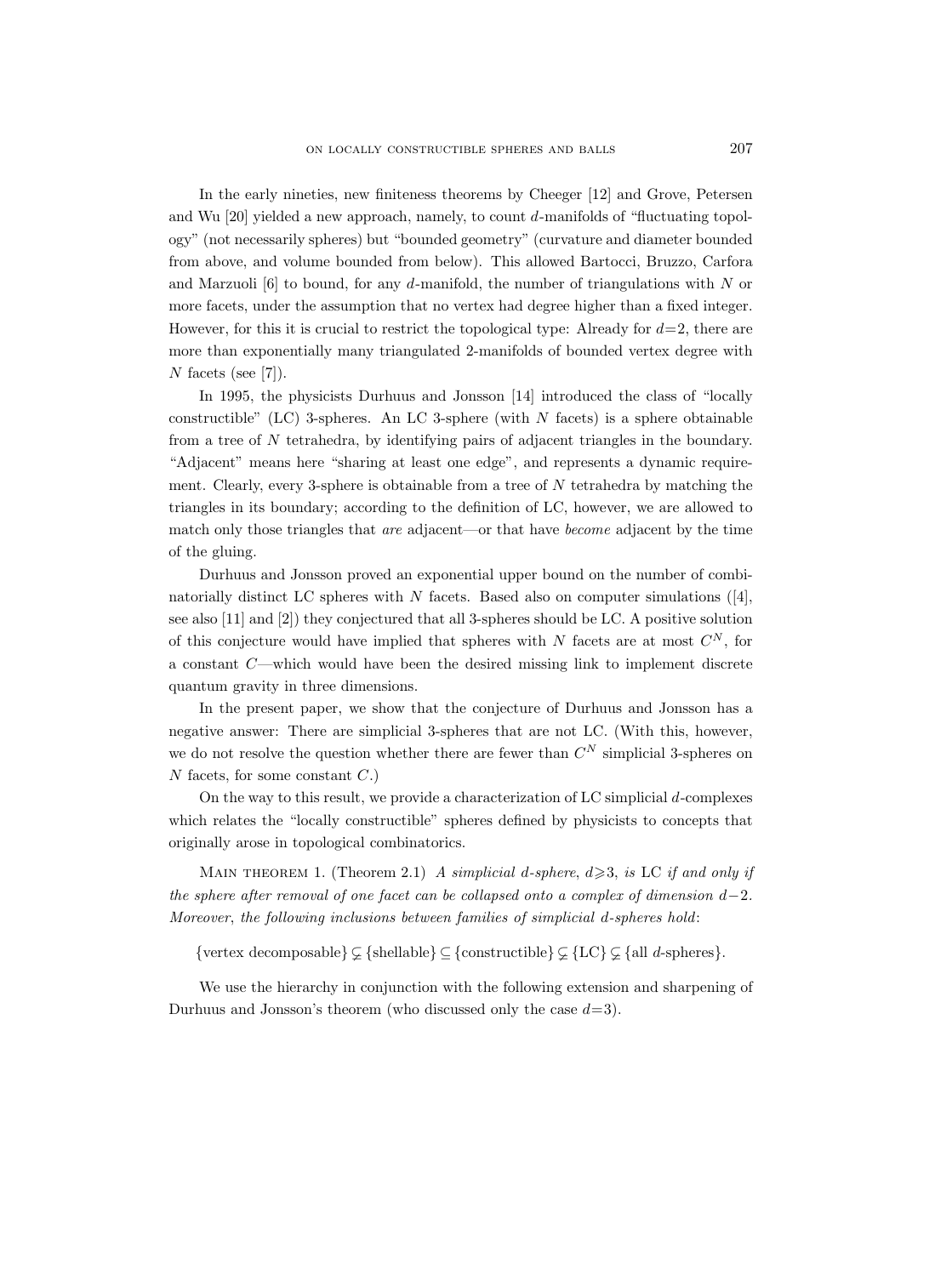In the early nineties, new finiteness theorems by Cheeger [12] and Grove, Petersen and Wu [20] yielded a new approach, namely, to count $d$-manifolds of "fluctuating topology" (not necessarily spheres) but "bounded geometry" (curvature and diameter bounded from above, and volume bounded from below). This allowed Bartocci, Bruzzo, Carfora and Marzuoli [6] to bound, for any $d$-manifold, the number of triangulations with $N$ or more facets, under the assumption that no vertex had degree higher than a fixed integer. However, for this it is crucial to restrict the topological type: Already for $d=2$, there are more than exponentially many triangulated 2-manifolds of bounded vertex degree with $N$ facets (see [7]).

In 1995, the physicists Durhuus and Jonsson [14] introduced the class of "locally constructible" (LC) 3-spheres. An LC 3-sphere (with $N$ facets) is a sphere obtainable from a tree of $N$ tetrahedra, by identifying pairs of adjacent triangles in the boundary. "Adjacent" means here "sharing at least one edge", and represents a dynamic requirement. Clearly, every 3-sphere is obtainable from a tree of $N$ tetrahedra by matching the triangles in its boundary; according to the definition of LC, however, we are allowed to match only those triangles that *are* adjacent—or that have *become* adjacent by the time of the gluing.

Durhuus and Jonsson proved an exponential upper bound on the number of combinatorially distinct LC spheres with $N$ facets. Based also on computer simulations ([4], see also [11] and [2]) they conjectured that all 3-spheres should be LC. A positive solution of this conjecture would have implied that spheres with $N$ facets are at most $C^N$, for a constant $C$—which would have been the desired missing link to implement discrete quantum gravity in three dimensions.

In the present paper, we show that the conjecture of Durhuus and Jonsson has a negative answer: There are simplicial 3-spheres that are not LC. (With this, however, we do not resolve the question whether there are fewer than $C^N$ simplicial 3-spheres on $N$ facets, for some constant $C$.)

On the way to this result, we provide a characterization of LC simplicial $d$-complexes which relates the "locally constructible" spheres defined by physicists to concepts that originally arose in topological combinatorics.

MAIN THEOREM 1. (Theorem 2.1) *A simplicial $d$-sphere, $d \geqslant 3$, is* LC *if and only if the sphere after removal of one facet can be collapsed onto a complex of dimension $d-2$. Moreover, the following inclusions between families of simplicial $d$-spheres hold*:

$$\{\text{vertex decomposable}\} \subsetneq \{\text{shellable}\} \subseteq \{\text{constructible}\} \subsetneq \{\text{LC}\} \subsetneq \{\text{all } d\text{-spheres}\}.$$

We use the hierarchy in conjunction with the following extension and sharpening of Durhuus and Jonsson's theorem (who discussed only the case $d=3$).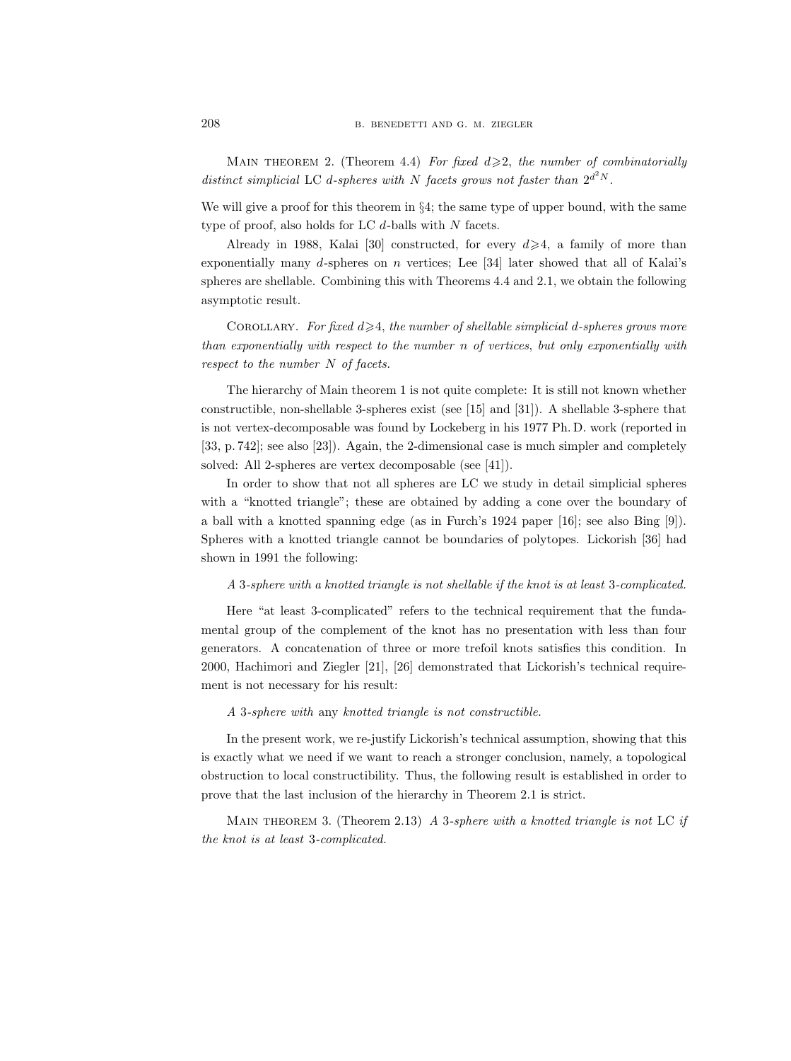Main theorem 2. (Theorem 4.4) *For fixed $d \geqslant 2$, the number of combinatorially distinct simplicial* LC *$d$-spheres with $N$ facets grows not faster than $2^{d^2 N}$.*

We will give a proof for this theorem in §4; the same type of upper bound, with the same type of proof, also holds for LC $d$-balls with $N$ facets.

Already in 1988, Kalai [30] constructed, for every $d \geqslant 4$, a family of more than exponentially many $d$-spheres on $n$ vertices; Lee [34] later showed that all of Kalai's spheres are shellable. Combining this with Theorems 4.4 and 2.1, we obtain the following asymptotic result.

Corollary. *For fixed $d \geqslant 4$, the number of shellable simplicial $d$-spheres grows more than exponentially with respect to the number $n$ of vertices, but only exponentially with respect to the number $N$ of facets.*

The hierarchy of Main theorem 1 is not quite complete: It is still not known whether constructible, non-shellable 3-spheres exist (see [15] and [31]). A shellable 3-sphere that is not vertex-decomposable was found by Lockeberg in his 1977 Ph. D. work (reported in [33, p. 742]; see also [23]). Again, the 2-dimensional case is much simpler and completely solved: All 2-spheres are vertex decomposable (see [41]).

In order to show that not all spheres are LC we study in detail simplicial spheres with a "knotted triangle"; these are obtained by adding a cone over the boundary of a ball with a knotted spanning edge (as in Furch's 1924 paper [16]; see also Bing [9]). Spheres with a knotted triangle cannot be boundaries of polytopes. Lickorish [36] had shown in 1991 the following:

*A 3-sphere with a knotted triangle is not shellable if the knot is at least 3-complicated.*

Here "at least 3-complicated" refers to the technical requirement that the fundamental group of the complement of the knot has no presentation with less than four generators. A concatenation of three or more trefoil knots satisfies this condition. In 2000, Hachimori and Ziegler [21], [26] demonstrated that Lickorish's technical requirement is not necessary for his result:

*A 3-sphere with* any *knotted triangle is not constructible.*

In the present work, we re-justify Lickorish's technical assumption, showing that this is exactly what we need if we want to reach a stronger conclusion, namely, a topological obstruction to local constructibility. Thus, the following result is established in order to prove that the last inclusion of the hierarchy in Theorem 2.1 is strict.

Main theorem 3. (Theorem 2.13) *A 3-sphere with a knotted triangle is not* LC *if the knot is at least 3-complicated.*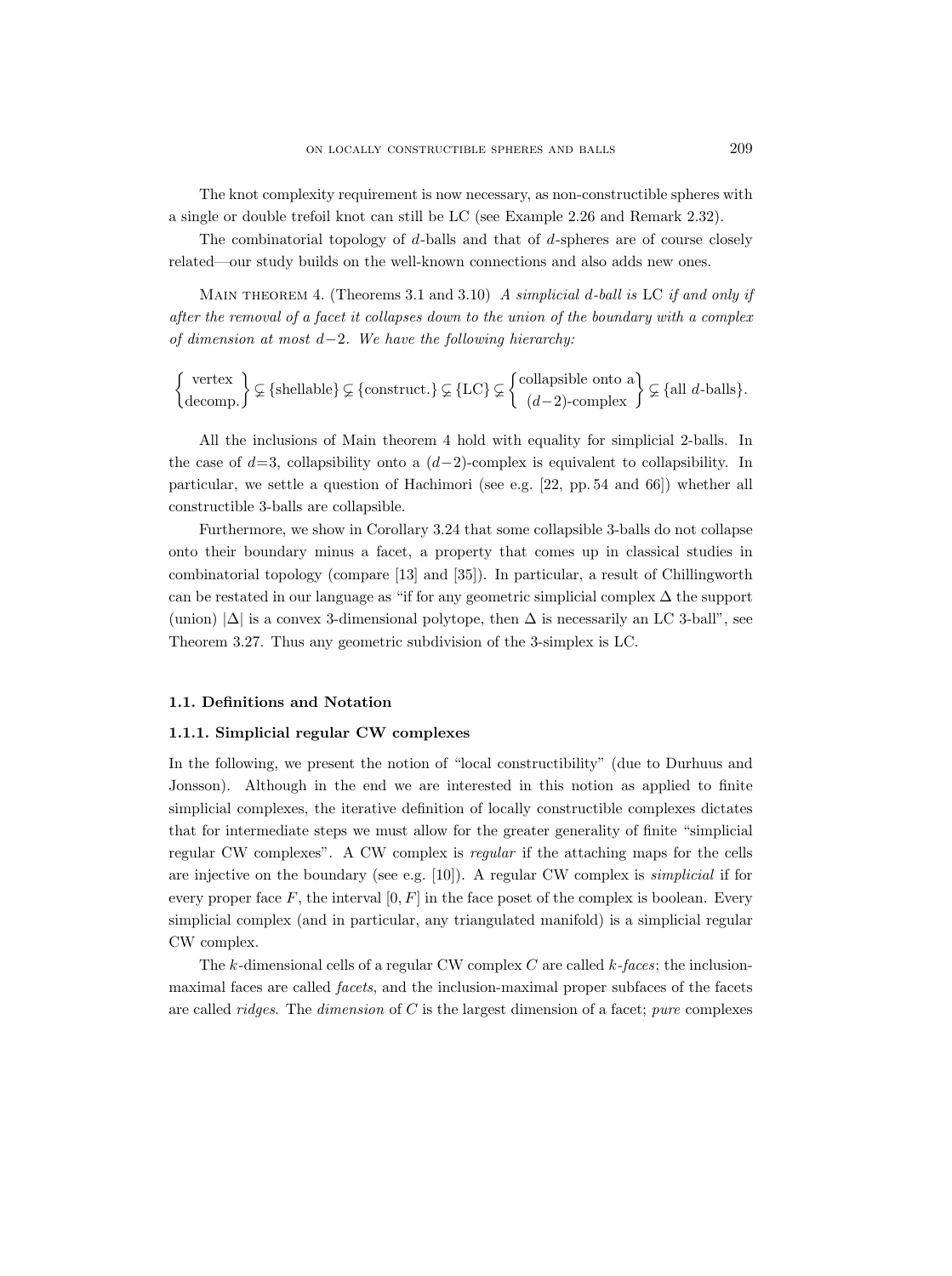The knot complexity requirement is now necessary, as non-constructible spheres with a single or double trefoil knot can still be LC (see Example 2.26 and Remark 2.32).

The combinatorial topology of $d$-balls and that of $d$-spheres are of course closely related—our study builds on the well-known connections and also adds new ones.

Main theorem 4. (Theorems 3.1 and 3.10) *A simplicial $d$-ball is* LC *if and only if after the removal of a facet it collapses down to the union of the boundary with a complex of dimension at most $d-2$. We have the following hierarchy:*

$$\begin{Bmatrix} \text{vertex} \\ \text{decomp.} \end{Bmatrix} \subsetneq \{\text{shellable}\} \subsetneq \{\text{construct.}\} \subsetneq \{\text{LC}\} \subsetneq \begin{Bmatrix} \text{collapsible onto a} \\ (d-2)\text{-complex} \end{Bmatrix} \subsetneq \{\text{all } d\text{-balls}\}.$$

All the inclusions of Main theorem 4 hold with equality for simplicial 2-balls. In the case of $d=3$, collapsibility onto a $(d-2)$-complex is equivalent to collapsibility. In particular, we settle a question of Hachimori (see e.g. [22, pp. 54 and 66]) whether all constructible 3-balls are collapsible.

Furthermore, we show in Corollary 3.24 that some collapsible 3-balls do not collapse onto their boundary minus a facet, a property that comes up in classical studies in combinatorial topology (compare [13] and [35]). In particular, a result of Chillingworth can be restated in our language as "if for any geometric simplicial complex $\Delta$ the support (union) $|\Delta|$ is a convex 3-dimensional polytope, then $\Delta$ is necessarily an LC 3-ball", see Theorem 3.27. Thus any geometric subdivision of the 3-simplex is LC.

### 1.1. Definitions and Notation

#### 1.1.1. Simplicial regular CW complexes

In the following, we present the notion of "local constructibility" (due to Durhuus and Jonsson). Although in the end we are interested in this notion as applied to finite simplicial complexes, the iterative definition of locally constructible complexes dictates that for intermediate steps we must allow for the greater generality of finite "simplicial regular CW complexes". A CW complex is *regular* if the attaching maps for the cells are injective on the boundary (see e.g. [10]). A regular CW complex is *simplicial* if for every proper face $F$, the interval $[0, F]$ in the face poset of the complex is boolean. Every simplicial complex (and in particular, any triangulated manifold) is a simplicial regular CW complex.

The $k$-dimensional cells of a regular CW complex $C$ are called *$k$-faces*; the inclusion-maximal faces are called *facets*, and the inclusion-maximal proper subfaces of the facets are called *ridges*. The *dimension* of $C$ is the largest dimension of a facet; *pure* complexes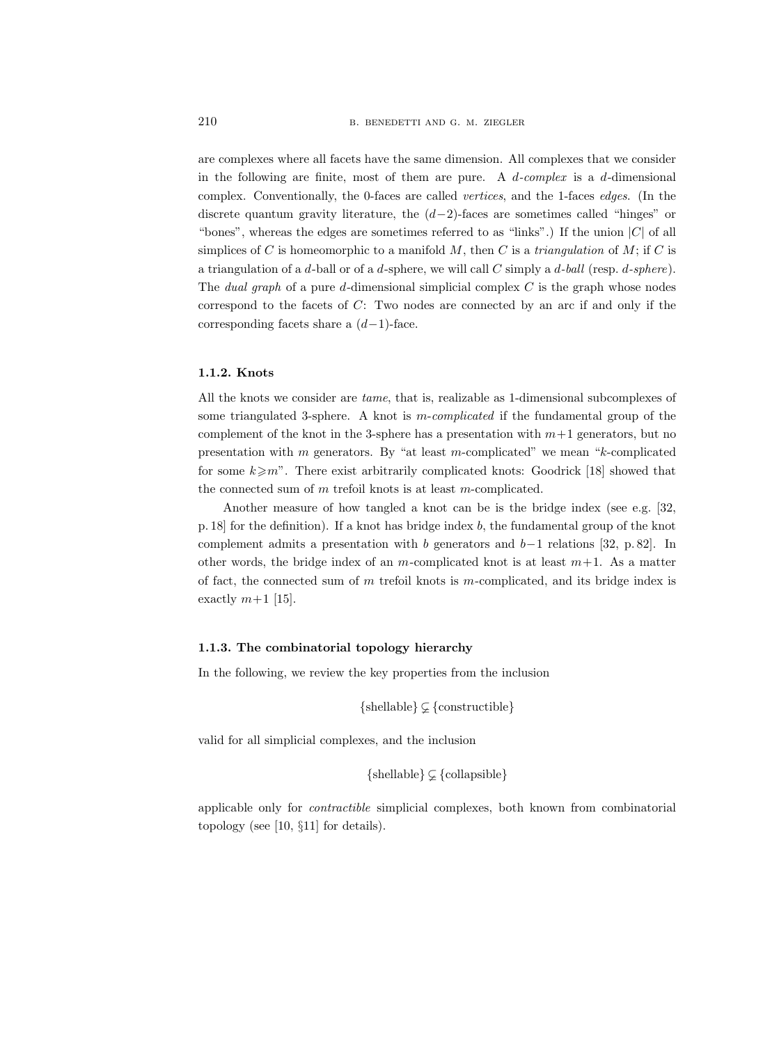are complexes where all facets have the same dimension. All complexes that we consider in the following are finite, most of them are pure. A *$d$-complex* is a $d$-dimensional complex. Conventionally, the 0-faces are called *vertices*, and the 1-faces *edges*. (In the discrete quantum gravity literature, the $(d-2)$-faces are sometimes called "hinges" or "bones", whereas the edges are sometimes referred to as "links".) If the union $|C|$ of all simplices of $C$ is homeomorphic to a manifold $M$, then $C$ is a *triangulation* of $M$; if $C$ is a triangulation of a $d$-ball or of a $d$-sphere, we will call $C$ simply a *$d$-ball* (resp. *$d$-sphere*). The *dual graph* of a pure $d$-dimensional simplicial complex $C$ is the graph whose nodes correspond to the facets of $C$: Two nodes are connected by an arc if and only if the corresponding facets share a $(d-1)$-face.

#### 1.1.2. Knots

All the knots we consider are *tame*, that is, realizable as 1-dimensional subcomplexes of some triangulated 3-sphere. A knot is *$m$-complicated* if the fundamental group of the complement of the knot in the 3-sphere has a presentation with $m+1$ generators, but no presentation with $m$ generators. By "at least $m$-complicated" we mean "$k$-complicated for some $k \geqslant m$". There exist arbitrarily complicated knots: Goodrick [18] showed that the connected sum of $m$ trefoil knots is at least $m$-complicated.

Another measure of how tangled a knot can be is the bridge index (see e.g. [32, p. 18] for the definition). If a knot has bridge index $b$, the fundamental group of the knot complement admits a presentation with $b$ generators and $b-1$ relations [32, p. 82]. In other words, the bridge index of an $m$-complicated knot is at least $m+1$. As a matter of fact, the connected sum of $m$ trefoil knots is $m$-complicated, and its bridge index is exactly $m+1$ [15].

#### 1.1.3. The combinatorial topology hierarchy

In the following, we review the key properties from the inclusion

$$\{\text{shellable}\} \subsetneq \{\text{constructible}\}$$

valid for all simplicial complexes, and the inclusion

$$\{\text{shellable}\} \subsetneq \{\text{collapsible}\}$$

applicable only for *contractible* simplicial complexes, both known from combinatorial topology (see [10, §11] for details).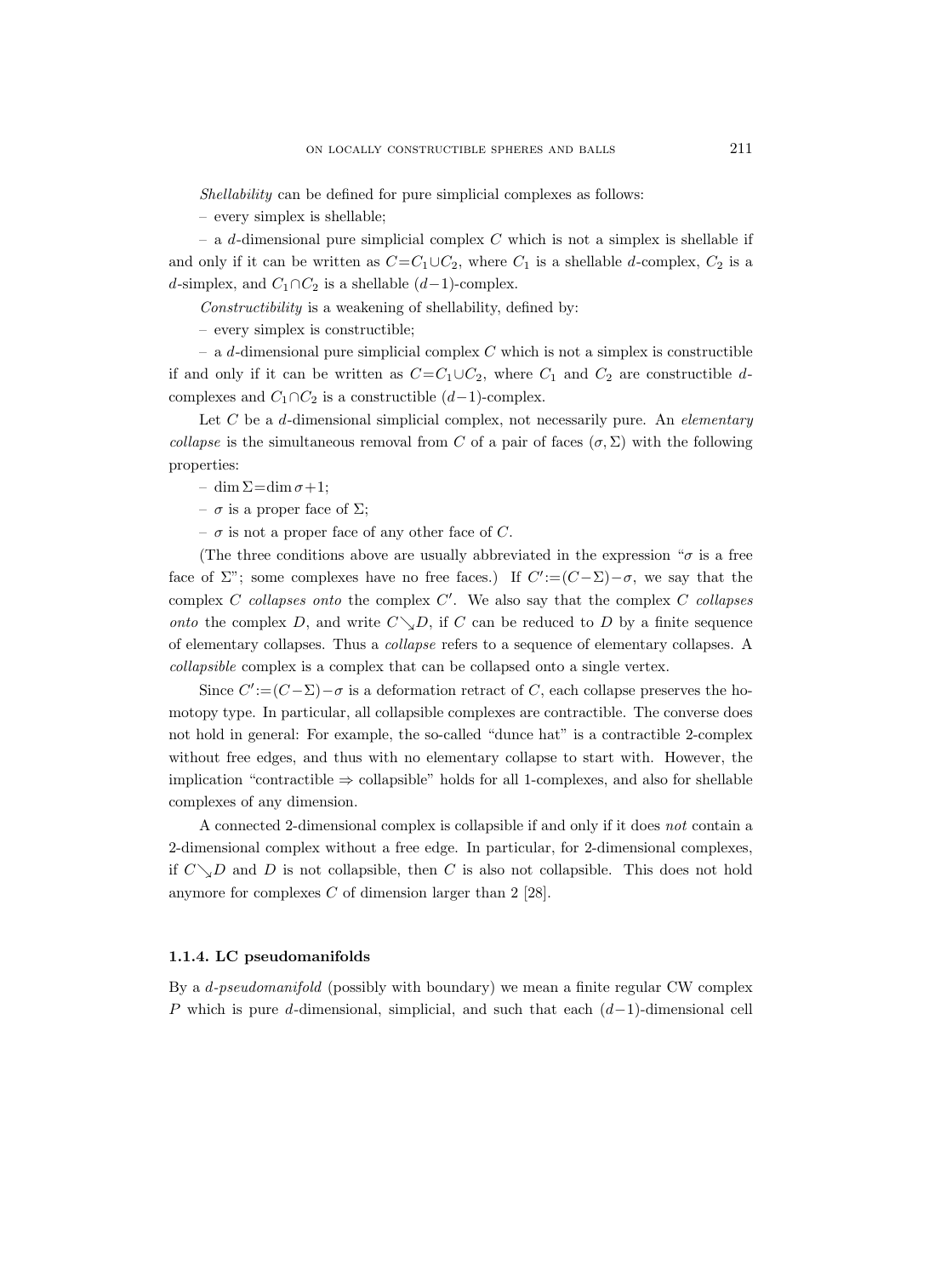*Shellability* can be defined for pure simplicial complexes as follows:

– every simplex is shellable;

– a $d$-dimensional pure simplicial complex $C$ which is not a simplex is shellable if and only if it can be written as $C = C_1 \cup C_2$, where $C_1$ is a shellable $d$-complex, $C_2$ is a $d$-simplex, and $C_1 \cap C_2$ is a shellable $(d-1)$-complex.

*Constructibility* is a weakening of shellability, defined by:

– every simplex is constructible;

– a $d$-dimensional pure simplicial complex $C$ which is not a simplex is constructible if and only if it can be written as $C = C_1 \cup C_2$, where $C_1$ and $C_2$ are constructible $d$-complexes and $C_1 \cap C_2$ is a constructible $(d-1)$-complex.

Let $C$ be a $d$-dimensional simplicial complex, not necessarily pure. An *elementary collapse* is the simultaneous removal from $C$ of a pair of faces $(\sigma, \Sigma)$ with the following properties:

– $\dim \Sigma = \dim \sigma + 1$;

– $\sigma$ is a proper face of $\Sigma$;

– $\sigma$ is not a proper face of any other face of $C$.

(The three conditions above are usually abbreviated in the expression "$\sigma$ is a free face of $\Sigma$"; some complexes have no free faces.) If $C' := (C - \Sigma) - \sigma$, we say that the complex $C$ *collapses onto* the complex $C'$. We also say that the complex $C$ *collapses onto* the complex $D$, and write $C \searrow D$, if $C$ can be reduced to $D$ by a finite sequence of elementary collapses. Thus a *collapse* refers to a sequence of elementary collapses. A *collapsible* complex is a complex that can be collapsed onto a single vertex.

Since $C' := (C - \Sigma) - \sigma$ is a deformation retract of $C$, each collapse preserves the homotopy type. In particular, all collapsible complexes are contractible. The converse does not hold in general: For example, the so-called "dunce hat" is a contractible 2-complex without free edges, and thus with no elementary collapse to start with. However, the implication "contractible $\Rightarrow$ collapsible" holds for all 1-complexes, and also for shellable complexes of any dimension.

A connected 2-dimensional complex is collapsible if and only if it does *not* contain a 2-dimensional complex without a free edge. In particular, for 2-dimensional complexes, if $C \searrow D$ and $D$ is not collapsible, then $C$ is also not collapsible. This does not hold anymore for complexes $C$ of dimension larger than 2 [28].

#### 1.1.4. LC pseudomanifolds

By a *$d$-pseudomanifold* (possibly with boundary) we mean a finite regular CW complex $P$ which is pure $d$-dimensional, simplicial, and such that each $(d-1)$-dimensional cell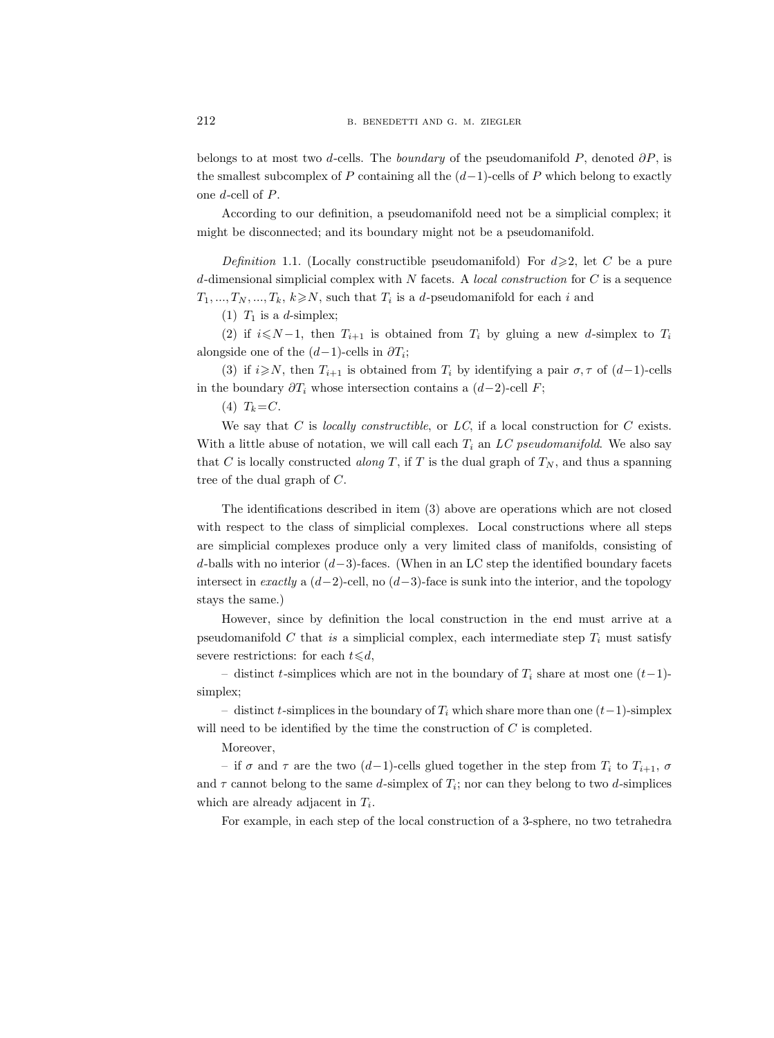belongs to at most two $d$-cells. The *boundary* of the pseudomanifold $P$, denoted $\partial P$, is the smallest subcomplex of $P$ containing all the $(d-1)$-cells of $P$ which belong to exactly one $d$-cell of $P$.

According to our definition, a pseudomanifold need not be a simplicial complex; it might be disconnected; and its boundary might not be a pseudomanifold.

*Definition* 1.1. (Locally constructible pseudomanifold) For $d \geqslant 2$, let $C$ be a pure $d$-dimensional simplicial complex with $N$ facets. A *local construction* for $C$ is a sequence $T_1, ..., T_N, ..., T_k$, $k \geqslant N$, such that $T_i$ is a $d$-pseudomanifold for each $i$ and

(1) $T_1$ is a $d$-simplex;

(2) if $i \leqslant N-1$, then $T_{i+1}$ is obtained from $T_i$ by gluing a new $d$-simplex to $T_i$ alongside one of the $(d-1)$-cells in $\partial T_i$;

(3) if $i \geqslant N$, then $T_{i+1}$ is obtained from $T_i$ by identifying a pair $\sigma, \tau$ of $(d-1)$-cells in the boundary $\partial T_i$ whose intersection contains a $(d-2)$-cell $F$;

(4) $T_k = C$.

We say that $C$ is *locally constructible*, or *LC*, if a local construction for $C$ exists. With a little abuse of notation, we will call each $T_i$ an *LC pseudomanifold*. We also say that $C$ is locally constructed *along* $T$, if $T$ is the dual graph of $T_N$, and thus a spanning tree of the dual graph of $C$.

The identifications described in item (3) above are operations which are not closed with respect to the class of simplicial complexes. Local constructions where all steps are simplicial complexes produce only a very limited class of manifolds, consisting of $d$-balls with no interior $(d-3)$-faces. (When in an LC step the identified boundary facets intersect in *exactly* a $(d-2)$-cell, no $(d-3)$-face is sunk into the interior, and the topology stays the same.)

However, since by definition the local construction in the end must arrive at a pseudomanifold $C$ that *is* a simplicial complex, each intermediate step $T_i$ must satisfy severe restrictions: for each $t \leqslant d$,

– distinct $t$-simplices which are not in the boundary of $T_i$ share at most one $(t-1)$-simplex;

– distinct $t$-simplices in the boundary of $T_i$ which share more than one $(t-1)$-simplex will need to be identified by the time the construction of $C$ is completed.

Moreover,

– if $\sigma$ and $\tau$ are the two $(d-1)$-cells glued together in the step from $T_i$ to $T_{i+1}$, $\sigma$ and $\tau$ cannot belong to the same $d$-simplex of $T_i$; nor can they belong to two $d$-simplices which are already adjacent in $T_i$.

For example, in each step of the local construction of a 3-sphere, no two tetrahedra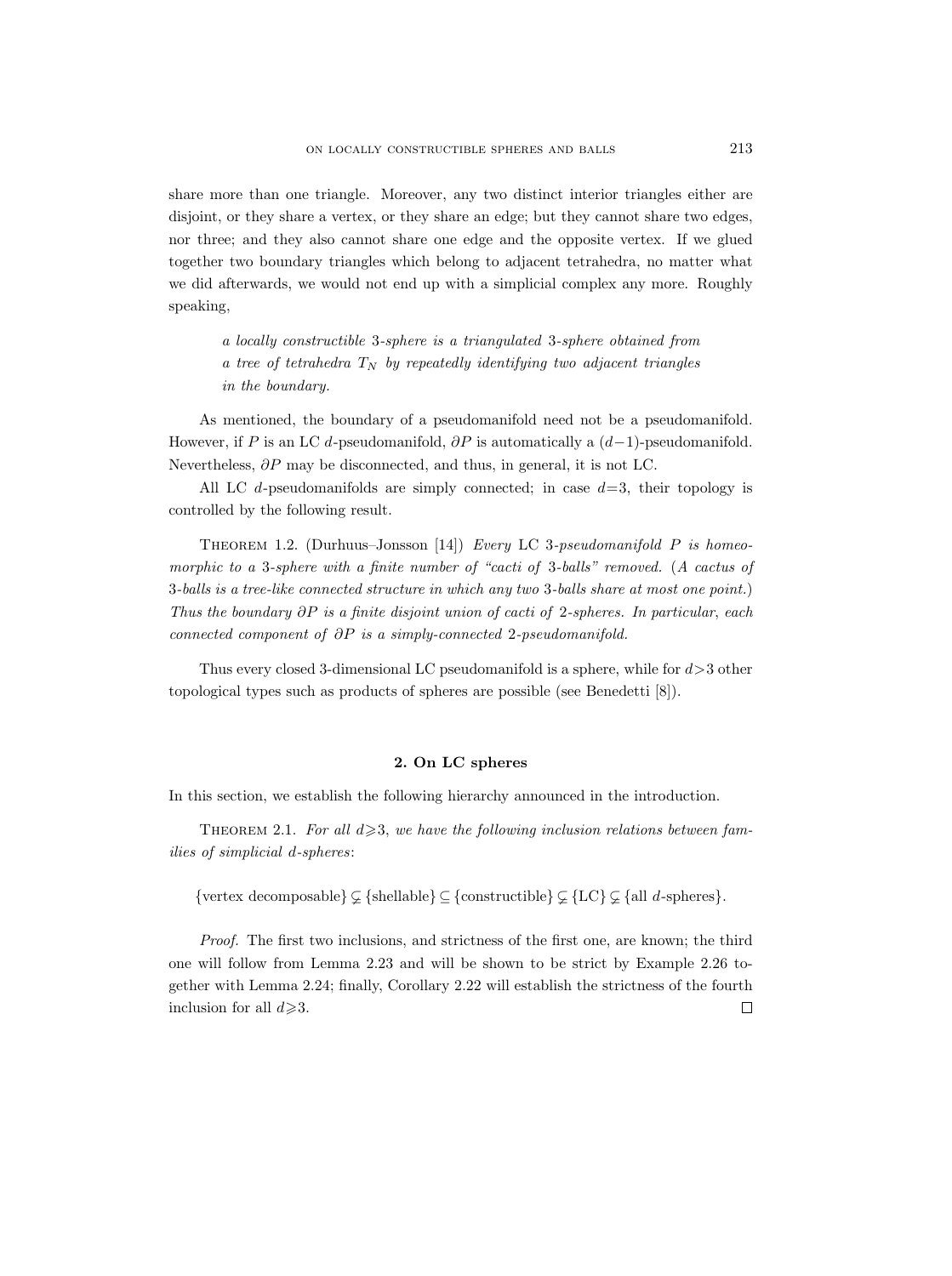share more than one triangle. Moreover, any two distinct interior triangles either are disjoint, or they share a vertex, or they share an edge; but they cannot share two edges, nor three; and they also cannot share one edge and the opposite vertex. If we glued together two boundary triangles which belong to adjacent tetrahedra, no matter what we did afterwards, we would not end up with a simplicial complex any more. Roughly speaking,

> *a locally constructible 3-sphere is a triangulated 3-sphere obtained from a tree of tetrahedra $T_N$ by repeatedly identifying two adjacent triangles in the boundary.*

As mentioned, the boundary of a pseudomanifold need not be a pseudomanifold. However, if $P$ is an LC $d$-pseudomanifold, $\partial P$ is automatically a $(d-1)$-pseudomanifold. Nevertheless, $\partial P$ may be disconnected, and thus, in general, it is not LC.

All LC $d$-pseudomanifolds are simply connected; in case $d=3$, their topology is controlled by the following result.

Theorem 1.2. (Durhuus–Jonsson [14]) *Every* LC *3-pseudomanifold $P$ is homeomorphic to a 3-sphere with a finite number of "cacti of 3-balls" removed. (A cactus of 3-balls is a tree-like connected structure in which any two 3-balls share at most one point.) Thus the boundary $\partial P$ is a finite disjoint union of cacti of 2-spheres. In particular, each connected component of $\partial P$ is a simply-connected 2-pseudomanifold.*

Thus every closed 3-dimensional LC pseudomanifold is a sphere, while for $d>3$ other topological types such as products of spheres are possible (see Benedetti [8]).

## 2. On LC spheres

In this section, we establish the following hierarchy announced in the introduction.

Theorem 2.1. *For all $d \geqslant 3$, we have the following inclusion relations between families of simplicial $d$-spheres*:

$$\{\text{vertex decomposable}\} \subsetneq \{\text{shellable}\} \subseteq \{\text{constructible}\} \subsetneq \{\text{LC}\} \subsetneq \{\text{all } d\text{-spheres}\}.$$

*Proof.* The first two inclusions, and strictness of the first one, are known; the third one will follow from Lemma 2.23 and will be shown to be strict by Example 2.26 together with Lemma 2.24; finally, Corollary 2.22 will establish the strictness of the fourth inclusion for all $d \geqslant 3$. $\square$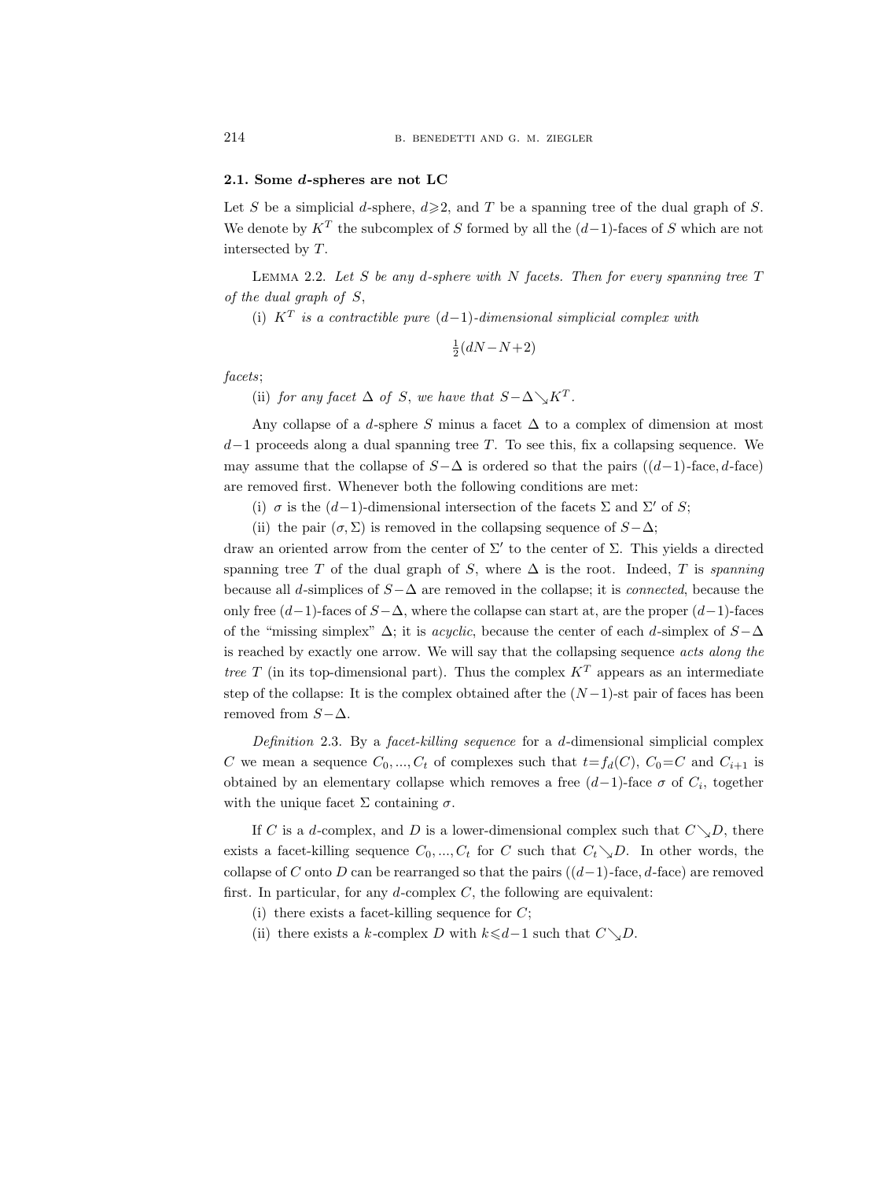### 2.1. Some $d$-spheres are not LC

Let $S$ be a simplicial $d$-sphere, $d \geqslant 2$, and $T$ be a spanning tree of the dual graph of $S$. We denote by $K^T$ the subcomplex of $S$ formed by all the $(d-1)$-faces of $S$ which are not intersected by $T$.

Lemma 2.2. *Let $S$ be any $d$-sphere with $N$ facets. Then for every spanning tree $T$ of the dual graph of $S$,*

(i) *$K^T$ is a contractible pure $(d-1)$-dimensional simplicial complex with*

$$\tfrac{1}{2}(dN - N + 2)$$

*facets*;

(ii) *for any facet $\Delta$ of $S$, we have that $S - \Delta \searrow K^T$.*

Any collapse of a $d$-sphere $S$ minus a facet $\Delta$ to a complex of dimension at most $d-1$ proceeds along a dual spanning tree $T$. To see this, fix a collapsing sequence. We may assume that the collapse of $S - \Delta$ is ordered so that the pairs $((d-1)\text{-face}, d\text{-face})$ are removed first. Whenever both the following conditions are met:

(i) $\sigma$ is the $(d-1)$-dimensional intersection of the facets $\Sigma$ and $\Sigma'$ of $S$;

(ii) the pair $(\sigma, \Sigma)$ is removed in the collapsing sequence of $S - \Delta$;

draw an oriented arrow from the center of $\Sigma'$ to the center of $\Sigma$. This yields a directed spanning tree $T$ of the dual graph of $S$, where $\Delta$ is the root. Indeed, $T$ is *spanning* because all $d$-simplices of $S - \Delta$ are removed in the collapse; it is *connected*, because the only free $(d-1)$-faces of $S - \Delta$, where the collapse can start at, are the proper $(d-1)$-faces of the "missing simplex" $\Delta$; it is *acyclic*, because the center of each $d$-simplex of $S - \Delta$ is reached by exactly one arrow. We will say that the collapsing sequence *acts along the tree* $T$ (in its top-dimensional part). Thus the complex $K^T$ appears as an intermediate step of the collapse: It is the complex obtained after the $(N-1)$-st pair of faces has been removed from $S - \Delta$.

*Definition* 2.3. By a *facet-killing sequence* for a $d$-dimensional simplicial complex $C$ we mean a sequence $C_0, ..., C_t$ of complexes such that $t = f_d(C)$, $C_0 = C$ and $C_{i+1}$ is obtained by an elementary collapse which removes a free $(d-1)$-face $\sigma$ of $C_i$, together with the unique facet $\Sigma$ containing $\sigma$.

If $C$ is a $d$-complex, and $D$ is a lower-dimensional complex such that $C \searrow D$, there exists a facet-killing sequence $C_0, ..., C_t$ for $C$ such that $C_t \searrow D$. In other words, the collapse of $C$ onto $D$ can be rearranged so that the pairs $((d-1)\text{-face}, d\text{-face})$ are removed first. In particular, for any $d$-complex $C$, the following are equivalent:

(i) there exists a facet-killing sequence for $C$;

(ii) there exists a $k$-complex $D$ with $k \leqslant d-1$ such that $C \searrow D$.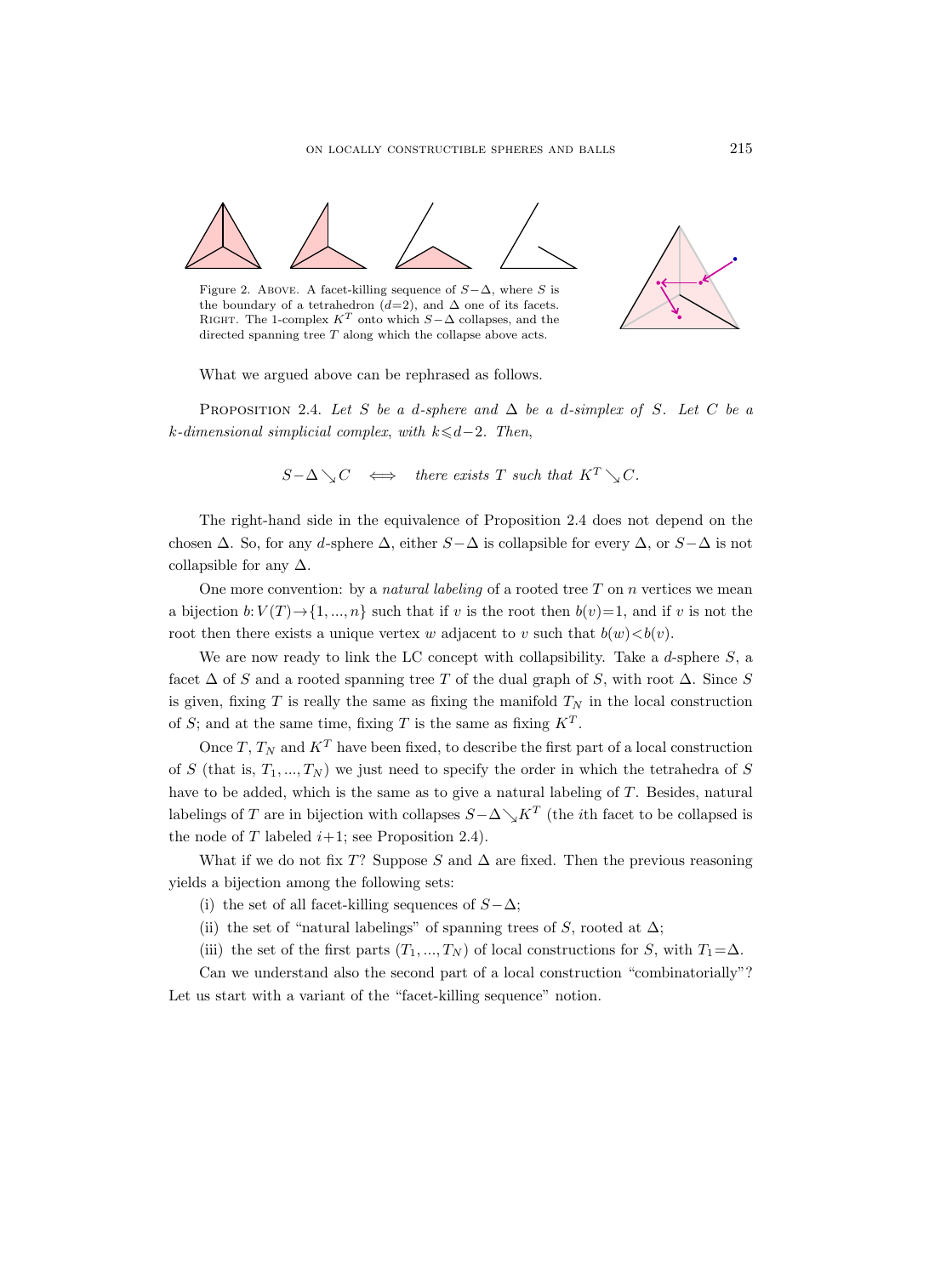Figure 2. Above. A facet-killing sequence of $S-\Delta$, where $S$ is the boundary of a tetrahedron ($d$=2), and $\Delta$ one of its facets. Right. The 1-complex $K^T$ onto which $S-\Delta$ collapses, and the directed spanning tree $T$ along which the collapse above acts.

What we argued above can be rephrased as follows.

Proposition 2.4. *Let $S$ be a $d$-sphere and $\Delta$ be a $d$-simplex of $S$. Let $C$ be a $k$-dimensional simplicial complex, with $k \leqslant d-2$. Then,*

$$S-\Delta \searrow C \quad \Longleftrightarrow \quad \textit{there exists } T \textit{ such that } K^T \searrow C.$$

The right-hand side in the equivalence of Proposition 2.4 does not depend on the chosen $\Delta$. So, for any $d$-sphere $\Delta$, either $S-\Delta$ is collapsible for every $\Delta$, or $S-\Delta$ is not collapsible for any $\Delta$.

One more convention: by a *natural labeling* of a rooted tree $T$ on $n$ vertices we mean a bijection $b: V(T) \to \{1, ..., n\}$ such that if $v$ is the root then $b(v)=1$, and if $v$ is not the root then there exists a unique vertex $w$ adjacent to $v$ such that $b(w)<b(v)$.

We are now ready to link the LC concept with collapsibility. Take a $d$-sphere $S$, a facet $\Delta$ of $S$ and a rooted spanning tree $T$ of the dual graph of $S$, with root $\Delta$. Since $S$ is given, fixing $T$ is really the same as fixing the manifold $T_N$ in the local construction of $S$; and at the same time, fixing $T$ is the same as fixing $K^T$.

Once $T$, $T_N$ and $K^T$ have been fixed, to describe the first part of a local construction of $S$ (that is, $T_1, ..., T_N$) we just need to specify the order in which the tetrahedra of $S$ have to be added, which is the same as to give a natural labeling of $T$. Besides, natural labelings of $T$ are in bijection with collapses $S-\Delta \searrow K^T$ (the $i$th facet to be collapsed is the node of $T$ labeled $i+1$; see Proposition 2.4).

What if we do not fix $T$? Suppose $S$ and $\Delta$ are fixed. Then the previous reasoning yields a bijection among the following sets:

(i) the set of all facet-killing sequences of $S-\Delta$;

(ii) the set of "natural labelings" of spanning trees of $S$, rooted at $\Delta$;

(iii) the set of the first parts $(T_1, ..., T_N)$ of local constructions for $S$, with $T_1=\Delta$.

Can we understand also the second part of a local construction "combinatorially"? Let us start with a variant of the "facet-killing sequence" notion.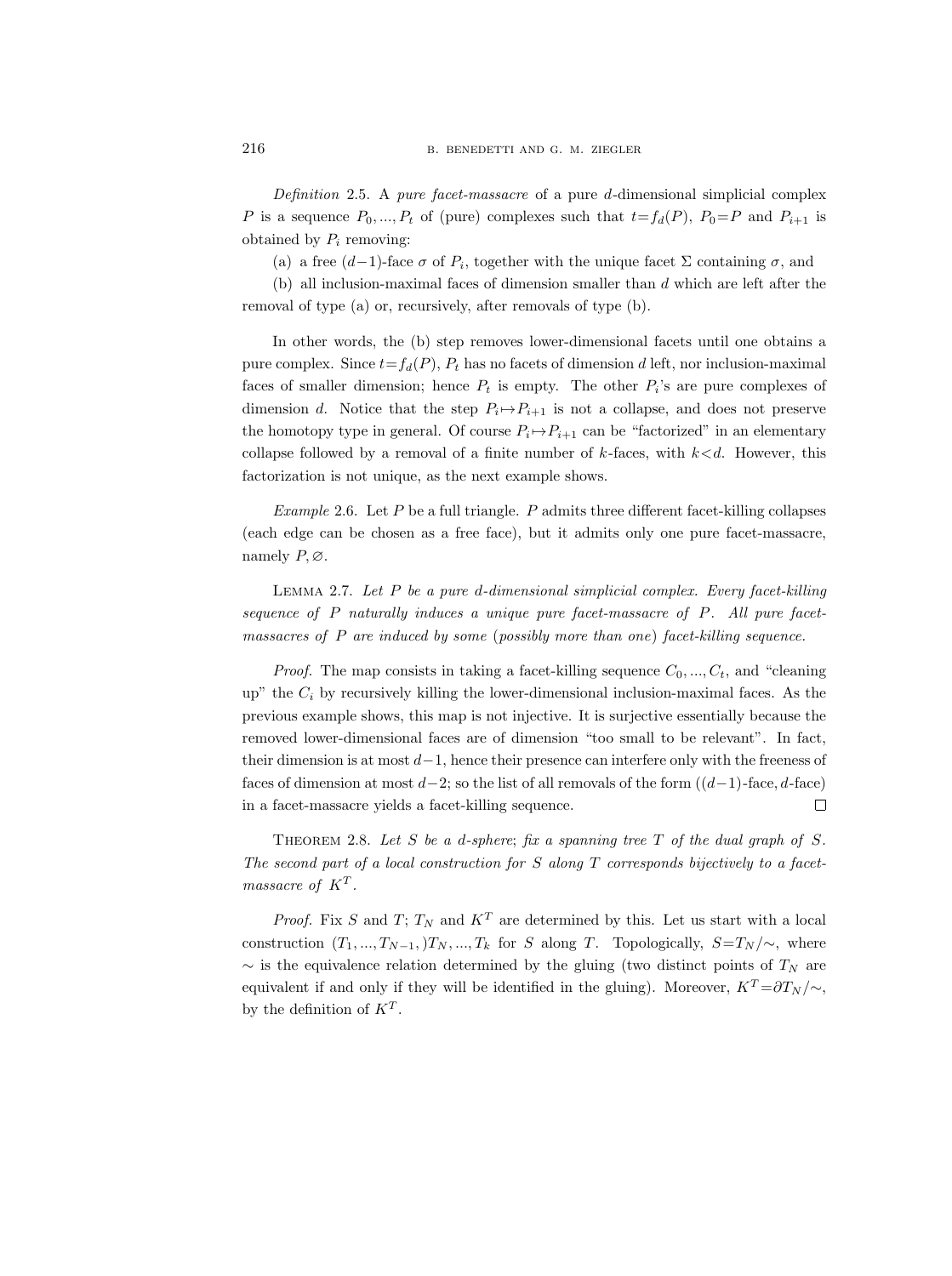*Definition* 2.5. A *pure facet-massacre* of a pure $d$-dimensional simplicial complex $P$ is a sequence $P_0, ..., P_t$ of (pure) complexes such that $t = f_d(P)$, $P_0 = P$ and $P_{i+1}$ is obtained by $P_i$ removing:

(a) a free $(d-1)$-face $\sigma$ of $P_i$, together with the unique facet $\Sigma$ containing $\sigma$, and

(b) all inclusion-maximal faces of dimension smaller than $d$ which are left after the removal of type (a) or, recursively, after removals of type (b).

In other words, the (b) step removes lower-dimensional facets until one obtains a pure complex. Since $t = f_d(P)$, $P_t$ has no facets of dimension $d$ left, nor inclusion-maximal faces of smaller dimension; hence $P_t$ is empty. The other $P_i$'s are pure complexes of dimension $d$. Notice that the step $P_i \mapsto P_{i+1}$ is not a collapse, and does not preserve the homotopy type in general. Of course $P_i \mapsto P_{i+1}$ can be "factorized" in an elementary collapse followed by a removal of a finite number of $k$-faces, with $k < d$. However, this factorization is not unique, as the next example shows.

*Example* 2.6. Let $P$ be a full triangle. $P$ admits three different facet-killing collapses (each edge can be chosen as a free face), but it admits only one pure facet-massacre, namely $P, \varnothing$.

LEMMA 2.7. *Let $P$ be a pure $d$-dimensional simplicial complex. Every facet-killing sequence of $P$ naturally induces a unique pure facet-massacre of $P$. All pure facet-massacres of $P$ are induced by some (possibly more than one) facet-killing sequence.*

*Proof.* The map consists in taking a facet-killing sequence $C_0, ..., C_t$, and "cleaning up" the $C_i$ by recursively killing the lower-dimensional inclusion-maximal faces. As the previous example shows, this map is not injective. It is surjective essentially because the removed lower-dimensional faces are of dimension "too small to be relevant". In fact, their dimension is at most $d-1$, hence their presence can interfere only with the freeness of faces of dimension at most $d-2$; so the list of all removals of the form $((d-1)\text{-face}, d\text{-face})$ in a facet-massacre yields a facet-killing sequence. $\square$

THEOREM 2.8. *Let $S$ be a $d$-sphere; fix a spanning tree $T$ of the dual graph of $S$. The second part of a local construction for $S$ along $T$ corresponds bijectively to a facet-massacre of $K^T$.*

*Proof.* Fix $S$ and $T$; $T_N$ and $K^T$ are determined by this. Let us start with a local construction $(T_1, ..., T_{N-1},) T_N, ..., T_k$ for $S$ along $T$. Topologically, $S = T_N/\sim$, where $\sim$ is the equivalence relation determined by the gluing (two distinct points of $T_N$ are equivalent if and only if they will be identified in the gluing). Moreover, $K^T = \partial T_N/\sim$, by the definition of $K^T$.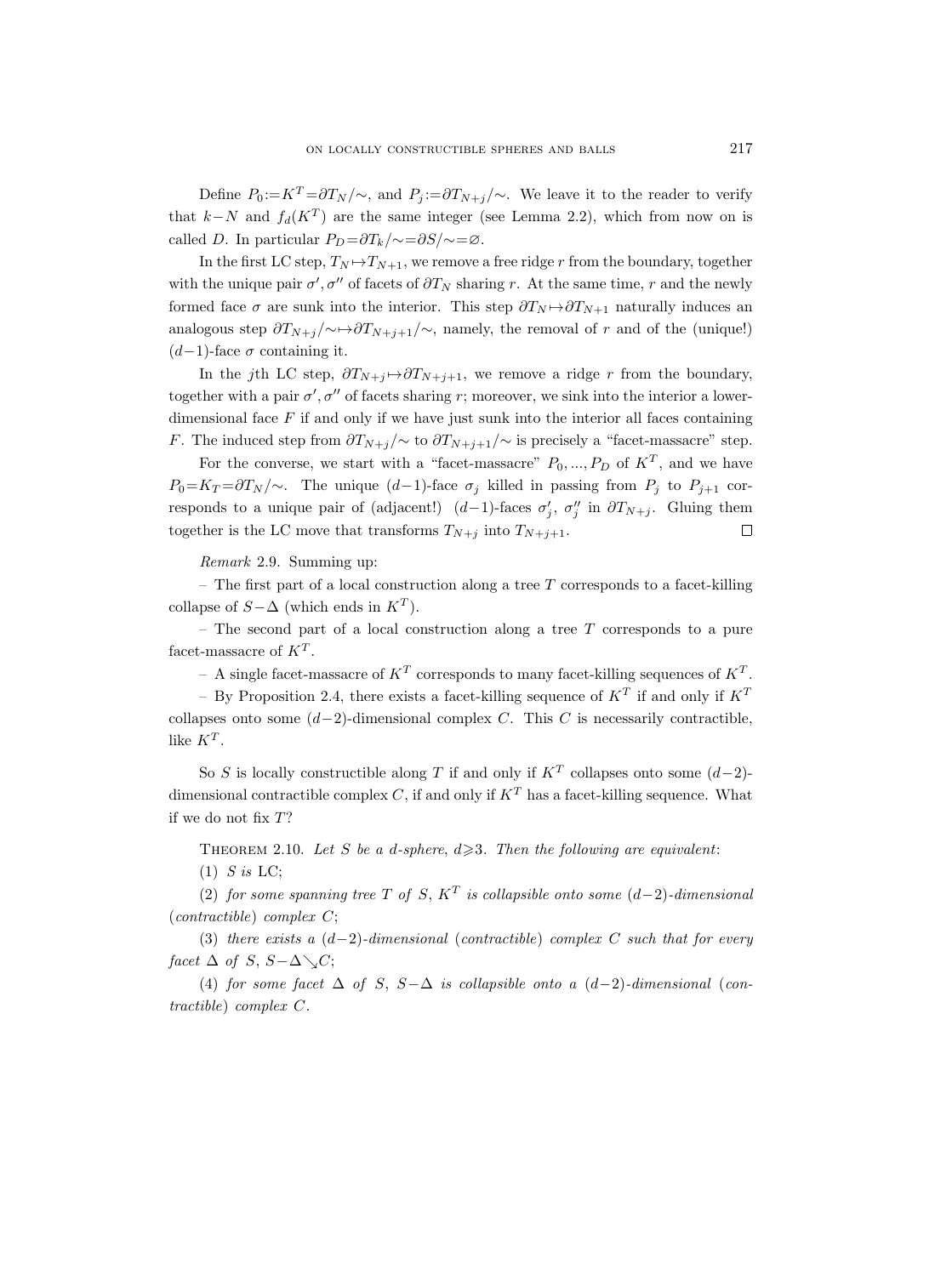Define $P_0 := K^T = \partial T_N/\sim$, and $P_j := \partial T_{N+j}/\sim$. We leave it to the reader to verify that $k-N$ and $f_d(K^T)$ are the same integer (see Lemma 2.2), which from now on is called $D$. In particular $P_D = \partial T_k/\sim = \partial S/\sim = \varnothing$.

In the first LC step, $T_N \mapsto T_{N+1}$, we remove a free ridge $r$ from the boundary, together with the unique pair $\sigma', \sigma''$ of facets of $\partial T_N$ sharing $r$. At the same time, $r$ and the newly formed face $\sigma$ are sunk into the interior. This step $\partial T_N \mapsto \partial T_{N+1}$ naturally induces an analogous step $\partial T_{N+j}/\sim \mapsto \partial T_{N+j+1}/\sim$, namely, the removal of $r$ and of the (unique!) $(d-1)$-face $\sigma$ containing it.

In the $j$th LC step, $\partial T_{N+j} \mapsto \partial T_{N+j+1}$, we remove a ridge $r$ from the boundary, together with a pair $\sigma', \sigma''$ of facets sharing $r$; moreover, we sink into the interior a lower-dimensional face $F$ if and only if we have just sunk into the interior all faces containing $F$. The induced step from $\partial T_{N+j}/\sim$ to $\partial T_{N+j+1}/\sim$ is precisely a "facet-massacre" step.

For the converse, we start with a "facet-massacre" $P_0, ..., P_D$ of $K^T$, and we have $P_0 = K_T = \partial T_N/\sim$. The unique $(d-1)$-face $\sigma_j$ killed in passing from $P_j$ to $P_{j+1}$ corresponds to a unique pair of (adjacent!) $(d-1)$-faces $\sigma_j'$, $\sigma_j''$ in $\partial T_{N+j}$. Gluing them together is the LC move that transforms $T_{N+j}$ into $T_{N+j+1}$. $\square$

*Remark* 2.9. Summing up:

– The first part of a local construction along a tree $T$ corresponds to a facet-killing collapse of $S-\Delta$ (which ends in $K^T$).

– The second part of a local construction along a tree $T$ corresponds to a pure facet-massacre of $K^T$.

– A single facet-massacre of $K^T$ corresponds to many facet-killing sequences of $K^T$.

– By Proposition 2.4, there exists a facet-killing sequence of $K^T$ if and only if $K^T$ collapses onto some $(d-2)$-dimensional complex $C$. This $C$ is necessarily contractible, like $K^T$.

So $S$ is locally constructible along $T$ if and only if $K^T$ collapses onto some $(d-2)$-dimensional contractible complex $C$, if and only if $K^T$ has a facet-killing sequence. What if we do not fix $T$?

Theorem 2.10. *Let $S$ be a $d$-sphere, $d \geqslant 3$. Then the following are equivalent*:

(1) *$S$ is* LC;

(2) *for some spanning tree $T$ of $S$, $K^T$ is collapsible onto some $(d-2)$-dimensional* (*contractible*) *complex $C$*;

(3) *there exists a $(d-2)$-dimensional* (*contractible*) *complex $C$ such that for every facet $\Delta$ of $S$, $S-\Delta \searrow C$*;

(4) *for some facet $\Delta$ of $S$, $S-\Delta$ is collapsible onto a $(d-2)$-dimensional* (*contractible*) *complex $C$.*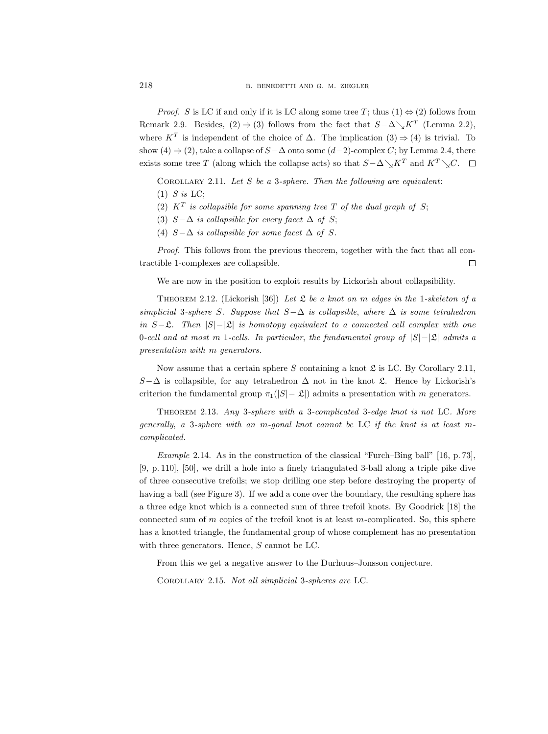*Proof.* $S$ is LC if and only if it is LC along some tree $T$; thus (1) $\Leftrightarrow$ (2) follows from Remark 2.9. Besides, (2) $\Rightarrow$ (3) follows from the fact that $S-\Delta \searrow K^T$ (Lemma 2.2), where $K^T$ is independent of the choice of $\Delta$. The implication (3) $\Rightarrow$ (4) is trivial. To show (4) $\Rightarrow$ (2), take a collapse of $S-\Delta$ onto some $(d-2)$-complex $C$; by Lemma 2.4, there exists some tree $T$ (along which the collapse acts) so that $S-\Delta \searrow K^T$ and $K^T \searrow C$. $\square$

COROLLARY 2.11. *Let $S$ be a 3-sphere. Then the following are equivalent*:

(1) *$S$ is* LC;

(2) *$K^T$ is collapsible for some spanning tree $T$ of the dual graph of $S$*;

(3) *$S-\Delta$ is collapsible for every facet $\Delta$ of $S$*;

(4) *$S-\Delta$ is collapsible for some facet $\Delta$ of $S$.*

*Proof.* This follows from the previous theorem, together with the fact that all contractible 1-complexes are collapsible. $\square$

We are now in the position to exploit results by Lickorish about collapsibility.

THEOREM 2.12. (Lickorish [36]) *Let $\mathfrak{L}$ be a knot on $m$ edges in the 1-skeleton of a simplicial 3-sphere $S$. Suppose that $S-\Delta$ is collapsible, where $\Delta$ is some tetrahedron in $S-\mathfrak{L}$. Then $|S|-|\mathfrak{L}|$ is homotopy equivalent to a connected cell complex with one 0-cell and at most $m$ 1-cells. In particular, the fundamental group of $|S|-|\mathfrak{L}|$ admits a presentation with $m$ generators.*

Now assume that a certain sphere $S$ containing a knot $\mathfrak{L}$ is LC. By Corollary 2.11, $S-\Delta$ is collapsible, for any tetrahedron $\Delta$ not in the knot $\mathfrak{L}$. Hence by Lickorish's criterion the fundamental group $\pi_1(|S|-|\mathfrak{L}|)$ admits a presentation with $m$ generators.

THEOREM 2.13. *Any 3-sphere with a 3-complicated 3-edge knot is not* LC. *More generally, a 3-sphere with an $m$-gonal knot cannot be* LC *if the knot is at least $m$-complicated.*

*Example* 2.14. As in the construction of the classical "Furch–Bing ball" [16, p. 73], [9, p. 110], [50], we drill a hole into a finely triangulated 3-ball along a triple pike dive of three consecutive trefoils; we stop drilling one step before destroying the property of having a ball (see Figure 3). If we add a cone over the boundary, the resulting sphere has a three edge knot which is a connected sum of three trefoil knots. By Goodrick [18] the connected sum of $m$ copies of the trefoil knot is at least $m$-complicated. So, this sphere has a knotted triangle, the fundamental group of whose complement has no presentation with three generators. Hence, $S$ cannot be LC.

From this we get a negative answer to the Durhuus–Jonsson conjecture.

COROLLARY 2.15. *Not all simplicial 3-spheres are* LC.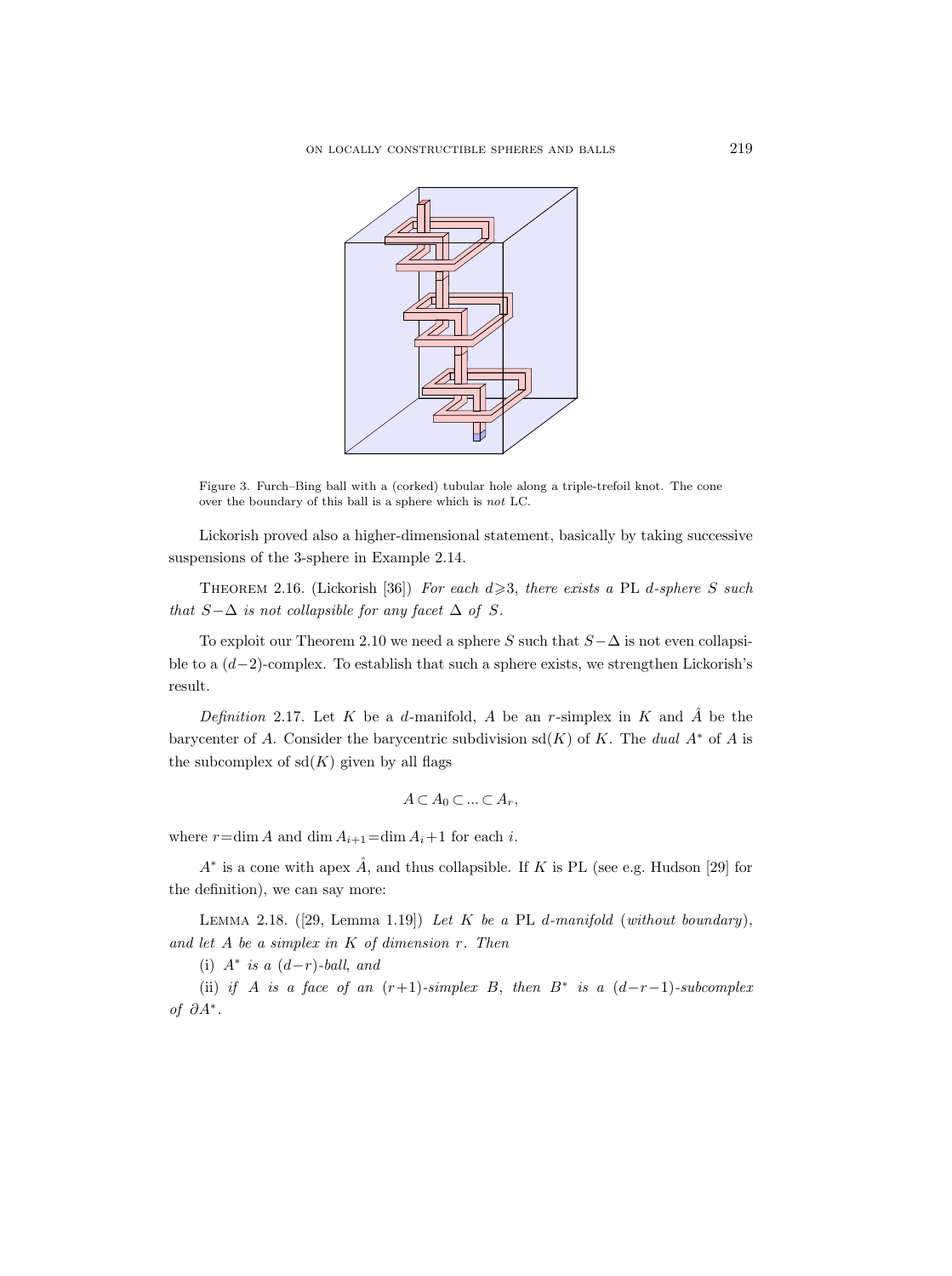Figure 3. Furch–Bing ball with a (corked) tubular hole along a triple-trefoil knot. The cone over the boundary of this ball is a sphere which is *not* LC.

Lickorish proved also a higher-dimensional statement, basically by taking successive suspensions of the 3-sphere in Example 2.14.

Theorem 2.16. (Lickorish [36]) *For each $d \geqslant 3$, there exists a* PL *$d$-sphere $S$ such that $S - \Delta$ is not collapsible for any facet $\Delta$ of $S$.*

To exploit our Theorem 2.10 we need a sphere $S$ such that $S - \Delta$ is not even collapsible to a $(d-2)$-complex. To establish that such a sphere exists, we strengthen Lickorish's result.

*Definition* 2.17. Let $K$ be a $d$-manifold, $A$ be an $r$-simplex in $K$ and $\hat{A}$ be the barycenter of $A$. Consider the barycentric subdivision $\mathrm{sd}(K)$ of $K$. The *dual* $A^*$ of $A$ is the subcomplex of $\mathrm{sd}(K)$ given by all flags

$$A \subset A_0 \subset ... \subset A_r,$$

where $r = \dim A$ and $\dim A_{i+1} = \dim A_i + 1$ for each $i$.

$A^*$ is a cone with apex $\hat{A}$, and thus collapsible. If $K$ is PL (see e.g. Hudson [29] for the definition), we can say more:

Lemma 2.18. ([29, Lemma 1.19]) *Let $K$ be a* PL *$d$-manifold* (*without boundary*), *and let $A$ be a simplex in $K$ of dimension $r$. Then*

(i) *$A^*$ is a $(d-r)$-ball, and*

(ii) *if $A$ is a face of an $(r+1)$-simplex $B$, then $B^*$ is a $(d-r-1)$-subcomplex of $\partial A^*$.*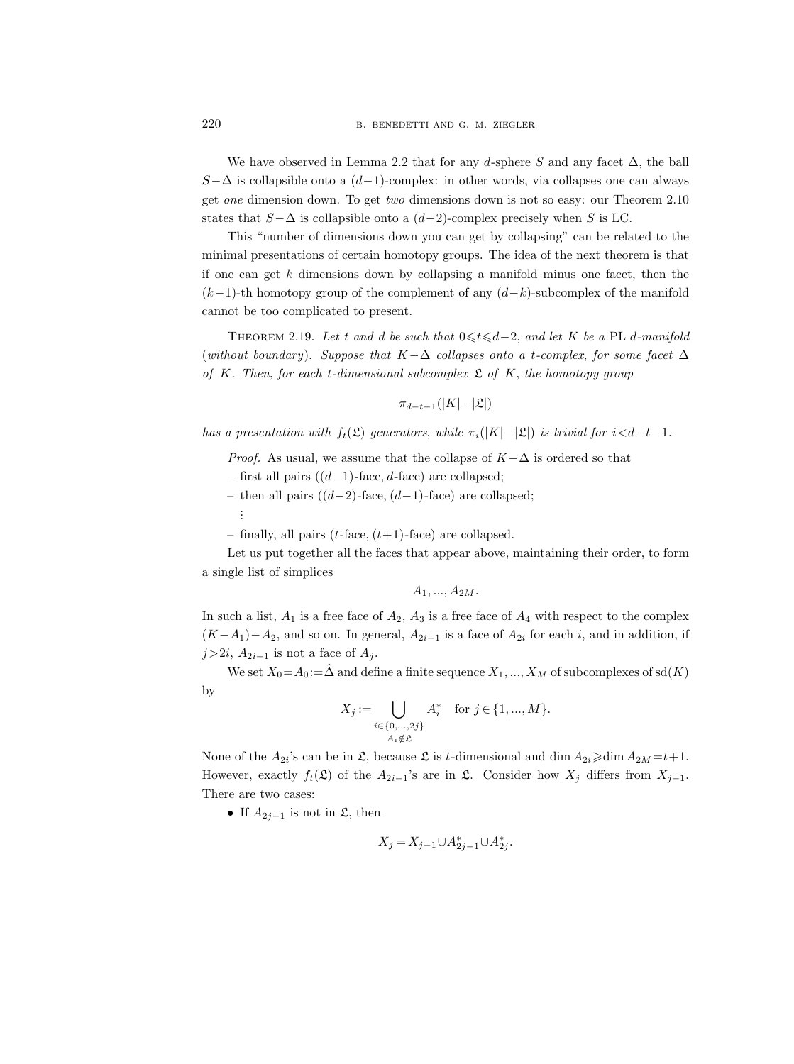We have observed in Lemma 2.2 that for any $d$-sphere $S$ and any facet $\Delta$, the ball $S-\Delta$ is collapsible onto a $(d-1)$-complex: in other words, via collapses one can always get *one* dimension down. To get *two* dimensions down is not so easy: our Theorem 2.10 states that $S-\Delta$ is collapsible onto a $(d-2)$-complex precisely when $S$ is LC.

This "number of dimensions down you can get by collapsing" can be related to the minimal presentations of certain homotopy groups. The idea of the next theorem is that if one can get $k$ dimensions down by collapsing a manifold minus one facet, then the $(k-1)$-th homotopy group of the complement of any $(d-k)$-subcomplex of the manifold cannot be too complicated to present.

THEOREM 2.19. *Let $t$ and $d$ be such that $0 \leqslant t \leqslant d-2$, and let $K$ be a* PL *$d$-manifold (without boundary). Suppose that $K-\Delta$ collapses onto a $t$-complex, for some facet $\Delta$ of $K$. Then, for each $t$-dimensional subcomplex $\mathfrak{L}$ of $K$, the homotopy group*

$$\pi_{d-t-1}(|K|-|\mathfrak{L}|)$$

*has a presentation with $f_t(\mathfrak{L})$ generators, while $\pi_i(|K|-|\mathfrak{L}|)$ is trivial for $i<d-t-1$.*

*Proof.* As usual, we assume that the collapse of $K-\Delta$ is ordered so that

– first all pairs ($(d-1)$-face, $d$-face) are collapsed;

– then all pairs ($(d-2)$-face, $(d-1)$-face) are collapsed;

⋮

– finally, all pairs ($t$-face, $(t+1)$-face) are collapsed.

Let us put together all the faces that appear above, maintaining their order, to form a single list of simplices

$$A_1, ..., A_{2M}.$$

In such a list, $A_1$ is a free face of $A_2$, $A_3$ is a free face of $A_4$ with respect to the complex $(K-A_1)-A_2$, and so on. In general, $A_{2i-1}$ is a face of $A_{2i}$ for each $i$, and in addition, if $j>2i$, $A_{2i-1}$ is not a face of $A_j$.

We set $X_0=A_0:=\hat{\Delta}$ and define a finite sequence $X_1, ..., X_M$ of subcomplexes of $\mathrm{sd}(K)$ by

$$X_j := \bigcup_{\substack{i\in\{0,...,2j\}\\ A_i\notin\mathfrak{L}}} A_i^* \quad \text{for } j\in\{1,...,M\}.$$

None of the $A_{2i}$'s can be in $\mathfrak{L}$, because $\mathfrak{L}$ is $t$-dimensional and $\dim A_{2i} \geqslant \dim A_{2M}=t+1$. However, exactly $f_t(\mathfrak{L})$ of the $A_{2i-1}$'s are in $\mathfrak{L}$. Consider how $X_j$ differs from $X_{j-1}$. There are two cases:

- If $A_{2j-1}$ is not in $\mathfrak{L}$, then

$$X_j = X_{j-1} \cup A_{2j-1}^* \cup A_{2j}^*.$$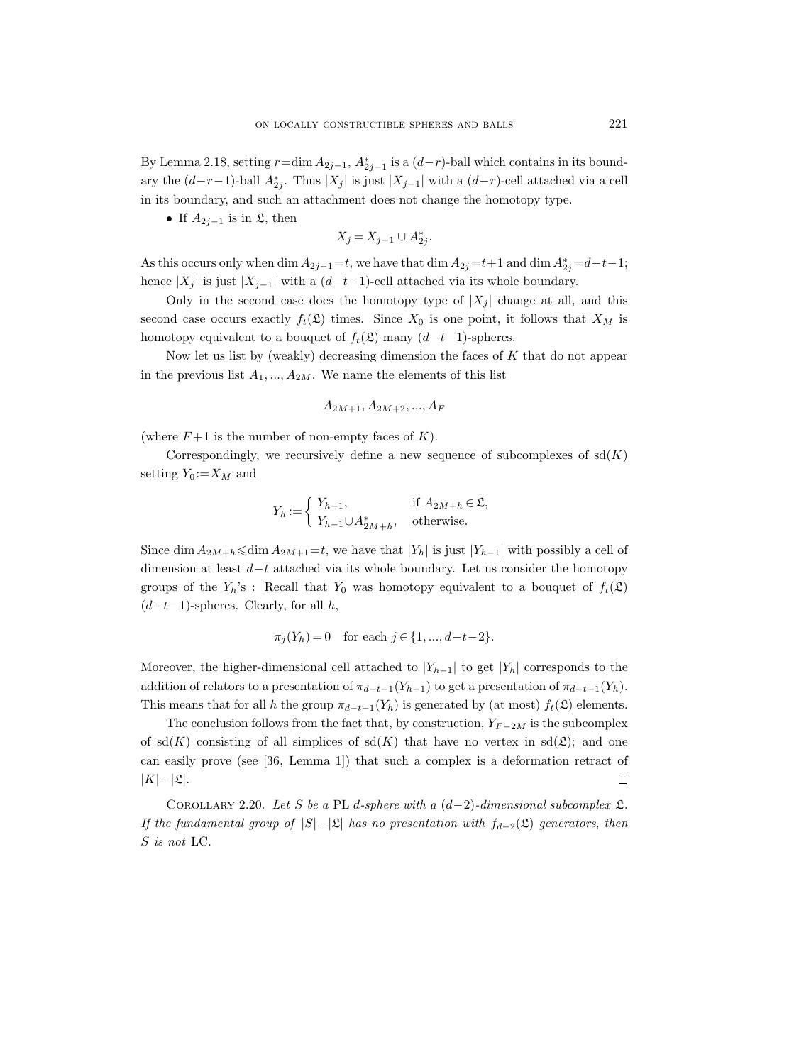By Lemma 2.18, setting $r = \dim A_{2j-1}$, $A^*_{2j-1}$ is a $(d-r)$-ball which contains in its boundary the $(d-r-1)$-ball $A^*_{2j}$. Thus $|X_j|$ is just $|X_{j-1}|$ with a $(d-r)$-cell attached via a cell in its boundary, and such an attachment does not change the homotopy type.

- If $A_{2j-1}$ is in $\mathfrak{L}$, then

$$X_j = X_{j-1} \cup A^*_{2j}.$$

As this occurs only when $\dim A_{2j-1} = t$, we have that $\dim A_{2j} = t+1$ and $\dim A^*_{2j} = d-t-1$; hence $|X_j|$ is just $|X_{j-1}|$ with a $(d-t-1)$-cell attached via its whole boundary.

Only in the second case does the homotopy type of $|X_j|$ change at all, and this second case occurs exactly $f_t(\mathfrak{L})$ times. Since $X_0$ is one point, it follows that $X_M$ is homotopy equivalent to a bouquet of $f_t(\mathfrak{L})$ many $(d-t-1)$-spheres.

Now let us list by (weakly) decreasing dimension the faces of $K$ that do not appear in the previous list $A_1, ..., A_{2M}$. We name the elements of this list

$$A_{2M+1}, A_{2M+2}, ..., A_F$$

(where $F+1$ is the number of non-empty faces of $K$).

Correspondingly, we recursively define a new sequence of subcomplexes of $\mathrm{sd}(K)$ setting $Y_0 := X_M$ and

$$Y_h := \begin{cases} Y_{h-1}, & \text{if } A_{2M+h} \in \mathfrak{L}, \\ Y_{h-1} \cup A^*_{2M+h}, & \text{otherwise.} \end{cases}$$

Since $\dim A_{2M+h} \leqslant \dim A_{2M+1} = t$, we have that $|Y_h|$ is just $|Y_{h-1}|$ with possibly a cell of dimension at least $d-t$ attached via its whole boundary. Let us consider the homotopy groups of the $Y_h$'s : Recall that $Y_0$ was homotopy equivalent to a bouquet of $f_t(\mathfrak{L})$ $(d-t-1)$-spheres. Clearly, for all $h$,

$$\pi_j(Y_h) = 0 \quad \text{for each } j \in \{1, ..., d-t-2\}.$$

Moreover, the higher-dimensional cell attached to $|Y_{h-1}|$ to get $|Y_h|$ corresponds to the addition of relators to a presentation of $\pi_{d-t-1}(Y_{h-1})$ to get a presentation of $\pi_{d-t-1}(Y_h)$. This means that for all $h$ the group $\pi_{d-t-1}(Y_h)$ is generated by (at most) $f_t(\mathfrak{L})$ elements.

The conclusion follows from the fact that, by construction, $Y_{F-2M}$ is the subcomplex of $\mathrm{sd}(K)$ consisting of all simplices of $\mathrm{sd}(K)$ that have no vertex in $\mathrm{sd}(\mathfrak{L})$; and one can easily prove (see [36, Lemma 1]) that such a complex is a deformation retract of $|K| - |\mathfrak{L}|$. $\square$

COROLLARY 2.20. *Let $S$ be a* PL *$d$-sphere with a $(d-2)$-dimensional subcomplex $\mathfrak{L}$. If the fundamental group of $|S| - |\mathfrak{L}|$ has no presentation with $f_{d-2}(\mathfrak{L})$ generators, then $S$ is not* LC.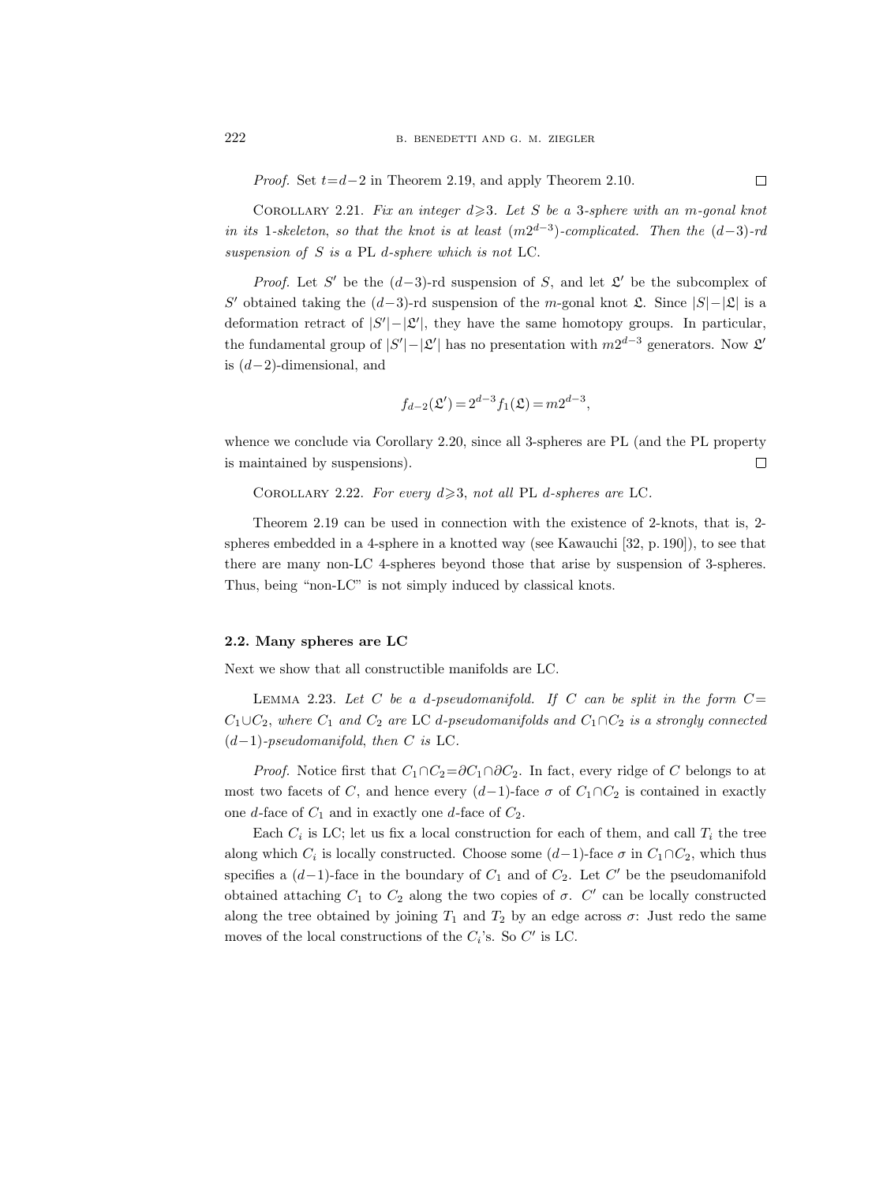*Proof.* Set $t = d-2$ in Theorem 2.19, and apply Theorem 2.10. $\square$

COROLLARY 2.21. *Fix an integer $d \geqslant 3$. Let $S$ be a 3-sphere with an $m$-gonal knot in its 1-skeleton, so that the knot is at least $(m2^{d-3})$-complicated. Then the $(d-3)$-rd suspension of $S$ is a* PL *$d$-sphere which is not* LC.

*Proof.* Let $S'$ be the $(d-3)$-rd suspension of $S$, and let $\mathfrak{L}'$ be the subcomplex of $S'$ obtained taking the $(d-3)$-rd suspension of the $m$-gonal knot $\mathfrak{L}$. Since $|S| - |\mathfrak{L}|$ is a deformation retract of $|S'| - |\mathfrak{L}'|$, they have the same homotopy groups. In particular, the fundamental group of $|S'| - |\mathfrak{L}'|$ has no presentation with $m2^{d-3}$ generators. Now $\mathfrak{L}'$ is $(d-2)$-dimensional, and

$$f_{d-2}(\mathfrak{L}') = 2^{d-3} f_1(\mathfrak{L}) = m2^{d-3},$$

whence we conclude via Corollary 2.20, since all 3-spheres are PL (and the PL property is maintained by suspensions). $\square$

COROLLARY 2.22. *For every $d \geqslant 3$, not all* PL *$d$-spheres are* LC.

Theorem 2.19 can be used in connection with the existence of 2-knots, that is, 2-spheres embedded in a 4-sphere in a knotted way (see Kawauchi [32, p. 190]), to see that there are many non-LC 4-spheres beyond those that arise by suspension of 3-spheres. Thus, being "non-LC" is not simply induced by classical knots.

### 2.2. Many spheres are LC

Next we show that all constructible manifolds are LC.

LEMMA 2.23. *Let $C$ be a $d$-pseudomanifold. If $C$ can be split in the form $C = C_1 \cup C_2$, where $C_1$ and $C_2$ are* LC *$d$-pseudomanifolds and $C_1 \cap C_2$ is a strongly connected $(d-1)$-pseudomanifold, then $C$ is* LC.

*Proof.* Notice first that $C_1 \cap C_2 = \partial C_1 \cap \partial C_2$. In fact, every ridge of $C$ belongs to at most two facets of $C$, and hence every $(d-1)$-face $\sigma$ of $C_1 \cap C_2$ is contained in exactly one $d$-face of $C_1$ and in exactly one $d$-face of $C_2$.

Each $C_i$ is LC; let us fix a local construction for each of them, and call $T_i$ the tree along which $C_i$ is locally constructed. Choose some $(d-1)$-face $\sigma$ in $C_1 \cap C_2$, which thus specifies a $(d-1)$-face in the boundary of $C_1$ and of $C_2$. Let $C'$ be the pseudomanifold obtained attaching $C_1$ to $C_2$ along the two copies of $\sigma$. $C'$ can be locally constructed along the tree obtained by joining $T_1$ and $T_2$ by an edge across $\sigma$: Just redo the same moves of the local constructions of the $C_i$'s. So $C'$ is LC.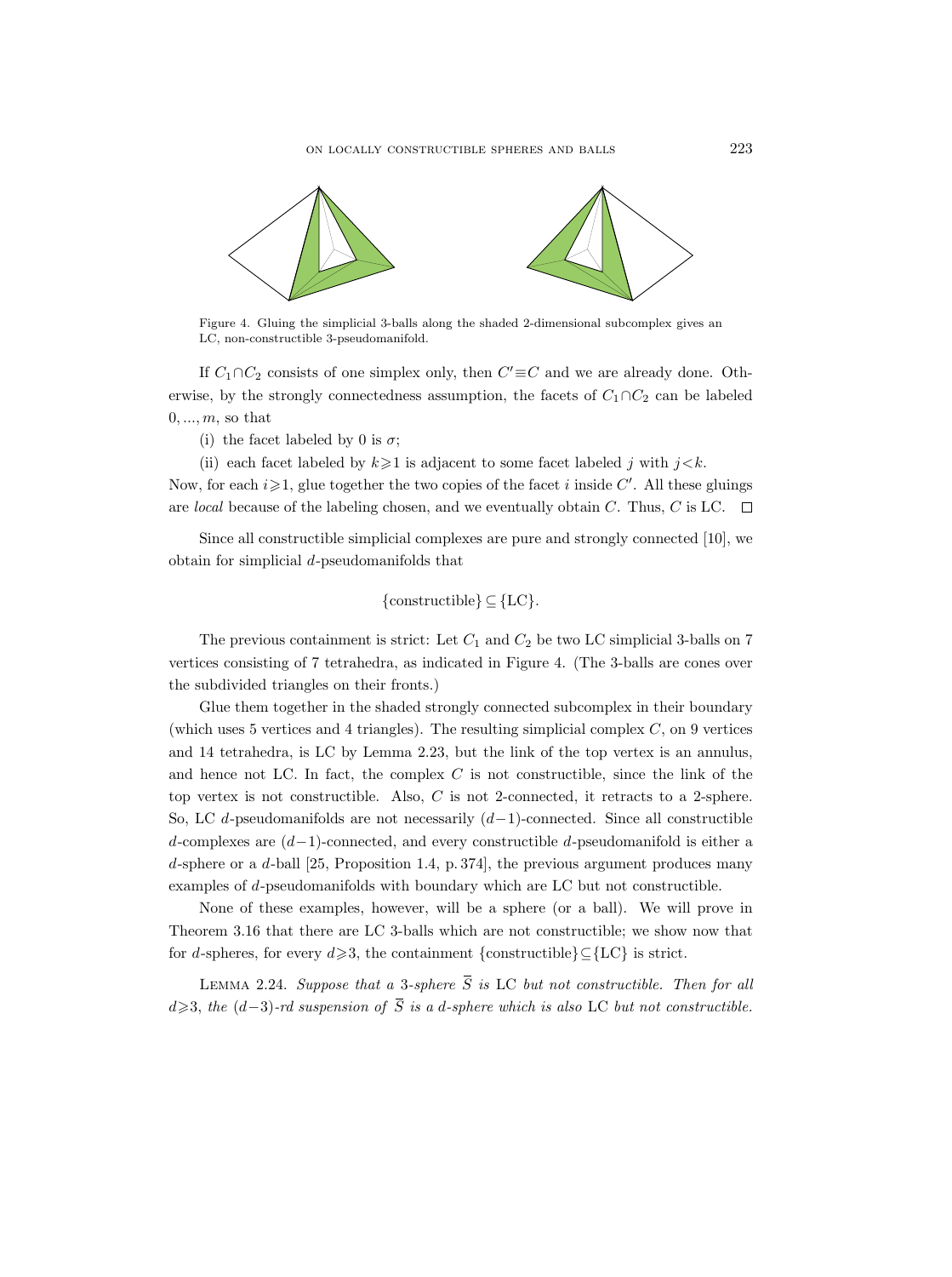Figure 4. Gluing the simplicial 3-balls along the shaded 2-dimensional subcomplex gives an LC, non-constructible 3-pseudomanifold.

If $C_1 \cap C_2$ consists of one simplex only, then $C' \equiv C$ and we are already done. Otherwise, by the strongly connectedness assumption, the facets of $C_1 \cap C_2$ can be labeled $0, ..., m$, so that

(i) the facet labeled by 0 is $\sigma$;

(ii) each facet labeled by $k \geqslant 1$ is adjacent to some facet labeled $j$ with $j < k$.

Now, for each $i \geqslant 1$, glue together the two copies of the facet $i$ inside $C'$. All these gluings are *local* because of the labeling chosen, and we eventually obtain $C$. Thus, $C$ is LC. $\square$

Since all constructible simplicial complexes are pure and strongly connected [10], we obtain for simplicial $d$-pseudomanifolds that

$$\{\text{constructible}\} \subseteq \{\text{LC}\}.$$

The previous containment is strict: Let $C_1$ and $C_2$ be two LC simplicial 3-balls on 7 vertices consisting of 7 tetrahedra, as indicated in Figure 4. (The 3-balls are cones over the subdivided triangles on their fronts.)

Glue them together in the shaded strongly connected subcomplex in their boundary (which uses 5 vertices and 4 triangles). The resulting simplicial complex $C$, on 9 vertices and 14 tetrahedra, is LC by Lemma 2.23, but the link of the top vertex is an annulus, and hence not LC. In fact, the complex $C$ is not constructible, since the link of the top vertex is not constructible. Also, $C$ is not 2-connected, it retracts to a 2-sphere. So, LC $d$-pseudomanifolds are not necessarily $(d-1)$-connected. Since all constructible $d$-complexes are $(d-1)$-connected, and every constructible $d$-pseudomanifold is either a $d$-sphere or a $d$-ball [25, Proposition 1.4, p. 374], the previous argument produces many examples of $d$-pseudomanifolds with boundary which are LC but not constructible.

None of these examples, however, will be a sphere (or a ball). We will prove in Theorem 3.16 that there are LC 3-balls which are not constructible; we show now that for $d$-spheres, for every $d \geqslant 3$, the containment $\{\text{constructible}\} \subseteq \{\text{LC}\}$ is strict.

Lemma 2.24. *Suppose that a 3-sphere $\overline{S}$ is* LC *but not constructible. Then for all $d \geqslant 3$, the $(d-3)$-rd suspension of $\overline{S}$ is a $d$-sphere which is also* LC *but not constructible.*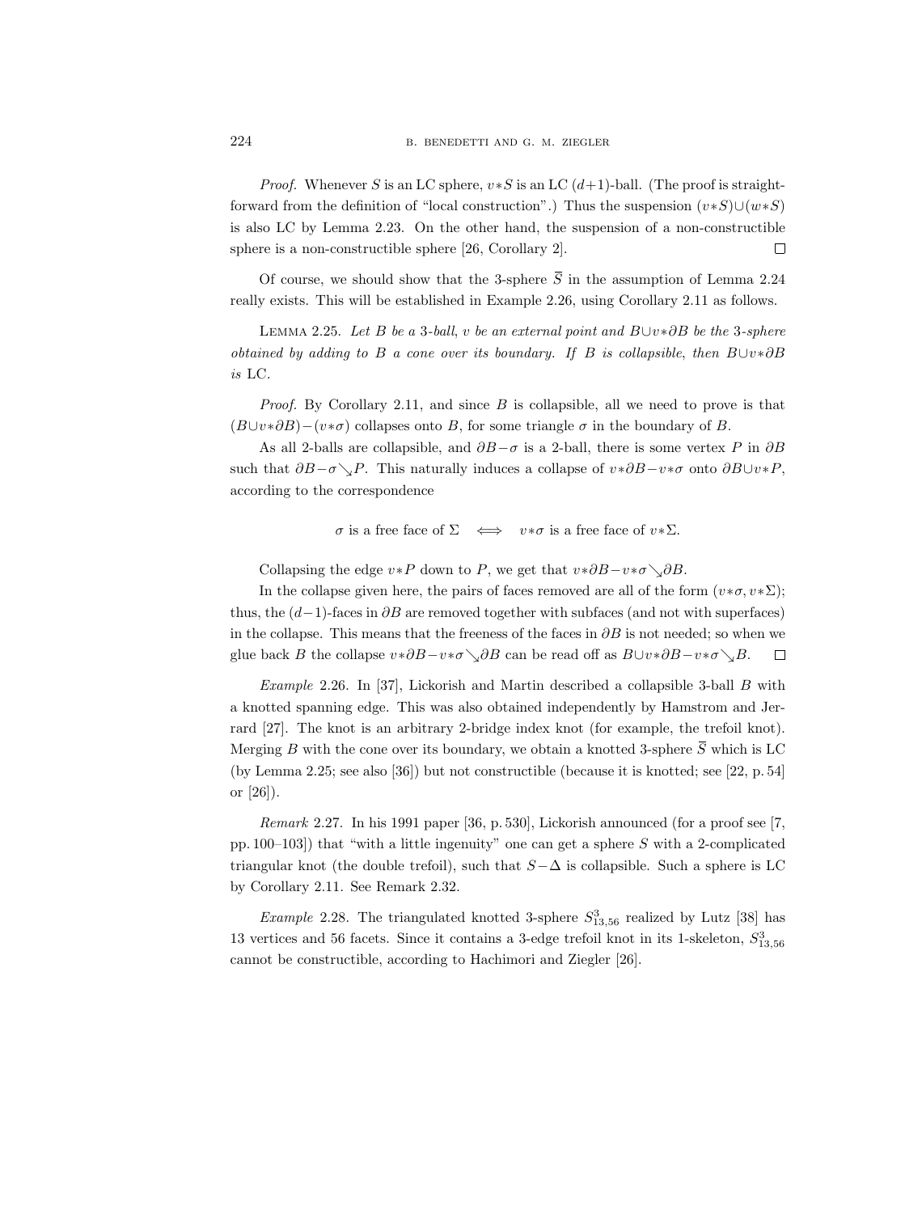*Proof.* Whenever $S$ is an LC sphere, $v*S$ is an LC $(d+1)$-ball. (The proof is straightforward from the definition of "local construction".) Thus the suspension $(v*S)\cup(w*S)$ is also LC by Lemma 2.23. On the other hand, the suspension of a non-constructible sphere is a non-constructible sphere [26, Corollary 2]. $\square$

Of course, we should show that the 3-sphere $\overline{S}$ in the assumption of Lemma 2.24 really exists. This will be established in Example 2.26, using Corollary 2.11 as follows.

LEMMA 2.25. *Let $B$ be a 3-ball, $v$ be an external point and $B\cup v*\partial B$ be the 3-sphere obtained by adding to $B$ a cone over its boundary. If $B$ is collapsible, then $B\cup v*\partial B$ is* LC.

*Proof.* By Corollary 2.11, and since $B$ is collapsible, all we need to prove is that $(B\cup v*\partial B)-(v*\sigma)$ collapses onto $B$, for some triangle $\sigma$ in the boundary of $B$.

As all 2-balls are collapsible, and $\partial B-\sigma$ is a 2-ball, there is some vertex $P$ in $\partial B$ such that $\partial B-\sigma\searrow P$. This naturally induces a collapse of $v*\partial B-v*\sigma$ onto $\partial B\cup v*P$, according to the correspondence

$$\sigma \text{ is a free face of } \Sigma \iff v*\sigma \text{ is a free face of } v*\Sigma.$$

Collapsing the edge $v*P$ down to $P$, we get that $v*\partial B-v*\sigma\searrow\partial B$.

In the collapse given here, the pairs of faces removed are all of the form $(v*\sigma, v*\Sigma)$; thus, the $(d-1)$-faces in $\partial B$ are removed together with subfaces (and not with superfaces) in the collapse. This means that the freeness of the faces in $\partial B$ is not needed; so when we glue back $B$ the collapse $v*\partial B-v*\sigma\searrow\partial B$ can be read off as $B\cup v*\partial B-v*\sigma\searrow B$. $\square$

*Example* 2.26. In [37], Lickorish and Martin described a collapsible 3-ball $B$ with a knotted spanning edge. This was also obtained independently by Hamstrom and Jerrard [27]. The knot is an arbitrary 2-bridge index knot (for example, the trefoil knot). Merging $B$ with the cone over its boundary, we obtain a knotted 3-sphere $\overline{S}$ which is LC (by Lemma 2.25; see also [36]) but not constructible (because it is knotted; see [22, p. 54] or [26]).

*Remark* 2.27. In his 1991 paper [36, p. 530], Lickorish announced (for a proof see [7, pp. 100–103]) that "with a little ingenuity" one can get a sphere $S$ with a 2-complicated triangular knot (the double trefoil), such that $S-\Delta$ is collapsible. Such a sphere is LC by Corollary 2.11. See Remark 2.32.

*Example* 2.28. The triangulated knotted 3-sphere $S^3_{13,56}$ realized by Lutz [38] has 13 vertices and 56 facets. Since it contains a 3-edge trefoil knot in its 1-skeleton, $S^3_{13,56}$ cannot be constructible, according to Hachimori and Ziegler [26].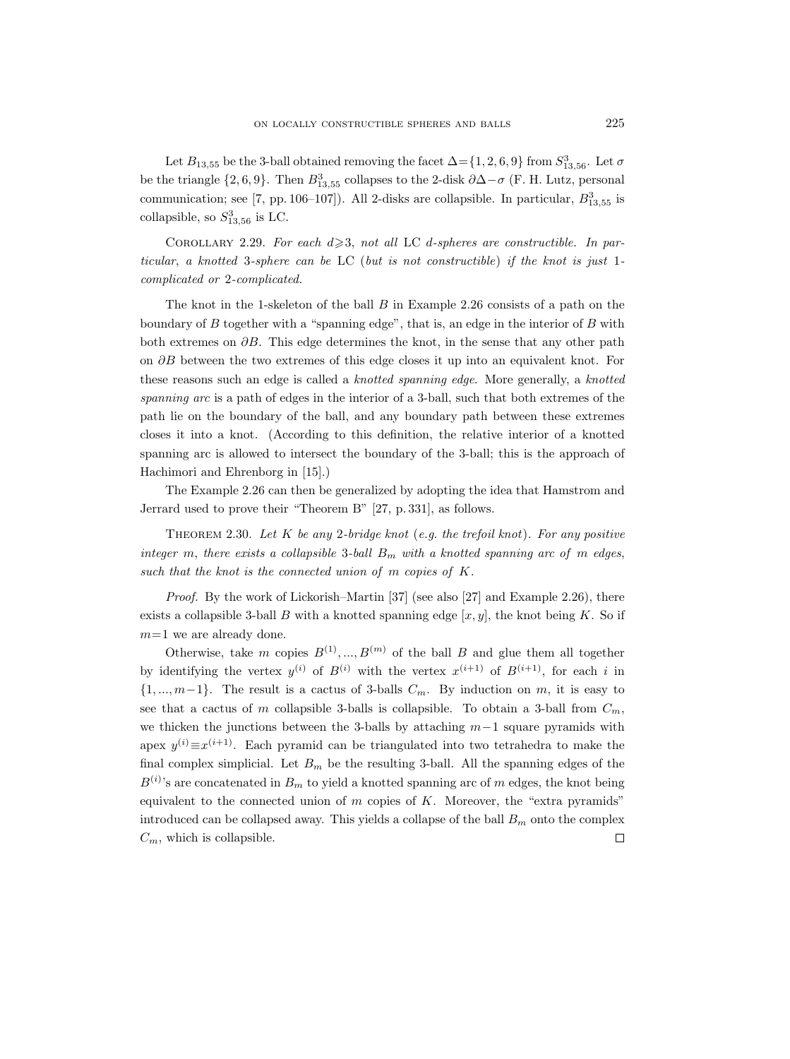Let $B_{13,55}$ be the 3-ball obtained removing the facet $\Delta=\{1,2,6,9\}$ from $S^3_{13,56}$. Let $\sigma$ be the triangle $\{2,6,9\}$. Then $B^3_{13,55}$ collapses to the 2-disk $\partial\Delta-\sigma$ (F. H. Lutz, personal communication; see [7, pp. 106–107]). All 2-disks are collapsible. In particular, $B^3_{13,55}$ is collapsible, so $S^3_{13,56}$ is LC.

Corollary 2.29. *For each $d\geqslant 3$, not all* LC *$d$-spheres are constructible. In particular, a knotted 3-sphere can be* LC *(but is not constructible) if the knot is just 1-complicated or 2-complicated.*

The knot in the 1-skeleton of the ball $B$ in Example 2.26 consists of a path on the boundary of $B$ together with a "spanning edge", that is, an edge in the interior of $B$ with both extremes on $\partial B$. This edge determines the knot, in the sense that any other path on $\partial B$ between the two extremes of this edge closes it up into an equivalent knot. For these reasons such an edge is called a *knotted spanning edge*. More generally, a *knotted spanning arc* is a path of edges in the interior of a 3-ball, such that both extremes of the path lie on the boundary of the ball, and any boundary path between these extremes closes it into a knot. (According to this definition, the relative interior of a knotted spanning arc is allowed to intersect the boundary of the 3-ball; this is the approach of Hachimori and Ehrenborg in [15].)

The Example 2.26 can then be generalized by adopting the idea that Hamstrom and Jerrard used to prove their "Theorem B" [27, p. 331], as follows.

Theorem 2.30. *Let $K$ be any 2-bridge knot (e.g. the trefoil knot). For any positive integer $m$, there exists a collapsible 3-ball $B_m$ with a knotted spanning arc of $m$ edges, such that the knot is the connected union of $m$ copies of $K$.*

*Proof.* By the work of Lickorish–Martin [37] (see also [27] and Example 2.26), there exists a collapsible 3-ball $B$ with a knotted spanning edge $[x,y]$, the knot being $K$. So if $m=1$ we are already done.

Otherwise, take $m$ copies $B^{(1)},...,B^{(m)}$ of the ball $B$ and glue them all together by identifying the vertex $y^{(i)}$ of $B^{(i)}$ with the vertex $x^{(i+1)}$ of $B^{(i+1)}$, for each $i$ in $\{1,...,m-1\}$. The result is a cactus of 3-balls $C_m$. By induction on $m$, it is easy to see that a cactus of $m$ collapsible 3-balls is collapsible. To obtain a 3-ball from $C_m$, we thicken the junctions between the 3-balls by attaching $m-1$ square pyramids with apex $y^{(i)}\equiv x^{(i+1)}$. Each pyramid can be triangulated into two tetrahedra to make the final complex simplicial. Let $B_m$ be the resulting 3-ball. All the spanning edges of the $B^{(i)}$'s are concatenated in $B_m$ to yield a knotted spanning arc of $m$ edges, the knot being equivalent to the connected union of $m$ copies of $K$. Moreover, the "extra pyramids" introduced can be collapsed away. This yields a collapse of the ball $B_m$ onto the complex $C_m$, which is collapsible. □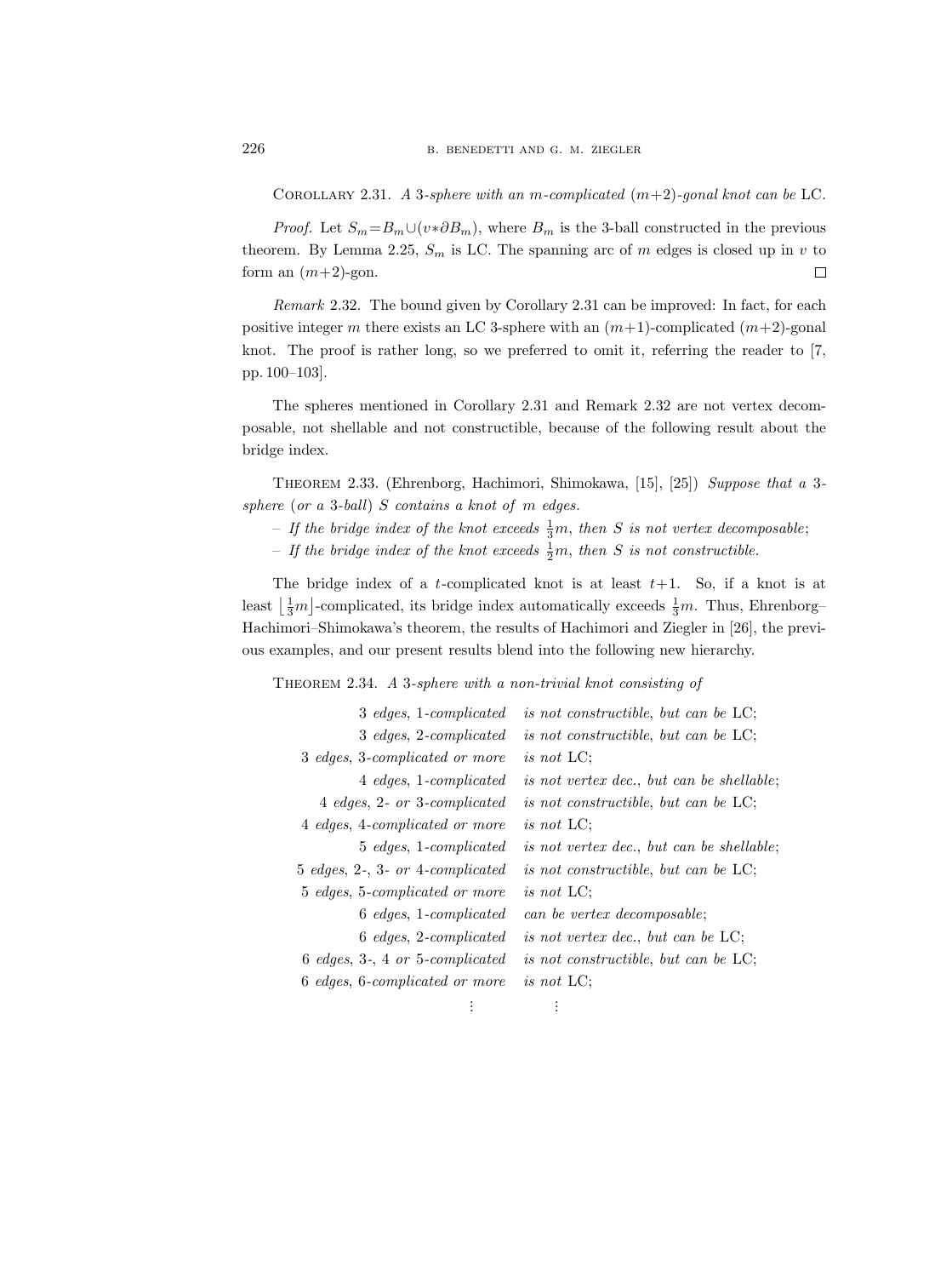Corollary 2.31. *A 3-sphere with an $m$-complicated $(m+2)$-gonal knot can be* LC.

*Proof.* Let $S_m = B_m \cup (v * \partial B_m)$, where $B_m$ is the 3-ball constructed in the previous theorem. By Lemma 2.25, $S_m$ is LC. The spanning arc of $m$ edges is closed up in $v$ to form an $(m+2)$-gon. □

*Remark* 2.32. The bound given by Corollary 2.31 can be improved: In fact, for each positive integer $m$ there exists an LC 3-sphere with an $(m+1)$-complicated $(m+2)$-gonal knot. The proof is rather long, so we preferred to omit it, referring the reader to [7, pp. 100–103].

The spheres mentioned in Corollary 2.31 and Remark 2.32 are not vertex decomposable, not shellable and not constructible, because of the following result about the bridge index.

Theorem 2.33. (Ehrenborg, Hachimori, Shimokawa, [15], [25]) *Suppose that a* 3-*sphere* (*or a* 3-*ball*) $S$ *contains a knot of* $m$ *edges.*

- *If the bridge index of the knot exceeds* $\frac{1}{3}m$, *then* $S$ *is not vertex decomposable*;
- *If the bridge index of the knot exceeds* $\frac{1}{2}m$, *then* $S$ *is not constructible.*

The bridge index of a $t$-complicated knot is at least $t+1$. So, if a knot is at least $\lfloor \frac{1}{3}m \rfloor$-complicated, its bridge index automatically exceeds $\frac{1}{3}m$. Thus, Ehrenborg–Hachimori–Shimokawa's theorem, the results of Hachimori and Ziegler in [26], the previous examples, and our present results blend into the following new hierarchy.

Theorem 2.34. *A 3-sphere with a non-trivial knot consisting of*

| | |
|---|---|
| 3 *edges*, 1-*complicated* | *is not constructible*, *but can be* LC; |
| 3 *edges*, 2-*complicated* | *is not constructible*, *but can be* LC; |
| 3 *edges*, 3-*complicated or more* | *is not* LC; |
| 4 *edges*, 1-*complicated* | *is not vertex dec.*, *but can be shellable*; |
| 4 *edges*, 2- *or* 3-*complicated* | *is not constructible*, *but can be* LC; |
| 4 *edges*, 4-*complicated or more* | *is not* LC; |
| 5 *edges*, 1-*complicated* | *is not vertex dec.*, *but can be shellable*; |
| 5 *edges*, 2-, 3- *or* 4-*complicated* | *is not constructible*, *but can be* LC; |
| 5 *edges*, 5-*complicated or more* | *is not* LC; |
| 6 *edges*, 1-*complicated* | *can be vertex decomposable*; |
| 6 *edges*, 2-*complicated* | *is not vertex dec.*, *but can be* LC; |
| 6 *edges*, 3-, 4 *or* 5-*complicated* | *is not constructible*, *but can be* LC; |
| 6 *edges*, 6-*complicated or more* | *is not* LC; |
| ⋮ | ⋮ |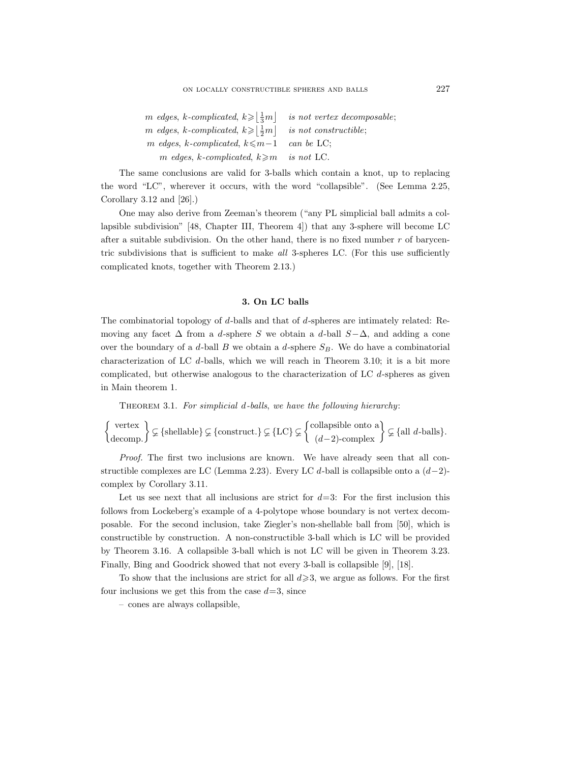*m edges, k-complicated,* $k \geqslant \lfloor \frac{1}{3} m \rfloor$ *is not vertex decomposable*;
*m edges, k-complicated,* $k \geqslant \lfloor \frac{1}{2} m \rfloor$ *is not constructible*;
*m edges, k-complicated,* $k \leqslant m-1$ *can be* LC;
*m edges, k-complicated,* $k \geqslant m$ *is not* LC.

The same conclusions are valid for 3-balls which contain a knot, up to replacing the word "LC", wherever it occurs, with the word "collapsible". (See Lemma 2.25, Corollary 3.12 and [26].)

One may also derive from Zeeman's theorem ("any PL simplicial ball admits a collapsible subdivision" [48, Chapter III, Theorem 4]) that any 3-sphere will become LC after a suitable subdivision. On the other hand, there is no fixed number $r$ of barycentric subdivisions that is sufficient to make *all* 3-spheres LC. (For this use sufficiently complicated knots, together with Theorem 2.13.)

### 3. On LC balls

The combinatorial topology of $d$-balls and that of $d$-spheres are intimately related: Removing any facet $\Delta$ from a $d$-sphere $S$ we obtain a $d$-ball $S-\Delta$, and adding a cone over the boundary of a $d$-ball $B$ we obtain a $d$-sphere $S_B$. We do have a combinatorial characterization of LC $d$-balls, which we will reach in Theorem 3.10; it is a bit more complicated, but otherwise analogous to the characterization of LC $d$-spheres as given in Main theorem 1.

Theorem 3.1. *For simplicial d-balls, we have the following hierarchy*:

$$\left\{\begin{matrix}\text{vertex}\\ \text{decomp.}\end{matrix}\right\} \subsetneq \{\text{shellable}\} \subsetneq \{\text{construct.}\} \subsetneq \{\text{LC}\} \subsetneq \left\{\begin{matrix}\text{collapsible onto a}\\ (d-2)\text{-complex}\end{matrix}\right\} \subsetneq \{\text{all } d\text{-balls}\}.$$

*Proof.* The first two inclusions are known. We have already seen that all constructible complexes are LC (Lemma 2.23). Every LC $d$-ball is collapsible onto a $(d-2)$-complex by Corollary 3.11.

Let us see next that all inclusions are strict for $d=3$: For the first inclusion this follows from Lockeberg's example of a 4-polytope whose boundary is not vertex decomposable. For the second inclusion, take Ziegler's non-shellable ball from [50], which is constructible by construction. A non-constructible 3-ball which is LC will be provided by Theorem 3.16. A collapsible 3-ball which is not LC will be given in Theorem 3.23. Finally, Bing and Goodrick showed that not every 3-ball is collapsible [9], [18].

To show that the inclusions are strict for all $d \geqslant 3$, we argue as follows. For the first four inclusions we get this from the case $d=3$, since

– cones are always collapsible,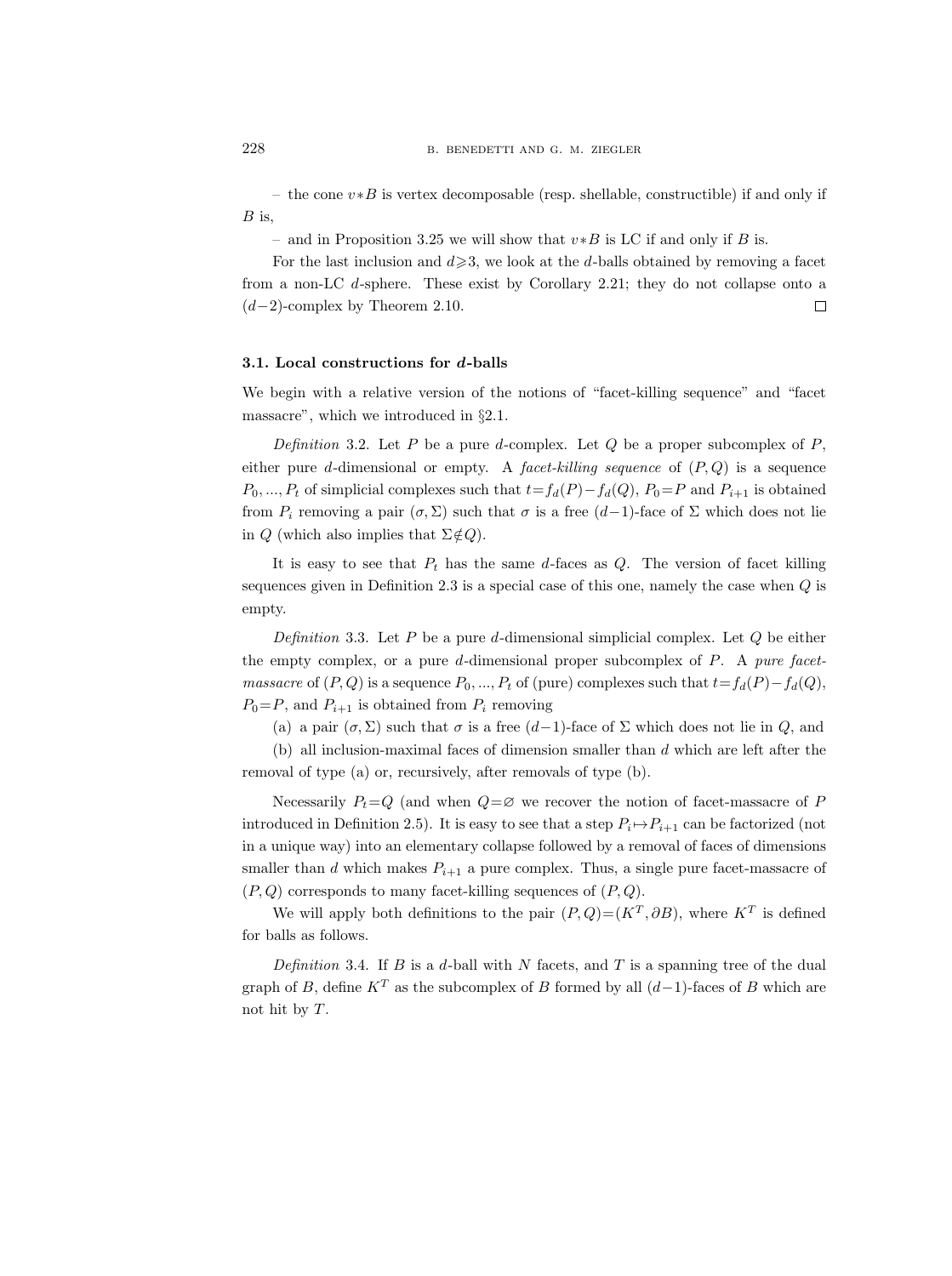– the cone $v*B$ is vertex decomposable (resp. shellable, constructible) if and only if $B$ is,

– and in Proposition 3.25 we will show that $v*B$ is LC if and only if $B$ is.

For the last inclusion and $d \geqslant 3$, we look at the $d$-balls obtained by removing a facet from a non-LC $d$-sphere. These exist by Corollary 2.21; they do not collapse onto a $(d-2)$-complex by Theorem 2.10. □

### 3.1. Local constructions for $d$-balls

We begin with a relative version of the notions of "facet-killing sequence" and "facet massacre", which we introduced in §2.1.

*Definition* 3.2. Let $P$ be a pure $d$-complex. Let $Q$ be a proper subcomplex of $P$, either pure $d$-dimensional or empty. A *facet-killing sequence* of $(P, Q)$ is a sequence $P_0, ..., P_t$ of simplicial complexes such that $t = f_d(P) - f_d(Q)$, $P_0 = P$ and $P_{i+1}$ is obtained from $P_i$ removing a pair $(\sigma, \Sigma)$ such that $\sigma$ is a free $(d-1)$-face of $\Sigma$ which does not lie in $Q$ (which also implies that $\Sigma \notin Q$).

It is easy to see that $P_t$ has the same $d$-faces as $Q$. The version of facet killing sequences given in Definition 2.3 is a special case of this one, namely the case when $Q$ is empty.

*Definition* 3.3. Let $P$ be a pure $d$-dimensional simplicial complex. Let $Q$ be either the empty complex, or a pure $d$-dimensional proper subcomplex of $P$. A *pure facet-massacre* of $(P, Q)$ is a sequence $P_0, ..., P_t$ of (pure) complexes such that $t = f_d(P) - f_d(Q)$, $P_0 = P$, and $P_{i+1}$ is obtained from $P_i$ removing

(a) a pair $(\sigma, \Sigma)$ such that $\sigma$ is a free $(d-1)$-face of $\Sigma$ which does not lie in $Q$, and

(b) all inclusion-maximal faces of dimension smaller than $d$ which are left after the removal of type (a) or, recursively, after removals of type (b).

Necessarily $P_t = Q$ (and when $Q = \varnothing$ we recover the notion of facet-massacre of $P$ introduced in Definition 2.5). It is easy to see that a step $P_i \mapsto P_{i+1}$ can be factorized (not in a unique way) into an elementary collapse followed by a removal of faces of dimensions smaller than $d$ which makes $P_{i+1}$ a pure complex. Thus, a single pure facet-massacre of $(P, Q)$ corresponds to many facet-killing sequences of $(P, Q)$.

We will apply both definitions to the pair $(P, Q) = (K^T, \partial B)$, where $K^T$ is defined for balls as follows.

*Definition* 3.4. If $B$ is a $d$-ball with $N$ facets, and $T$ is a spanning tree of the dual graph of $B$, define $K^T$ as the subcomplex of $B$ formed by all $(d-1)$-faces of $B$ which are not hit by $T$.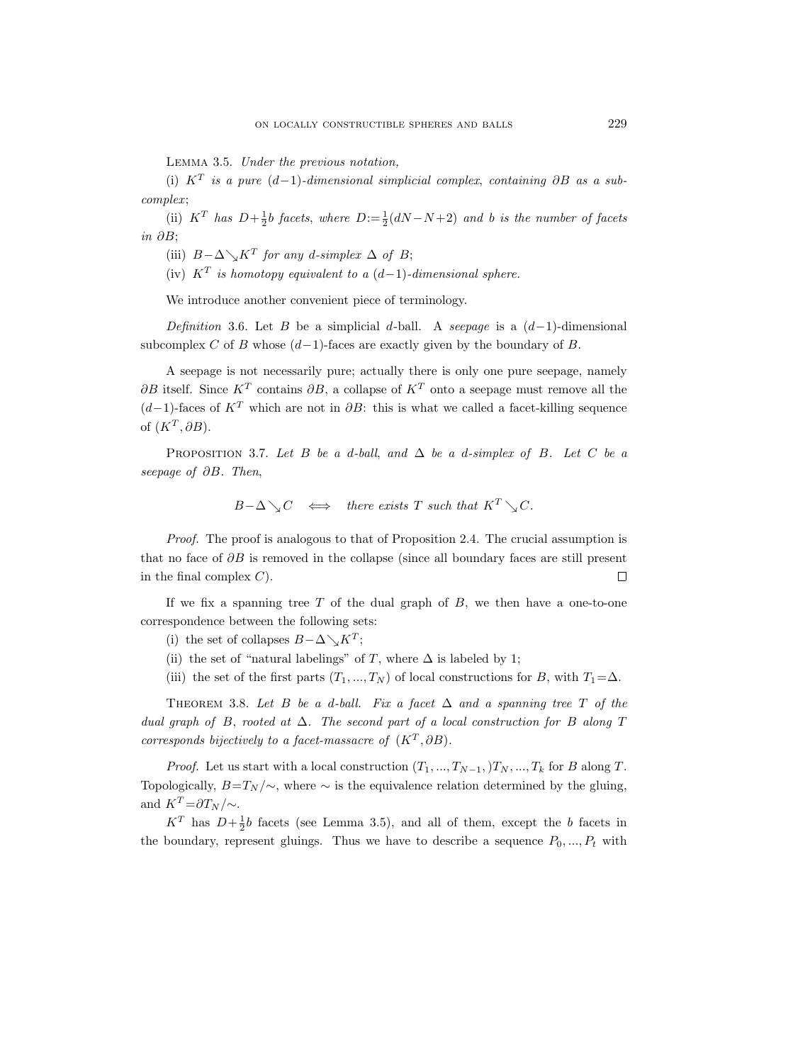Lemma 3.5. *Under the previous notation,*

(i) $K^T$ *is a pure* $(d-1)$*-dimensional simplicial complex, containing* $\partial B$ *as a subcomplex*;

(ii) $K^T$ *has* $D+\frac{1}{2}b$ *facets, where* $D:=\frac{1}{2}(dN-N+2)$ *and* $b$ *is the number of facets in* $\partial B$;

(iii) $B-\Delta \searrow K^T$ *for any* $d$*-simplex* $\Delta$ *of* $B$;

(iv) $K^T$ *is homotopy equivalent to a* $(d-1)$*-dimensional sphere.*

We introduce another convenient piece of terminology.

*Definition* 3.6. Let $B$ be a simplicial $d$-ball. A *seepage* is a $(d-1)$-dimensional subcomplex $C$ of $B$ whose $(d-1)$-faces are exactly given by the boundary of $B$.

A seepage is not necessarily pure; actually there is only one pure seepage, namely $\partial B$ itself. Since $K^T$ contains $\partial B$, a collapse of $K^T$ onto a seepage must remove all the $(d-1)$-faces of $K^T$ which are not in $\partial B$: this is what we called a facet-killing sequence of $(K^T, \partial B)$.

Proposition 3.7. *Let* $B$ *be a* $d$*-ball, and* $\Delta$ *be a* $d$*-simplex of* $B$*. Let* $C$ *be a seepage of* $\partial B$*. Then,*

$$B-\Delta \searrow C \iff \text{there exists } T \text{ such that } K^T \searrow C.$$

*Proof.* The proof is analogous to that of Proposition 2.4. The crucial assumption is that no face of $\partial B$ is removed in the collapse (since all boundary faces are still present in the final complex $C$). □

If we fix a spanning tree $T$ of the dual graph of $B$, we then have a one-to-one correspondence between the following sets:

(i) the set of collapses $B-\Delta \searrow K^T$;

(ii) the set of "natural labelings" of $T$, where $\Delta$ is labeled by 1;

(iii) the set of the first parts $(T_1, ..., T_N)$ of local constructions for $B$, with $T_1=\Delta$.

Theorem 3.8. *Let* $B$ *be a* $d$*-ball. Fix a facet* $\Delta$ *and a spanning tree* $T$ *of the dual graph of* $B$*, rooted at* $\Delta$*. The second part of a local construction for* $B$ *along* $T$ *corresponds bijectively to a facet-massacre of* $(K^T, \partial B)$*.*

*Proof.* Let us start with a local construction $(T_1, ..., T_{N-1},)T_N, ..., T_k$ for $B$ along $T$. Topologically, $B=T_N/\sim$, where $\sim$ is the equivalence relation determined by the gluing, and $K^T=\partial T_N/\sim$.

$K^T$ has $D+\frac{1}{2}b$ facets (see Lemma 3.5), and all of them, except the $b$ facets in the boundary, represent gluings. Thus we have to describe a sequence $P_0, ..., P_t$ with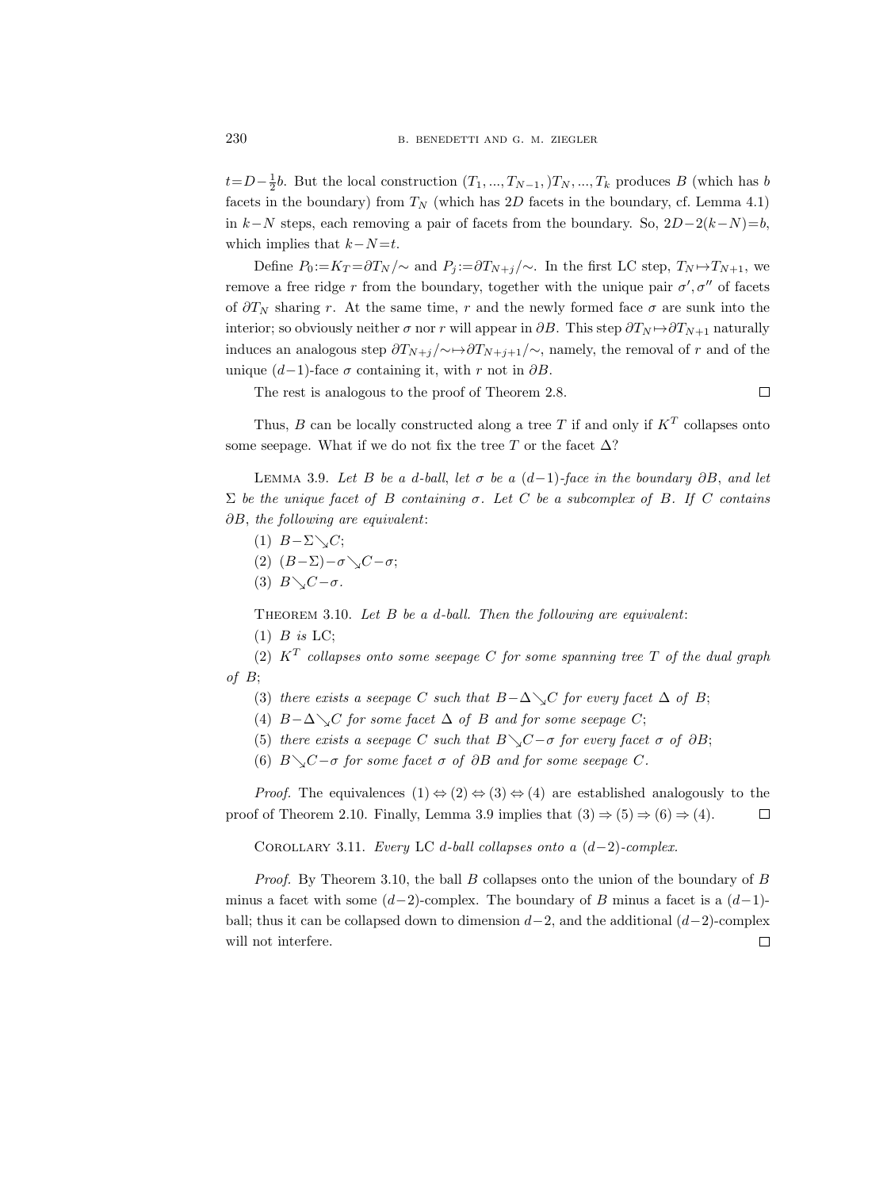$t = D - \frac{1}{2}b$. But the local construction $(T_1, ..., T_{N-1},) T_N, ..., T_k$ produces $B$ (which has $b$ facets in the boundary) from $T_N$ (which has $2D$ facets in the boundary, cf. Lemma 4.1) in $k-N$ steps, each removing a pair of facets from the boundary. So, $2D - 2(k-N) = b$, which implies that $k - N = t$.

Define $P_0 := K_T = \partial T_N/\sim$ and $P_j := \partial T_{N+j}/\sim$. In the first LC step, $T_N \mapsto T_{N+1}$, we remove a free ridge $r$ from the boundary, together with the unique pair $\sigma', \sigma''$ of facets of $\partial T_N$ sharing $r$. At the same time, $r$ and the newly formed face $\sigma$ are sunk into the interior; so obviously neither $\sigma$ nor $r$ will appear in $\partial B$. This step $\partial T_N \mapsto \partial T_{N+1}$ naturally induces an analogous step $\partial T_{N+j}/\sim \mapsto \partial T_{N+j+1}/\sim$, namely, the removal of $r$ and of the unique $(d-1)$-face $\sigma$ containing it, with $r$ not in $\partial B$.

The rest is analogous to the proof of Theorem 2.8. □

Thus, $B$ can be locally constructed along a tree $T$ if and only if $K^T$ collapses onto some seepage. What if we do not fix the tree $T$ or the facet $\Delta$?

Lemma 3.9. *Let $B$ be a $d$-ball, let $\sigma$ be a $(d-1)$-face in the boundary $\partial B$, and let $\Sigma$ be the unique facet of $B$ containing $\sigma$. Let $C$ be a subcomplex of $B$. If $C$ contains $\partial B$, the following are equivalent*:

(1) $B - \Sigma \searrow C$;

(2) $(B - \Sigma) - \sigma \searrow C - \sigma$;

(3) $B \searrow C - \sigma$.

Theorem 3.10. *Let $B$ be a $d$-ball. Then the following are equivalent*:

(1) *$B$ is* LC;

(2) *$K^T$ collapses onto some seepage $C$ for some spanning tree $T$ of the dual graph of $B$*;

(3) *there exists a seepage $C$ such that $B - \Delta \searrow C$ for every facet $\Delta$ of $B$*;

(4) *$B - \Delta \searrow C$ for some facet $\Delta$ of $B$ and for some seepage $C$*;

(5) *there exists a seepage $C$ such that $B \searrow C - \sigma$ for every facet $\sigma$ of $\partial B$*;

(6) *$B \searrow C - \sigma$ for some facet $\sigma$ of $\partial B$ and for some seepage $C$.*

*Proof.* The equivalences (1) ⇔ (2) ⇔ (3) ⇔ (4) are established analogously to the proof of Theorem 2.10. Finally, Lemma 3.9 implies that (3) ⇒ (5) ⇒ (6) ⇒ (4). □

Corollary 3.11. *Every* LC *$d$-ball collapses onto a $(d-2)$-complex.*

*Proof.* By Theorem 3.10, the ball $B$ collapses onto the union of the boundary of $B$ minus a facet with some $(d-2)$-complex. The boundary of $B$ minus a facet is a $(d-1)$-ball; thus it can be collapsed down to dimension $d-2$, and the additional $(d-2)$-complex will not interfere. □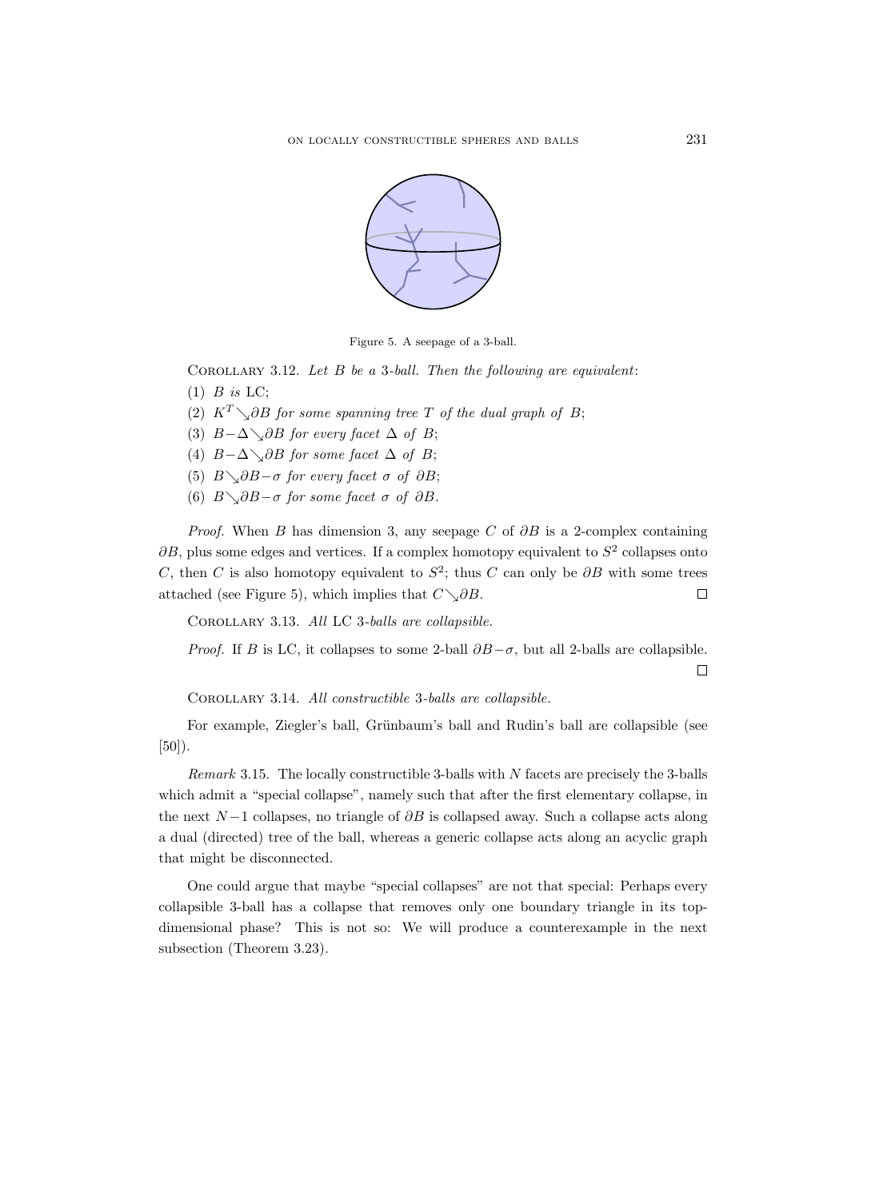Figure 5. A seepage of a 3-ball.

Corollary 3.12. *Let $B$ be a 3-ball. Then the following are equivalent*:

(1) *$B$ is* LC;

(2) *$K^T \searrow \partial B$ for some spanning tree $T$ of the dual graph of $B$*;

(3) *$B - \Delta \searrow \partial B$ for every facet $\Delta$ of $B$*;

(4) *$B - \Delta \searrow \partial B$ for some facet $\Delta$ of $B$*;

(5) *$B \searrow \partial B - \sigma$ for every facet $\sigma$ of $\partial B$*;

(6) *$B \searrow \partial B - \sigma$ for some facet $\sigma$ of $\partial B$.*

*Proof.* When $B$ has dimension 3, any seepage $C$ of $\partial B$ is a 2-complex containing $\partial B$, plus some edges and vertices. If a complex homotopy equivalent to $S^2$ collapses onto $C$, then $C$ is also homotopy equivalent to $S^2$; thus $C$ can only be $\partial B$ with some trees attached (see Figure 5), which implies that $C \searrow \partial B$. □

Corollary 3.13. *All* LC *3-balls are collapsible.*

*Proof.* If $B$ is LC, it collapses to some 2-ball $\partial B - \sigma$, but all 2-balls are collapsible. □

Corollary 3.14. *All constructible 3-balls are collapsible.*

For example, Ziegler's ball, Grünbaum's ball and Rudin's ball are collapsible (see [50]).

*Remark* 3.15. The locally constructible 3-balls with $N$ facets are precisely the 3-balls which admit a "special collapse", namely such that after the first elementary collapse, in the next $N-1$ collapses, no triangle of $\partial B$ is collapsed away. Such a collapse acts along a dual (directed) tree of the ball, whereas a generic collapse acts along an acyclic graph that might be disconnected.

One could argue that maybe "special collapses" are not that special: Perhaps every collapsible 3-ball has a collapse that removes only one boundary triangle in its top-dimensional phase? This is not so: We will produce a counterexample in the next subsection (Theorem 3.23).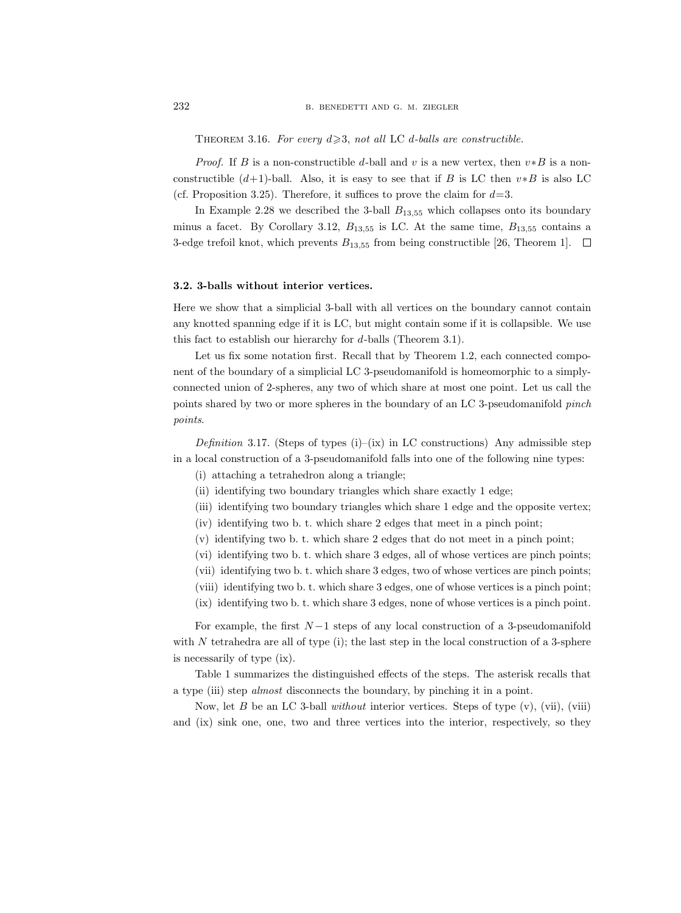Theorem 3.16. *For every $d \geqslant 3$, not all* LC *$d$-balls are constructible.*

*Proof.* If $B$ is a non-constructible $d$-ball and $v$ is a new vertex, then $v*B$ is a non-constructible $(d+1)$-ball. Also, it is easy to see that if $B$ is LC then $v*B$ is also LC (cf. Proposition 3.25). Therefore, it suffices to prove the claim for $d=3$.

In Example 2.28 we described the 3-ball $B_{13,55}$ which collapses onto its boundary minus a facet. By Corollary 3.12, $B_{13,55}$ is LC. At the same time, $B_{13,55}$ contains a 3-edge trefoil knot, which prevents $B_{13,55}$ from being constructible [26, Theorem 1]. $\square$

### 3.2. 3-balls without interior vertices.

Here we show that a simplicial 3-ball with all vertices on the boundary cannot contain any knotted spanning edge if it is LC, but might contain some if it is collapsible. We use this fact to establish our hierarchy for $d$-balls (Theorem 3.1).

Let us fix some notation first. Recall that by Theorem 1.2, each connected component of the boundary of a simplicial LC 3-pseudomanifold is homeomorphic to a simply-connected union of 2-spheres, any two of which share at most one point. Let us call the points shared by two or more spheres in the boundary of an LC 3-pseudomanifold *pinch points*.

*Definition* 3.17. (Steps of types (i)–(ix) in LC constructions) Any admissible step in a local construction of a 3-pseudomanifold falls into one of the following nine types:

(i) attaching a tetrahedron along a triangle;
(ii) identifying two boundary triangles which share exactly 1 edge;
(iii) identifying two boundary triangles which share 1 edge and the opposite vertex;
(iv) identifying two b. t. which share 2 edges that meet in a pinch point;
(v) identifying two b. t. which share 2 edges that do not meet in a pinch point;
(vi) identifying two b. t. which share 3 edges, all of whose vertices are pinch points;
(vii) identifying two b. t. which share 3 edges, two of whose vertices are pinch points;
(viii) identifying two b. t. which share 3 edges, one of whose vertices is a pinch point;
(ix) identifying two b. t. which share 3 edges, none of whose vertices is a pinch point.

For example, the first $N-1$ steps of any local construction of a 3-pseudomanifold with $N$ tetrahedra are all of type (i); the last step in the local construction of a 3-sphere is necessarily of type (ix).

Table 1 summarizes the distinguished effects of the steps. The asterisk recalls that a type (iii) step *almost* disconnects the boundary, by pinching it in a point.

Now, let $B$ be an LC 3-ball *without* interior vertices. Steps of type (v), (vii), (viii) and (ix) sink one, one, two and three vertices into the interior, respectively, so they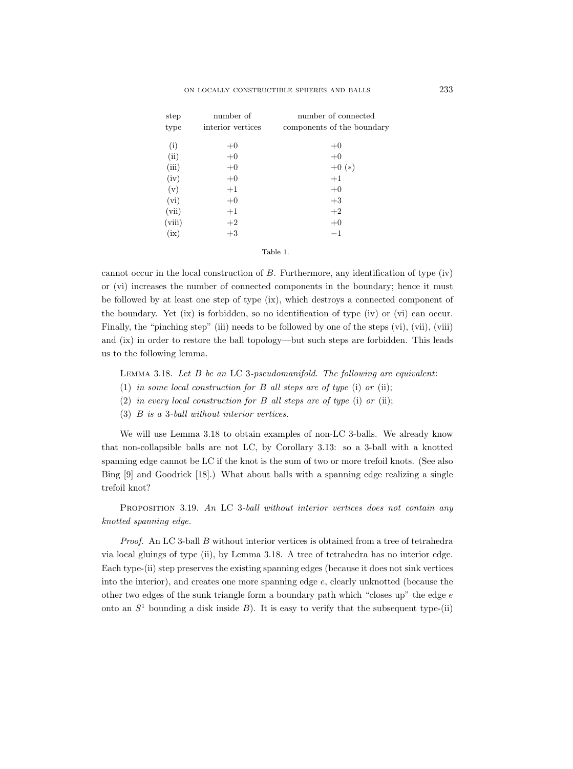| step type | number of interior vertices | number of connected components of the boundary |
|---|---|---|
| (i) | +0 | +0 |
| (ii) | +0 | +0 |
| (iii) | +0 | +0 (∗) |
| (iv) | +0 | +1 |
| (v) | +1 | +0 |
| (vi) | +0 | +3 |
| (vii) | +1 | +2 |
| (viii) | +2 | +0 |
| (ix) | +3 | −1 |

Table 1.

cannot occur in the local construction of $B$. Furthermore, any identification of type (iv) or (vi) increases the number of connected components in the boundary; hence it must be followed by at least one step of type (ix), which destroys a connected component of the boundary. Yet (ix) is forbidden, so no identification of type (iv) or (vi) can occur. Finally, the "pinching step" (iii) needs to be followed by one of the steps (vi), (vii), (viii) and (ix) in order to restore the ball topology—but such steps are forbidden. This leads us to the following lemma.

Lemma 3.18. *Let $B$ be an* LC *3-pseudomanifold. The following are equivalent*:

(1) *in some local construction for $B$ all steps are of type* (i) *or* (ii);
(2) *in every local construction for $B$ all steps are of type* (i) *or* (ii);
(3) *$B$ is a 3-ball without interior vertices.*

We will use Lemma 3.18 to obtain examples of non-LC 3-balls. We already know that non-collapsible balls are not LC, by Corollary 3.13: so a 3-ball with a knotted spanning edge cannot be LC if the knot is the sum of two or more trefoil knots. (See also Bing [9] and Goodrick [18].) What about balls with a spanning edge realizing a single trefoil knot?

Proposition 3.19. *An* LC *3-ball without interior vertices does not contain any knotted spanning edge.*

*Proof.* An LC 3-ball $B$ without interior vertices is obtained from a tree of tetrahedra via local gluings of type (ii), by Lemma 3.18. A tree of tetrahedra has no interior edge. Each type-(ii) step preserves the existing spanning edges (because it does not sink vertices into the interior), and creates one more spanning edge $e$, clearly unknotted (because the other two edges of the sunk triangle form a boundary path which "closes up" the edge $e$ onto an $S^1$ bounding a disk inside $B$). It is easy to verify that the subsequent type-(ii)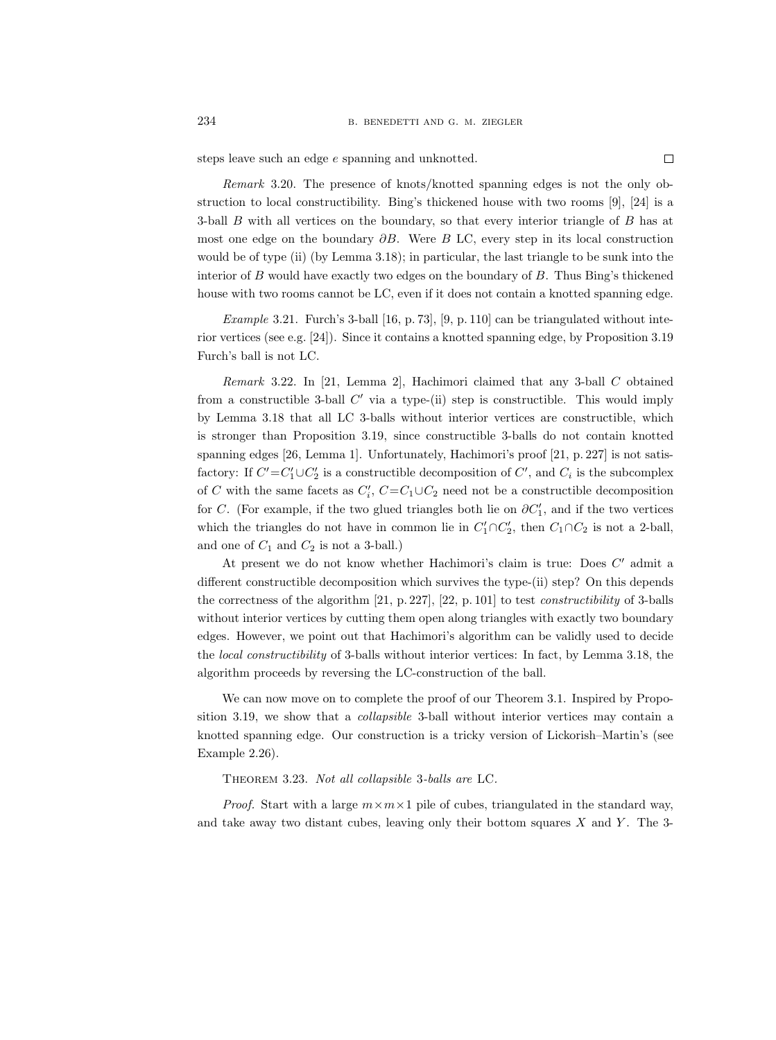steps leave such an edge $e$ spanning and unknotted. □

*Remark* 3.20. The presence of knots/knotted spanning edges is not the only obstruction to local constructibility. Bing's thickened house with two rooms [9], [24] is a 3-ball $B$ with all vertices on the boundary, so that every interior triangle of $B$ has at most one edge on the boundary $\partial B$. Were $B$ LC, every step in its local construction would be of type (ii) (by Lemma 3.18); in particular, the last triangle to be sunk into the interior of $B$ would have exactly two edges on the boundary of $B$. Thus Bing's thickened house with two rooms cannot be LC, even if it does not contain a knotted spanning edge.

*Example* 3.21. Furch's 3-ball [16, p. 73], [9, p. 110] can be triangulated without interior vertices (see e.g. [24]). Since it contains a knotted spanning edge, by Proposition 3.19 Furch's ball is not LC.

*Remark* 3.22. In [21, Lemma 2], Hachimori claimed that any 3-ball $C$ obtained from a constructible 3-ball $C'$ via a type-(ii) step is constructible. This would imply by Lemma 3.18 that all LC 3-balls without interior vertices are constructible, which is stronger than Proposition 3.19, since constructible 3-balls do not contain knotted spanning edges [26, Lemma 1]. Unfortunately, Hachimori's proof [21, p. 227] is not satisfactory: If $C'=C_1'\cup C_2'$ is a constructible decomposition of $C'$, and $C_i$ is the subcomplex of $C$ with the same facets as $C_i'$, $C=C_1\cup C_2$ need not be a constructible decomposition for $C$. (For example, if the two glued triangles both lie on $\partial C_1'$, and if the two vertices which the triangles do not have in common lie in $C_1'\cap C_2'$, then $C_1\cap C_2$ is not a 2-ball, and one of $C_1$ and $C_2$ is not a 3-ball.)

At present we do not know whether Hachimori's claim is true: Does $C'$ admit a different constructible decomposition which survives the type-(ii) step? On this depends the correctness of the algorithm [21, p. 227], [22, p. 101] to test *constructibility* of 3-balls without interior vertices by cutting them open along triangles with exactly two boundary edges. However, we point out that Hachimori's algorithm can be validly used to decide the *local constructibility* of 3-balls without interior vertices: In fact, by Lemma 3.18, the algorithm proceeds by reversing the LC-construction of the ball.

We can now move on to complete the proof of our Theorem 3.1. Inspired by Proposition 3.19, we show that a *collapsible* 3-ball without interior vertices may contain a knotted spanning edge. Our construction is a tricky version of Lickorish–Martin's (see Example 2.26).

Theorem 3.23. *Not all collapsible* 3*-balls are* LC.

*Proof.* Start with a large $m\times m\times 1$ pile of cubes, triangulated in the standard way, and take away two distant cubes, leaving only their bottom squares $X$ and $Y$. The 3-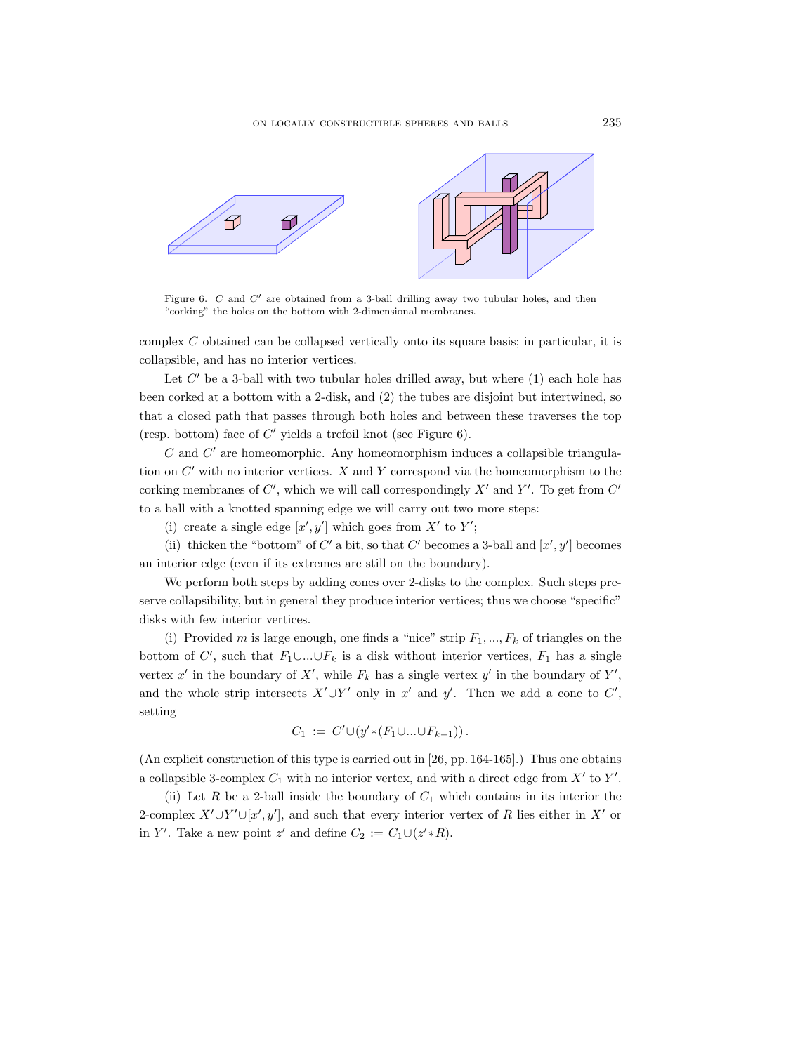Figure 6. $C$ and $C'$ are obtained from a 3-ball drilling away two tubular holes, and then "corking" the holes on the bottom with 2-dimensional membranes.

complex $C$ obtained can be collapsed vertically onto its square basis; in particular, it is collapsible, and has no interior vertices.

Let $C'$ be a 3-ball with two tubular holes drilled away, but where (1) each hole has been corked at a bottom with a 2-disk, and (2) the tubes are disjoint but intertwined, so that a closed path that passes through both holes and between these traverses the top (resp. bottom) face of $C'$ yields a trefoil knot (see Figure 6).

$C$ and $C'$ are homeomorphic. Any homeomorphism induces a collapsible triangulation on $C'$ with no interior vertices. $X$ and $Y$ correspond via the homeomorphism to the corking membranes of $C'$, which we will call correspondingly $X'$ and $Y'$. To get from $C'$ to a ball with a knotted spanning edge we will carry out two more steps:

(i) create a single edge $[x', y']$ which goes from $X'$ to $Y'$;

(ii) thicken the "bottom" of $C'$ a bit, so that $C'$ becomes a 3-ball and $[x', y']$ becomes an interior edge (even if its extremes are still on the boundary).

We perform both steps by adding cones over 2-disks to the complex. Such steps preserve collapsibility, but in general they produce interior vertices; thus we choose "specific" disks with few interior vertices.

(i) Provided $m$ is large enough, one finds a "nice" strip $F_1, ..., F_k$ of triangles on the bottom of $C'$, such that $F_1 \cup ... \cup F_k$ is a disk without interior vertices, $F_1$ has a single vertex $x'$ in the boundary of $X'$, while $F_k$ has a single vertex $y'$ in the boundary of $Y'$, and the whole strip intersects $X' \cup Y'$ only in $x'$ and $y'$. Then we add a cone to $C'$, setting

$$C_1 := C' \cup (y' * (F_1 \cup ... \cup F_{k-1})).$$

(An explicit construction of this type is carried out in [26, pp. 164-165].) Thus one obtains a collapsible 3-complex $C_1$ with no interior vertex, and with a direct edge from $X'$ to $Y'$.

(ii) Let $R$ be a 2-ball inside the boundary of $C_1$ which contains in its interior the 2-complex $X' \cup Y' \cup [x', y']$, and such that every interior vertex of $R$ lies either in $X'$ or in $Y'$. Take a new point $z'$ and define $C_2 := C_1 \cup (z' * R)$.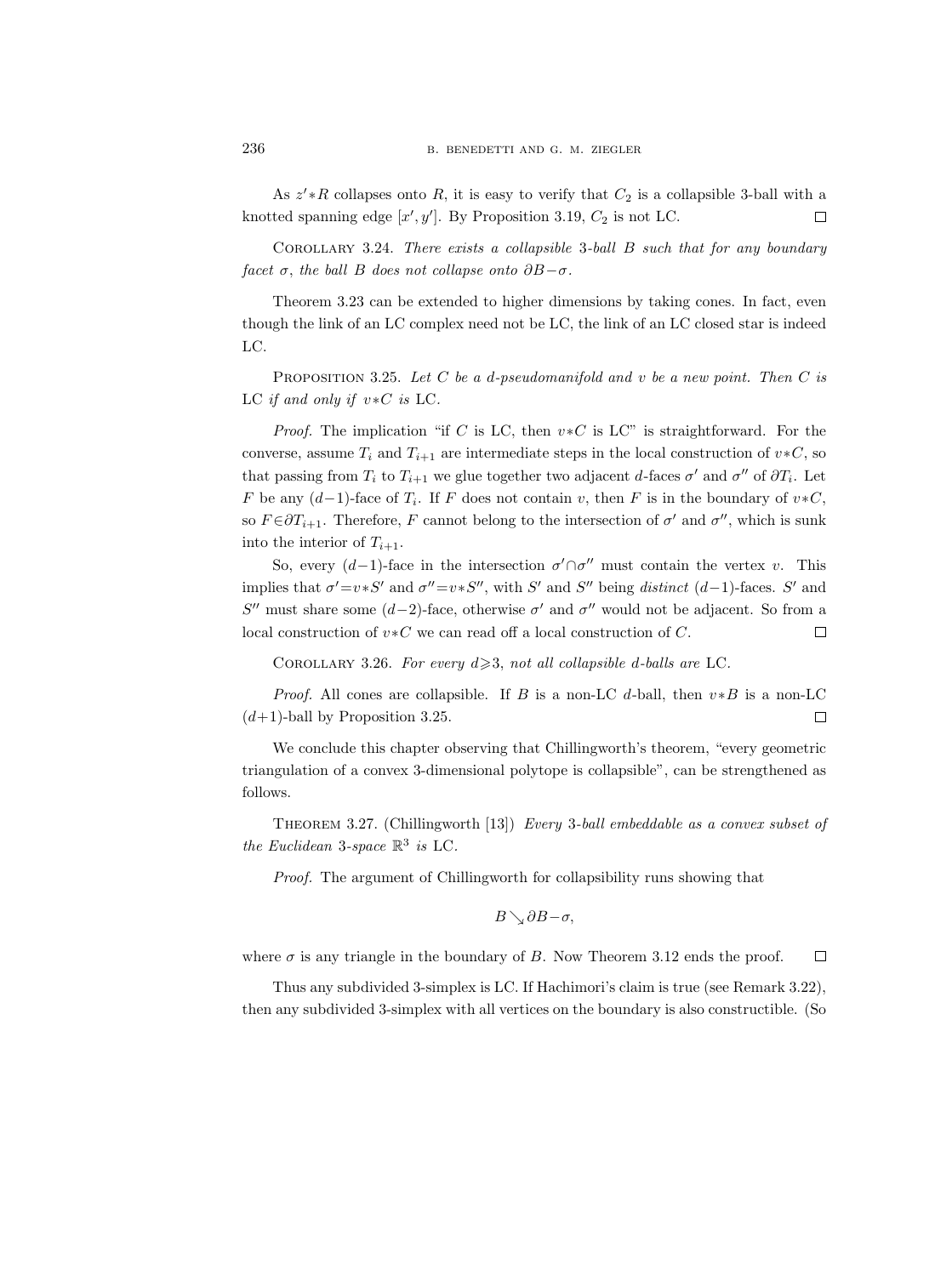As $z' * R$ collapses onto $R$, it is easy to verify that $C_2$ is a collapsible 3-ball with a knotted spanning edge $[x', y']$. By Proposition 3.19, $C_2$ is not LC. $\square$

Corollary 3.24. *There exists a collapsible 3-ball $B$ such that for any boundary facet $\sigma$, the ball $B$ does not collapse onto $\partial B - \sigma$.*

Theorem 3.23 can be extended to higher dimensions by taking cones. In fact, even though the link of an LC complex need not be LC, the link of an LC closed star is indeed LC.

Proposition 3.25. *Let $C$ be a $d$-pseudomanifold and $v$ be a new point. Then $C$ is* LC *if and only if $v*C$ is* LC.

*Proof.* The implication "if $C$ is LC, then $v*C$ is LC" is straightforward. For the converse, assume $T_i$ and $T_{i+1}$ are intermediate steps in the local construction of $v*C$, so that passing from $T_i$ to $T_{i+1}$ we glue together two adjacent $d$-faces $\sigma'$ and $\sigma''$ of $\partial T_i$. Let $F$ be any $(d-1)$-face of $T_i$. If $F$ does not contain $v$, then $F$ is in the boundary of $v*C$, so $F \in \partial T_{i+1}$. Therefore, $F$ cannot belong to the intersection of $\sigma'$ and $\sigma''$, which is sunk into the interior of $T_{i+1}$.

So, every $(d-1)$-face in the intersection $\sigma' \cap \sigma''$ must contain the vertex $v$. This implies that $\sigma' = v*S'$ and $\sigma'' = v*S''$, with $S'$ and $S''$ being *distinct* $(d-1)$-faces. $S'$ and $S''$ must share some $(d-2)$-face, otherwise $\sigma'$ and $\sigma''$ would not be adjacent. So from a local construction of $v*C$ we can read off a local construction of $C$. $\square$

Corollary 3.26. *For every $d \geqslant 3$, not all collapsible $d$-balls are* LC.

*Proof.* All cones are collapsible. If $B$ is a non-LC $d$-ball, then $v*B$ is a non-LC $(d+1)$-ball by Proposition 3.25. $\square$

We conclude this chapter observing that Chillingworth's theorem, "every geometric triangulation of a convex 3-dimensional polytope is collapsible", can be strengthened as follows.

Theorem 3.27. (Chillingworth [13]) *Every 3-ball embeddable as a convex subset of the Euclidean 3-space $\mathbb{R}^3$ is* LC.

*Proof.* The argument of Chillingworth for collapsibility runs showing that

$$B \searrow \partial B - \sigma,$$

where $\sigma$ is any triangle in the boundary of $B$. Now Theorem 3.12 ends the proof. $\square$

Thus any subdivided 3-simplex is LC. If Hachimori's claim is true (see Remark 3.22), then any subdivided 3-simplex with all vertices on the boundary is also constructible. (So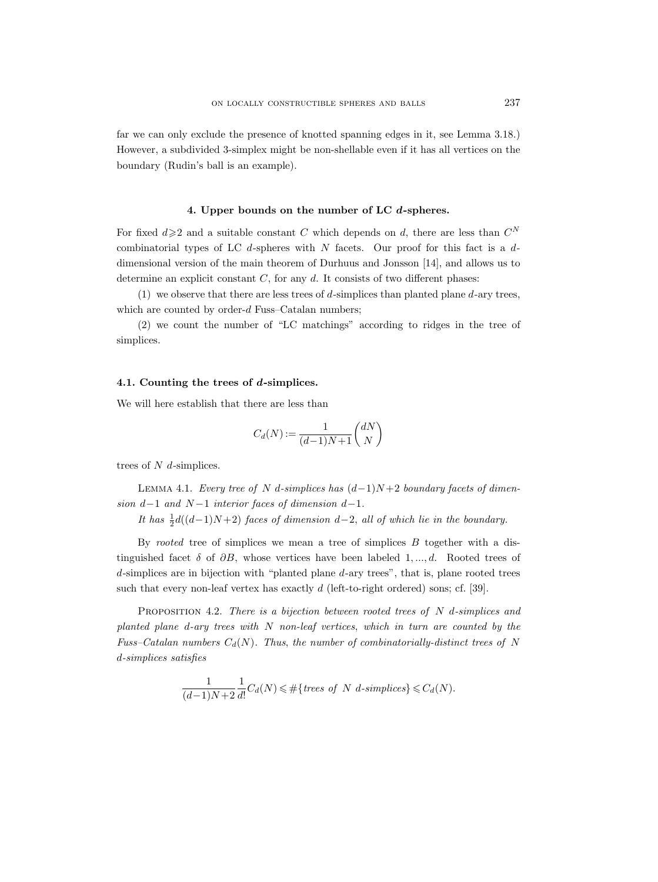far we can only exclude the presence of knotted spanning edges in it, see Lemma 3.18.) However, a subdivided 3-simplex might be non-shellable even if it has all vertices on the boundary (Rudin's ball is an example).

## 4. Upper bounds on the number of LC $d$-spheres.

For fixed $d \geqslant 2$ and a suitable constant $C$ which depends on $d$, there are less than $C^N$ combinatorial types of LC $d$-spheres with $N$ facets. Our proof for this fact is a $d$-dimensional version of the main theorem of Durhuus and Jonsson [14], and allows us to determine an explicit constant $C$, for any $d$. It consists of two different phases:

(1) we observe that there are less trees of $d$-simplices than planted plane $d$-ary trees, which are counted by order-$d$ Fuss–Catalan numbers;

(2) we count the number of "LC matchings" according to ridges in the tree of simplices.

### 4.1. Counting the trees of $d$-simplices.

We will here establish that there are less than

$$C_d(N) := \frac{1}{(d-1)N+1}\binom{dN}{N}$$

trees of $N$ $d$-simplices.

Lemma 4.1. *Every tree of $N$ $d$-simplices has $(d-1)N+2$ boundary facets of dimension $d-1$ and $N-1$ interior faces of dimension $d-1$.*

*It has $\frac{1}{2}d((d-1)N+2)$ faces of dimension $d-2$, all of which lie in the boundary.*

By *rooted* tree of simplices we mean a tree of simplices $B$ together with a distinguished facet $\delta$ of $\partial B$, whose vertices have been labeled $1, ..., d$. Rooted trees of $d$-simplices are in bijection with "planted plane $d$-ary trees", that is, plane rooted trees such that every non-leaf vertex has exactly $d$ (left-to-right ordered) sons; cf. [39].

Proposition 4.2. *There is a bijection between rooted trees of $N$ $d$-simplices and planted plane $d$-ary trees with $N$ non-leaf vertices, which in turn are counted by the Fuss–Catalan numbers $C_d(N)$. Thus, the number of combinatorially-distinct trees of $N$ $d$-simplices satisfies*

$$\frac{1}{(d-1)N+2}\frac{1}{d!}C_d(N) \leqslant \#\{\textit{trees of } N \textit{ } d\textit{-simplices}\} \leqslant C_d(N).$$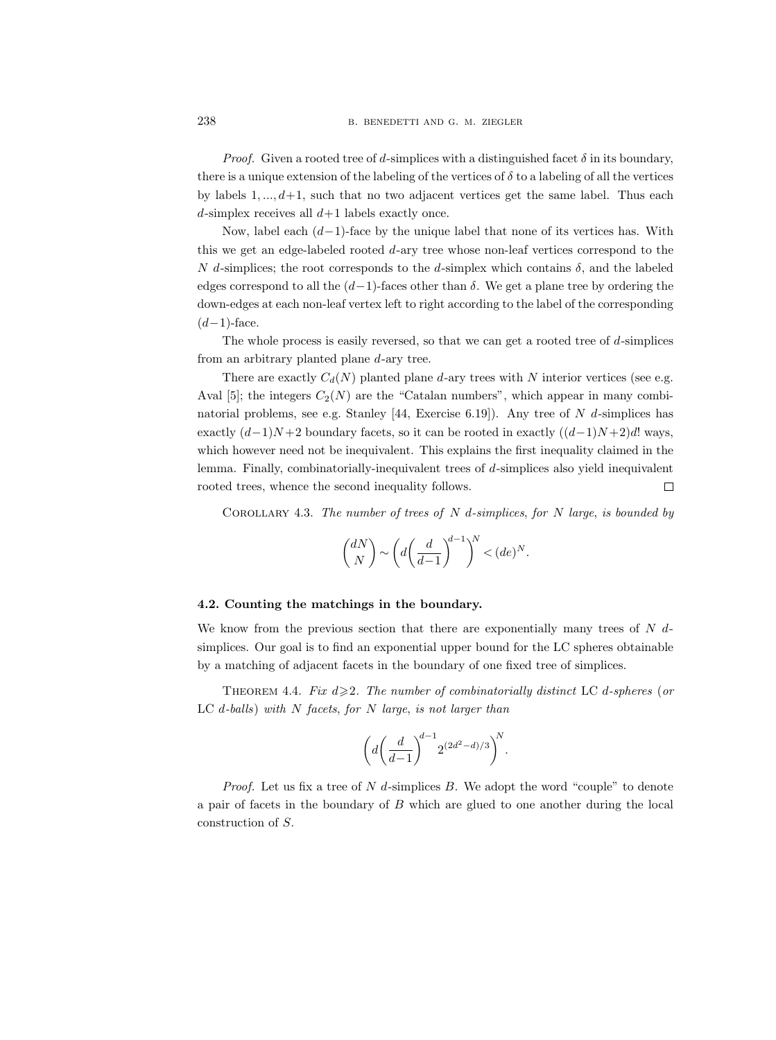*Proof.* Given a rooted tree of $d$-simplices with a distinguished facet $\delta$ in its boundary, there is a unique extension of the labeling of the vertices of $\delta$ to a labeling of all the vertices by labels $1, ..., d+1$, such that no two adjacent vertices get the same label. Thus each $d$-simplex receives all $d+1$ labels exactly once.

Now, label each $(d-1)$-face by the unique label that none of its vertices has. With this we get an edge-labeled rooted $d$-ary tree whose non-leaf vertices correspond to the $N$ $d$-simplices; the root corresponds to the $d$-simplex which contains $\delta$, and the labeled edges correspond to all the $(d-1)$-faces other than $\delta$. We get a plane tree by ordering the down-edges at each non-leaf vertex left to right according to the label of the corresponding $(d-1)$-face.

The whole process is easily reversed, so that we can get a rooted tree of $d$-simplices from an arbitrary planted plane $d$-ary tree.

There are exactly $C_d(N)$ planted plane $d$-ary trees with $N$ interior vertices (see e.g. Aval [5]; the integers $C_2(N)$ are the "Catalan numbers", which appear in many combinatorial problems, see e.g. Stanley [44, Exercise 6.19]). Any tree of $N$ $d$-simplices has exactly $(d-1)N+2$ boundary facets, so it can be rooted in exactly $((d-1)N+2)d!$ ways, which however need not be inequivalent. This explains the first inequality claimed in the lemma. Finally, combinatorially-inequivalent trees of $d$-simplices also yield inequivalent rooted trees, whence the second inequality follows. □

Corollary 4.3. *The number of trees of $N$ $d$-simplices, for $N$ large, is bounded by*

$$\binom{dN}{N} \sim \left( d \left( \frac{d}{d-1} \right)^{d-1} \right)^{N} < (de)^{N}.$$

### 4.2. Counting the matchings in the boundary.

We know from the previous section that there are exponentially many trees of $N$ $d$-simplices. Our goal is to find an exponential upper bound for the LC spheres obtainable by a matching of adjacent facets in the boundary of one fixed tree of simplices.

Theorem 4.4. *Fix $d \geqslant 2$. The number of combinatorially distinct* LC *$d$-spheres* (*or* LC *$d$-balls*) *with $N$ facets*, *for $N$ large*, *is not larger than*

$$\left( d \left( \frac{d}{d-1} \right)^{d-1} 2^{(2d^2-d)/3} \right)^{N}.$$

*Proof.* Let us fix a tree of $N$ $d$-simplices $B$. We adopt the word "couple" to denote a pair of facets in the boundary of $B$ which are glued to one another during the local construction of $S$.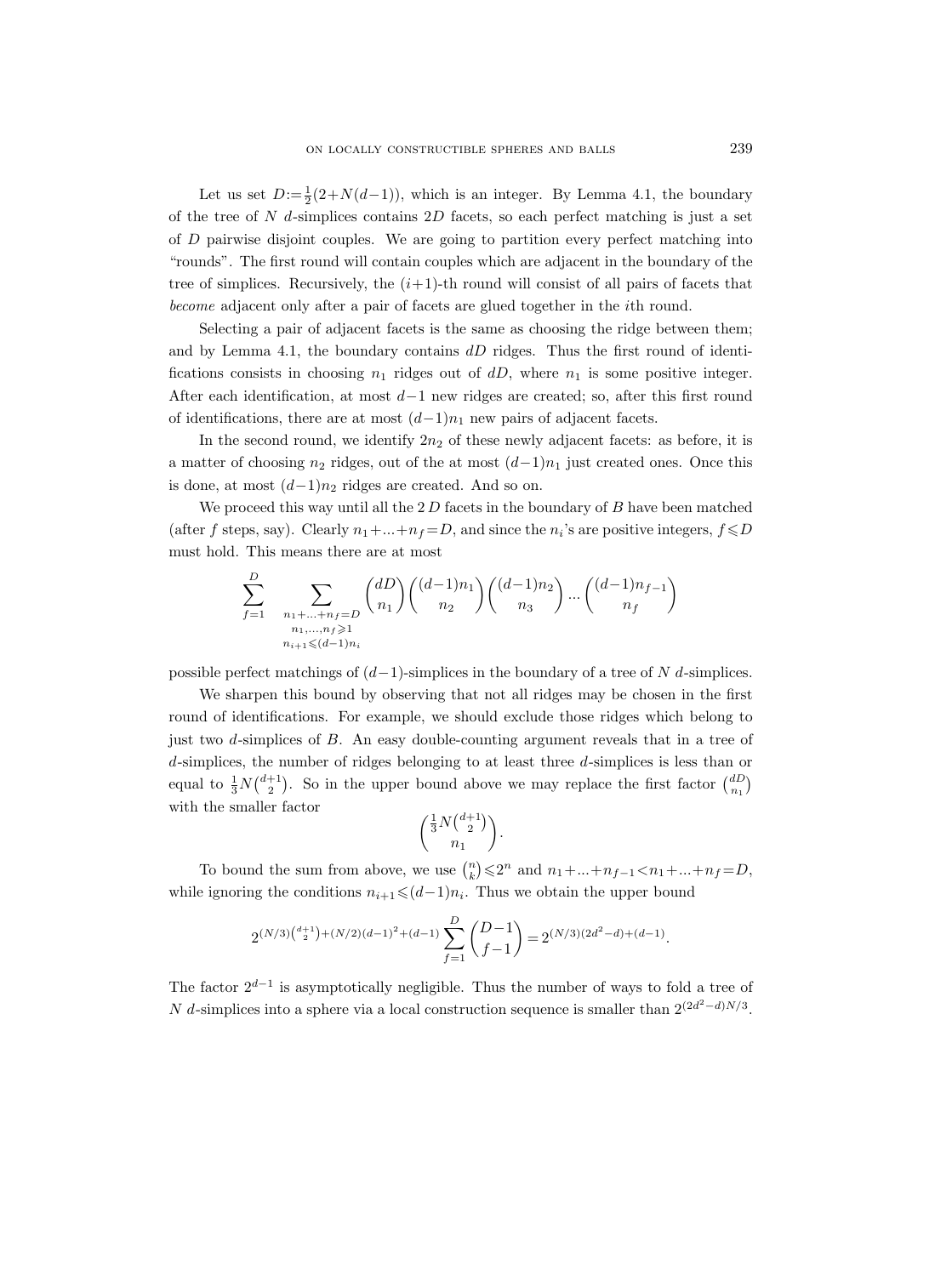Let us set $D:=\frac{1}{2}(2+N(d-1))$, which is an integer. By Lemma 4.1, the boundary of the tree of $N$ $d$-simplices contains $2D$ facets, so each perfect matching is just a set of $D$ pairwise disjoint couples. We are going to partition every perfect matching into "rounds". The first round will contain couples which are adjacent in the boundary of the tree of simplices. Recursively, the $(i+1)$-th round will consist of all pairs of facets that *become* adjacent only after a pair of facets are glued together in the $i$th round.

Selecting a pair of adjacent facets is the same as choosing the ridge between them; and by Lemma 4.1, the boundary contains $dD$ ridges. Thus the first round of identifications consists in choosing $n_1$ ridges out of $dD$, where $n_1$ is some positive integer. After each identification, at most $d-1$ new ridges are created; so, after this first round of identifications, there are at most $(d-1)n_1$ new pairs of adjacent facets.

In the second round, we identify $2n_2$ of these newly adjacent facets: as before, it is a matter of choosing $n_2$ ridges, out of the at most $(d-1)n_1$ just created ones. Once this is done, at most $(d-1)n_2$ ridges are created. And so on.

We proceed this way until all the $2D$ facets in the boundary of $B$ have been matched (after $f$ steps, say). Clearly $n_1+...+n_f=D$, and since the $n_i$'s are positive integers, $f\leqslant D$ must hold. This means there are at most

$$\sum_{f=1}^{D} \sum_{\substack{n_1+...+n_f=D \\ n_1,...,n_f\geqslant 1 \\ n_{i+1}\leqslant (d-1)n_i}} \binom{dD}{n_1}\binom{(d-1)n_1}{n_2}\binom{(d-1)n_2}{n_3}\cdots\binom{(d-1)n_{f-1}}{n_f}$$

possible perfect matchings of $(d-1)$-simplices in the boundary of a tree of $N$ $d$-simplices.

We sharpen this bound by observing that not all ridges may be chosen in the first round of identifications. For example, we should exclude those ridges which belong to just two $d$-simplices of $B$. An easy double-counting argument reveals that in a tree of $d$-simplices, the number of ridges belonging to at least three $d$-simplices is less than or equal to $\frac{1}{3}N\binom{d+1}{2}$. So in the upper bound above we may replace the first factor $\binom{dD}{n_1}$ with the smaller factor

$$\binom{\frac{1}{3}N\binom{d+1}{2}}{n_1}.$$

To bound the sum from above, we use $\binom{n}{k}\leqslant 2^n$ and $n_1+...+n_{f-1}<n_1+...+n_f=D$, while ignoring the conditions $n_{i+1}\leqslant (d-1)n_i$. Thus we obtain the upper bound

$$2^{(N/3)\binom{d+1}{2}+(N/2)(d-1)^2+(d-1)}\sum_{f=1}^{D}\binom{D-1}{f-1}=2^{(N/3)(2d^2-d)+(d-1)}.$$

The factor $2^{d-1}$ is asymptotically negligible. Thus the number of ways to fold a tree of $N$ $d$-simplices into a sphere via a local construction sequence is smaller than $2^{(2d^2-d)N/3}$.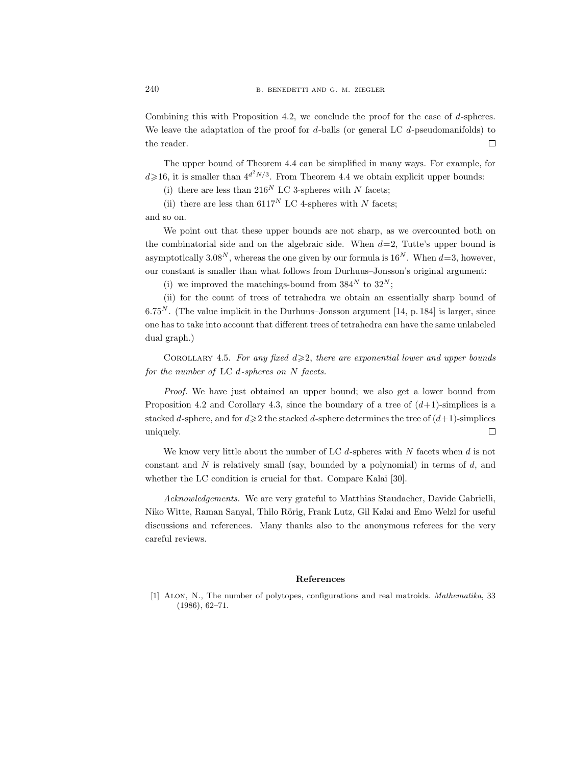Combining this with Proposition 4.2, we conclude the proof for the case of $d$-spheres. We leave the adaptation of the proof for $d$-balls (or general LC $d$-pseudomanifolds) to the reader. ☐

The upper bound of Theorem 4.4 can be simplified in many ways. For example, for $d \geqslant 16$, it is smaller than $4^{d^2 N/3}$. From Theorem 4.4 we obtain explicit upper bounds:

(i) there are less than $216^N$ LC 3-spheres with $N$ facets;

(ii) there are less than $6117^N$ LC 4-spheres with $N$ facets;

and so on.

We point out that these upper bounds are not sharp, as we overcounted both on the combinatorial side and on the algebraic side. When $d=2$, Tutte's upper bound is asymptotically $3.08^N$, whereas the one given by our formula is $16^N$. When $d=3$, however, our constant is smaller than what follows from Durhuus–Jonsson's original argument:

(i) we improved the matchings-bound from $384^N$ to $32^N$;

(ii) for the count of trees of tetrahedra we obtain an essentially sharp bound of $6.75^N$. (The value implicit in the Durhuus–Jonsson argument [14, p. 184] is larger, since one has to take into account that different trees of tetrahedra can have the same unlabeled dual graph.)

Corollary 4.5. *For any fixed $d \geqslant 2$, there are exponential lower and upper bounds for the number of* LC *$d$-spheres on $N$ facets.*

*Proof.* We have just obtained an upper bound; we also get a lower bound from Proposition 4.2 and Corollary 4.3, since the boundary of a tree of $(d+1)$-simplices is a stacked $d$-sphere, and for $d \geqslant 2$ the stacked $d$-sphere determines the tree of $(d+1)$-simplices uniquely. ☐

We know very little about the number of LC $d$-spheres with $N$ facets when $d$ is not constant and $N$ is relatively small (say, bounded by a polynomial) in terms of $d$, and whether the LC condition is crucial for that. Compare Kalai [30].

*Acknowledgements.* We are very grateful to Matthias Staudacher, Davide Gabrielli, Niko Witte, Raman Sanyal, Thilo Rörig, Frank Lutz, Gil Kalai and Emo Welzl for useful discussions and references. Many thanks also to the anonymous referees for the very careful reviews.

## References

[1] Alon, N., The number of polytopes, configurations and real matroids. *Mathematika*, 33 (1986), 62–71.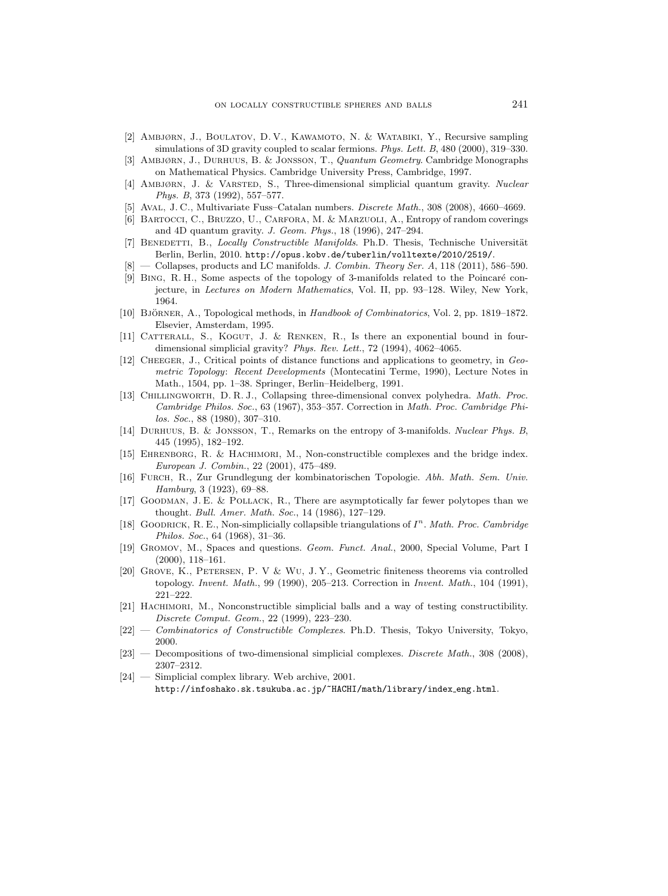[2] Ambjørn, J., Boulatov, D. V., Kawamoto, N. & Watabiki, Y., Recursive sampling simulations of 3D gravity coupled to scalar fermions. *Phys. Lett. B*, 480 (2000), 319–330.

[3] Ambjørn, J., Durhuus, B. & Jonsson, T., *Quantum Geometry*. Cambridge Monographs on Mathematical Physics. Cambridge University Press, Cambridge, 1997.

[4] Ambjørn, J. & Varsted, S., Three-dimensional simplicial quantum gravity. *Nuclear Phys. B*, 373 (1992), 557–577.

[5] Aval, J. C., Multivariate Fuss–Catalan numbers. *Discrete Math.*, 308 (2008), 4660–4669.

[6] Bartocci, C., Bruzzo, U., Carfora, M. & Marzuoli, A., Entropy of random coverings and 4D quantum gravity. *J. Geom. Phys.*, 18 (1996), 247–294.

[7] Benedetti, B., *Locally Constructible Manifolds*. Ph.D. Thesis, Technische Universität Berlin, Berlin, 2010. `http://opus.kobv.de/tuberlin/volltexte/2010/2519/`.

[8] — Collapses, products and LC manifolds. *J. Combin. Theory Ser. A*, 118 (2011), 586–590.

[9] Bing, R. H., Some aspects of the topology of 3-manifolds related to the Poincaré conjecture, in *Lectures on Modern Mathematics*, Vol. II, pp. 93–128. Wiley, New York, 1964.

[10] Björner, A., Topological methods, in *Handbook of Combinatorics*, Vol. 2, pp. 1819–1872. Elsevier, Amsterdam, 1995.

[11] Catterall, S., Kogut, J. & Renken, R., Is there an exponential bound in four-dimensional simplicial gravity? *Phys. Rev. Lett.*, 72 (1994), 4062–4065.

[12] Cheeger, J., Critical points of distance functions and applications to geometry, in *Geometric Topology: Recent Developments* (Montecatini Terme, 1990), Lecture Notes in Math., 1504, pp. 1–38. Springer, Berlin–Heidelberg, 1991.

[13] Chillingworth, D. R. J., Collapsing three-dimensional convex polyhedra. *Math. Proc. Cambridge Philos. Soc.*, 63 (1967), 353–357. Correction in *Math. Proc. Cambridge Philos. Soc.*, 88 (1980), 307–310.

[14] Durhuus, B. & Jonsson, T., Remarks on the entropy of 3-manifolds. *Nuclear Phys. B*, 445 (1995), 182–192.

[15] Ehrenborg, R. & Hachimori, M., Non-constructible complexes and the bridge index. *European J. Combin.*, 22 (2001), 475–489.

[16] Furch, R., Zur Grundlegung der kombinatorischen Topologie. *Abh. Math. Sem. Univ. Hamburg*, 3 (1923), 69–88.

[17] Goodman, J. E. & Pollack, R., There are asymptotically far fewer polytopes than we thought. *Bull. Amer. Math. Soc.*, 14 (1986), 127–129.

[18] Goodrick, R. E., Non-simplicially collapsible triangulations of $I^n$. *Math. Proc. Cambridge Philos. Soc.*, 64 (1968), 31–36.

[19] Gromov, M., Spaces and questions. *Geom. Funct. Anal.*, 2000, Special Volume, Part I (2000), 118–161.

[20] Grove, K., Petersen, P. V & Wu, J. Y., Geometric finiteness theorems via controlled topology. *Invent. Math.*, 99 (1990), 205–213. Correction in *Invent. Math.*, 104 (1991), 221–222.

[21] Hachimori, M., Nonconstructible simplicial balls and a way of testing constructibility. *Discrete Comput. Geom.*, 22 (1999), 223–230.

[22] — *Combinatorics of Constructible Complexes*. Ph.D. Thesis, Tokyo University, Tokyo, 2000.

[23] — Decompositions of two-dimensional simplicial complexes. *Discrete Math.*, 308 (2008), 2307–2312.

[24] — Simplicial complex library. Web archive, 2001. `http://infoshako.sk.tsukuba.ac.jp/~HACHI/math/library/index_eng.html`.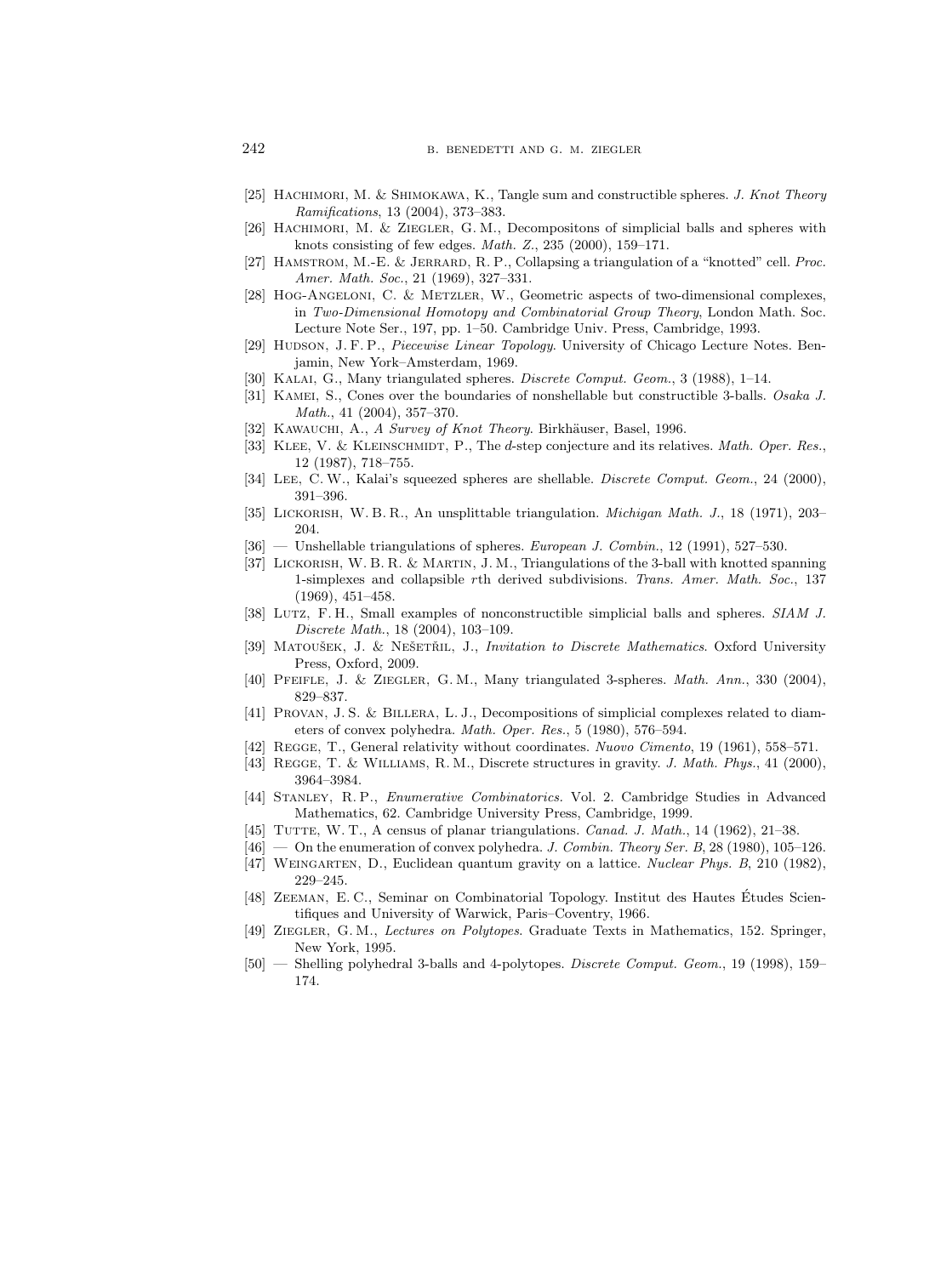[25] Hachimori, M. & Shimokawa, K., Tangle sum and constructible spheres. *J. Knot Theory Ramifications*, 13 (2004), 373–383.

[26] Hachimori, M. & Ziegler, G. M., Decompositons of simplicial balls and spheres with knots consisting of few edges. *Math. Z.*, 235 (2000), 159–171.

[27] Hamstrom, M.-E. & Jerrard, R. P., Collapsing a triangulation of a "knotted" cell. *Proc. Amer. Math. Soc.*, 21 (1969), 327–331.

[28] Hog-Angeloni, C. & Metzler, W., Geometric aspects of two-dimensional complexes, in *Two-Dimensional Homotopy and Combinatorial Group Theory*, London Math. Soc. Lecture Note Ser., 197, pp. 1–50. Cambridge Univ. Press, Cambridge, 1993.

[29] Hudson, J. F. P., *Piecewise Linear Topology*. University of Chicago Lecture Notes. Benjamin, New York–Amsterdam, 1969.

[30] Kalai, G., Many triangulated spheres. *Discrete Comput. Geom.*, 3 (1988), 1–14.

[31] Kamei, S., Cones over the boundaries of nonshellable but constructible 3-balls. *Osaka J. Math.*, 41 (2004), 357–370.

[32] Kawauchi, A., *A Survey of Knot Theory*. Birkhäuser, Basel, 1996.

[33] Klee, V. & Kleinschmidt, P., The $d$-step conjecture and its relatives. *Math. Oper. Res.*, 12 (1987), 718–755.

[34] Lee, C. W., Kalai's squeezed spheres are shellable. *Discrete Comput. Geom.*, 24 (2000), 391–396.

[35] Lickorish, W. B. R., An unsplittable triangulation. *Michigan Math. J.*, 18 (1971), 203–204.

[36] — Unshellable triangulations of spheres. *European J. Combin.*, 12 (1991), 527–530.

[37] Lickorish, W. B. R. & Martin, J. M., Triangulations of the 3-ball with knotted spanning 1-simplexes and collapsible $r$th derived subdivisions. *Trans. Amer. Math. Soc.*, 137 (1969), 451–458.

[38] Lutz, F. H., Small examples of nonconstructible simplicial balls and spheres. *SIAM J. Discrete Math.*, 18 (2004), 103–109.

[39] Matoušek, J. & Nešetřil, J., *Invitation to Discrete Mathematics*. Oxford University Press, Oxford, 2009.

[40] Pfeifle, J. & Ziegler, G. M., Many triangulated 3-spheres. *Math. Ann.*, 330 (2004), 829–837.

[41] Provan, J. S. & Billera, L. J., Decompositions of simplicial complexes related to diameters of convex polyhedra. *Math. Oper. Res.*, 5 (1980), 576–594.

[42] Regge, T., General relativity without coordinates. *Nuovo Cimento*, 19 (1961), 558–571.

[43] Regge, T. & Williams, R. M., Discrete structures in gravity. *J. Math. Phys.*, 41 (2000), 3964–3984.

[44] Stanley, R. P., *Enumerative Combinatorics*. Vol. 2. Cambridge Studies in Advanced Mathematics, 62. Cambridge University Press, Cambridge, 1999.

[45] Tutte, W. T., A census of planar triangulations. *Canad. J. Math.*, 14 (1962), 21–38.

[46] — On the enumeration of convex polyhedra. *J. Combin. Theory Ser. B*, 28 (1980), 105–126.

[47] Weingarten, D., Euclidean quantum gravity on a lattice. *Nuclear Phys. B*, 210 (1982), 229–245.

[48] Zeeman, E. C., Seminar on Combinatorial Topology. Institut des Hautes Études Scientifiques and University of Warwick, Paris–Coventry, 1966.

[49] Ziegler, G. M., *Lectures on Polytopes*. Graduate Texts in Mathematics, 152. Springer, New York, 1995.

[50] — Shelling polyhedral 3-balls and 4-polytopes. *Discrete Comput. Geom.*, 19 (1998), 159–174.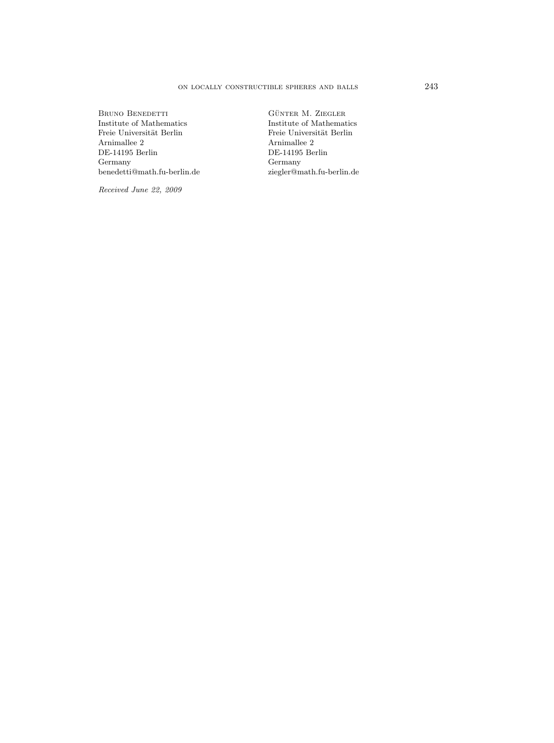Bruno Benedetti
Institute of Mathematics
Freie Universität Berlin
Arnimallee 2
DE-14195 Berlin
Germany
benedetti@math.fu-berlin.de

Günter M. Ziegler
Institute of Mathematics
Freie Universität Berlin
Arnimallee 2
DE-14195 Berlin
Germany
ziegler@math.fu-berlin.de

*Received June 22, 2009*